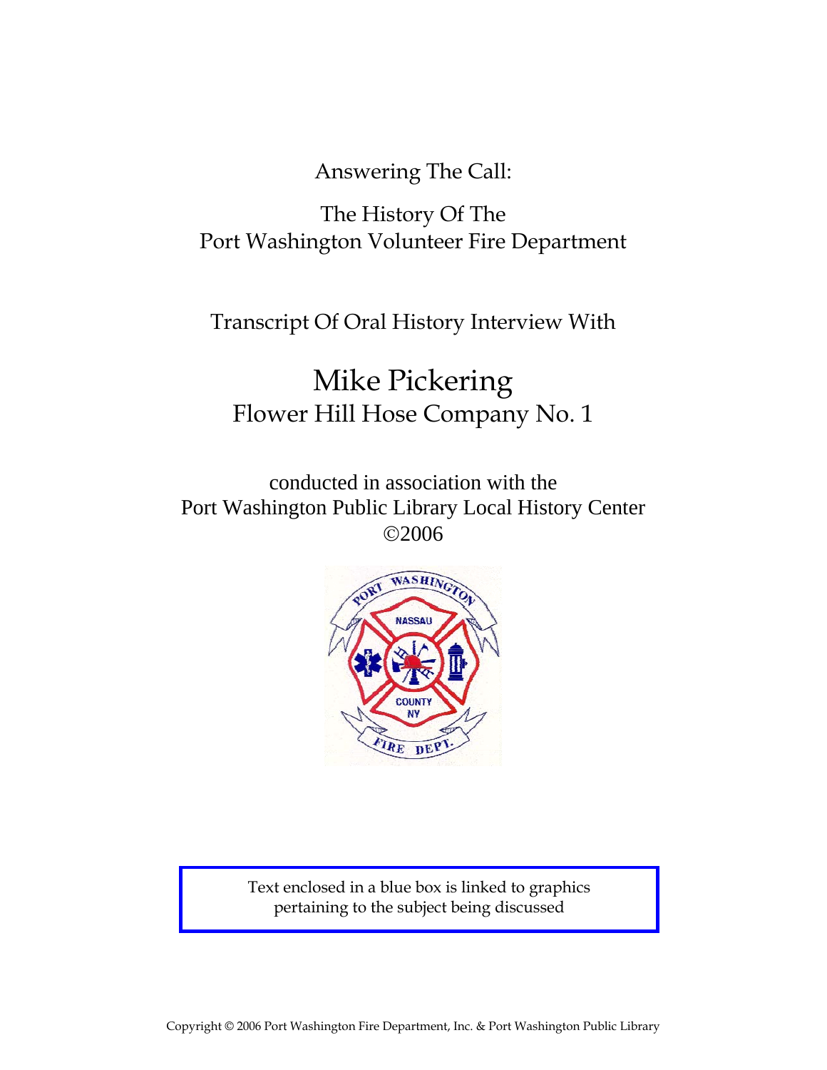Answering The Call:

The History Of The
Port Washington Volunteer Fire Department

Transcript Of Oral History Interview With

# Mike Pickering

## Flower Hill Hose Company No. 1

conducted in association with the
Port Washington Public Library Local History Center
©2006

Text enclosed in a blue box is linked to graphics pertaining to the subject being discussed

Copyright © 2006 Port Washington Fire Department, Inc. & Port Washington Public Library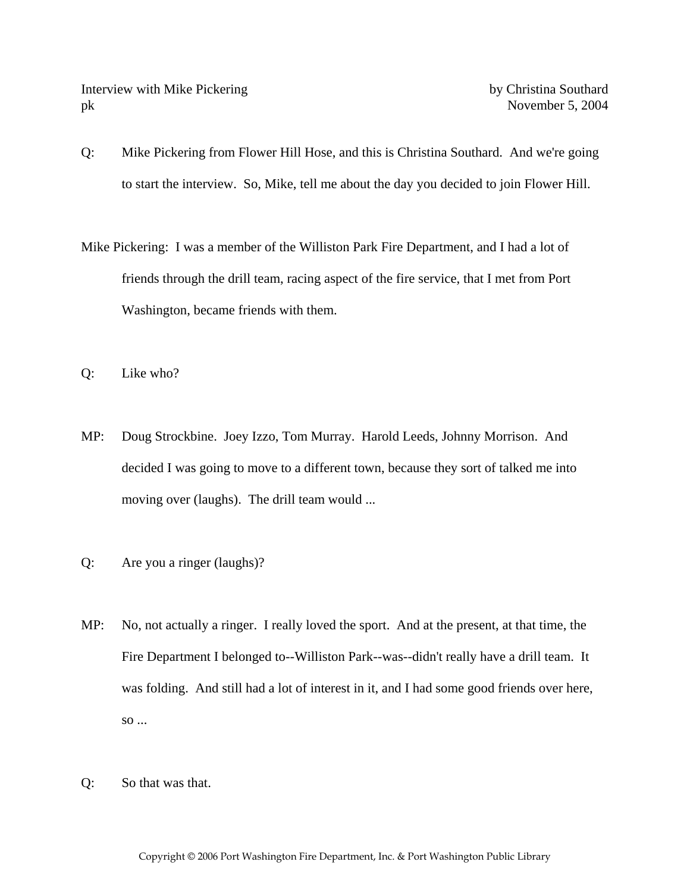Q: Mike Pickering from Flower Hill Hose, and this is Christina Southard. And we're going to start the interview. So, Mike, tell me about the day you decided to join Flower Hill.

Mike Pickering: I was a member of the Williston Park Fire Department, and I had a lot of friends through the drill team, racing aspect of the fire service, that I met from Port Washington, became friends with them.

Q: Like who?

MP: Doug Strockbine. Joey Izzo, Tom Murray. Harold Leeds, Johnny Morrison. And decided I was going to move to a different town, because they sort of talked me into moving over (laughs). The drill team would ...

Q: Are you a ringer (laughs)?

MP: No, not actually a ringer. I really loved the sport. And at the present, at that time, the Fire Department I belonged to--Williston Park--was--didn't really have a drill team. It was folding. And still had a lot of interest in it, and I had some good friends over here, so ...

Q: So that was that.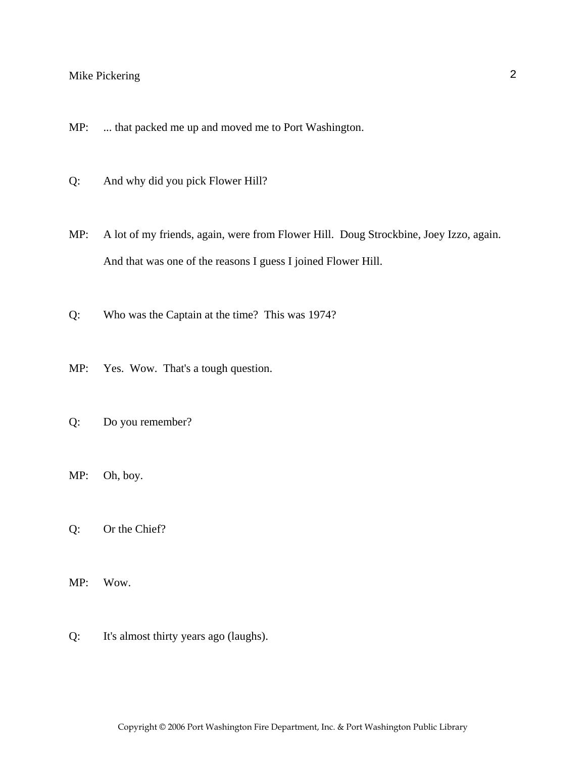MP: ... that packed me up and moved me to Port Washington.

Q: And why did you pick Flower Hill?

MP: A lot of my friends, again, were from Flower Hill. Doug Strockbine, Joey Izzo, again. And that was one of the reasons I guess I joined Flower Hill.

Q: Who was the Captain at the time? This was 1974?

MP: Yes. Wow. That's a tough question.

Q: Do you remember?

MP: Oh, boy.

Q: Or the Chief?

MP: Wow.

Q: It's almost thirty years ago (laughs).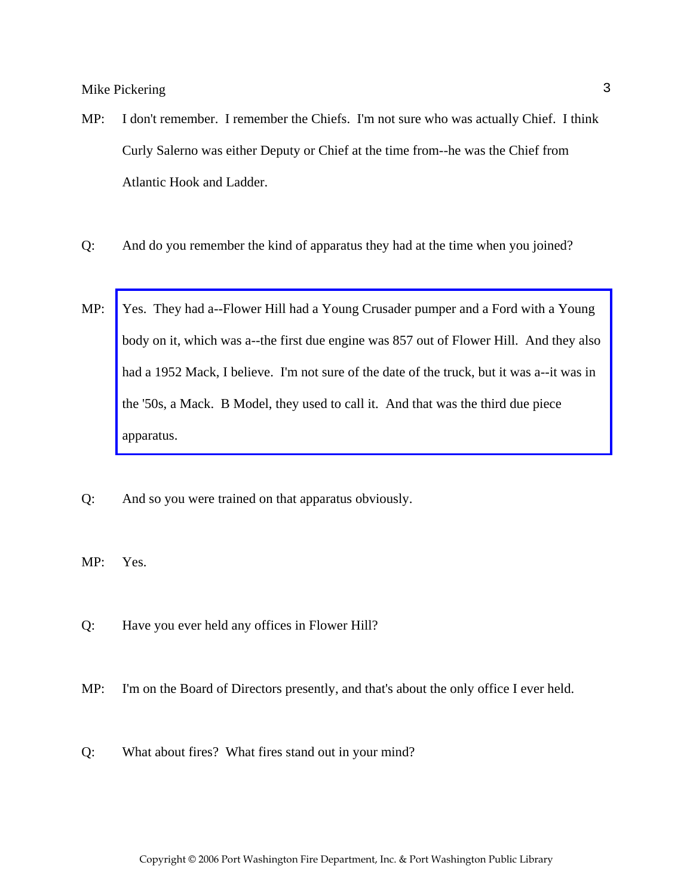MP: I don't remember. I remember the Chiefs. I'm not sure who was actually Chief. I think Curly Salerno was either Deputy or Chief at the time from--he was the Chief from Atlantic Hook and Ladder.

Q: And do you remember the kind of apparatus they had at the time when you joined?

MP: Yes. They had a--Flower Hill had a Young Crusader pumper and a Ford with a Young body on it, which was a--the first due engine was 857 out of Flower Hill. And they also had a 1952 Mack, I believe. I'm not sure of the date of the truck, but it was a--it was in the '50s, a Mack. B Model, they used to call it. And that was the third due piece apparatus.

Q: And so you were trained on that apparatus obviously.

MP: Yes.

Q: Have you ever held any offices in Flower Hill?

MP: I'm on the Board of Directors presently, and that's about the only office I ever held.

Q: What about fires? What fires stand out in your mind?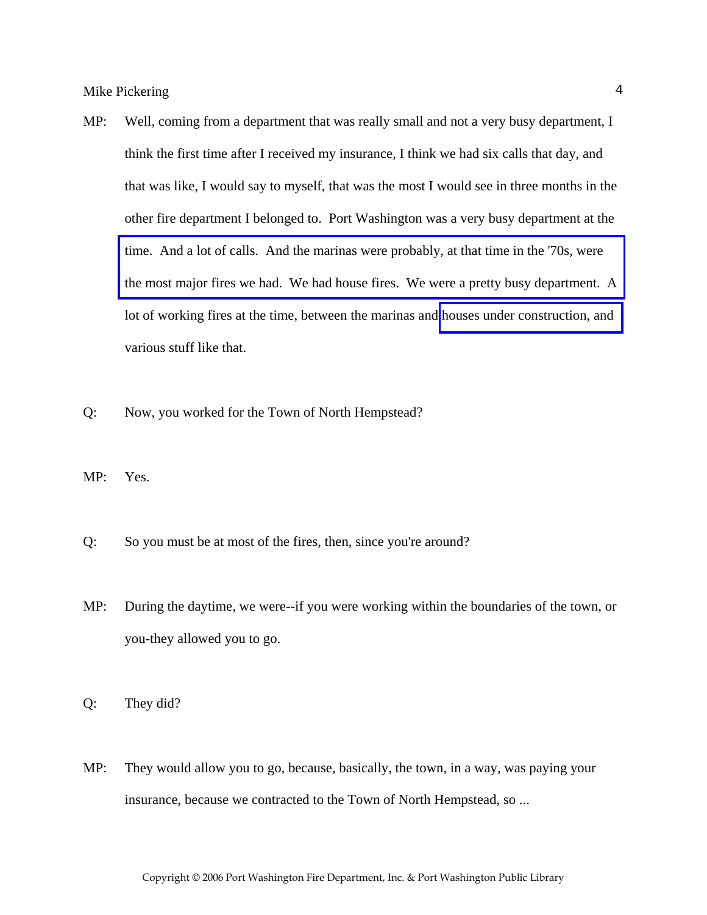MP: Well, coming from a department that was really small and not a very busy department, I think the first time after I received my insurance, I think we had six calls that day, and that was like, I would say to myself, that was the most I would see in three months in the other fire department I belonged to. Port Washington was a very busy department at the time. And a lot of calls. And the marinas were probably, at that time in the '70s, were the most major fires we had. We had house fires. We were a pretty busy department. A lot of working fires at the time, between the marinas and houses under construction, and various stuff like that.

Q: Now, you worked for the Town of North Hempstead?

MP: Yes.

Q: So you must be at most of the fires, then, since you're around?

MP: During the daytime, we were--if you were working within the boundaries of the town, or you-they allowed you to go.

Q: They did?

MP: They would allow you to go, because, basically, the town, in a way, was paying your insurance, because we contracted to the Town of North Hempstead, so ...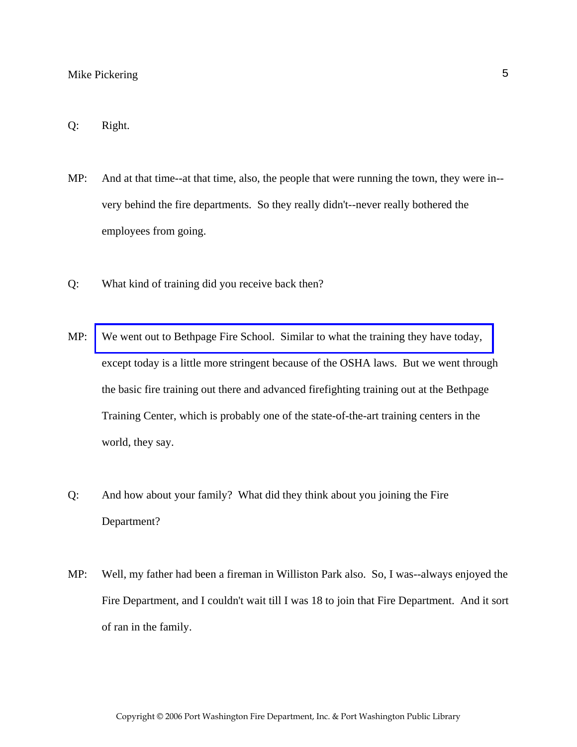Q: Right.

MP: And at that time--at that time, also, the people that were running the town, they were in--very behind the fire departments. So they really didn't--never really bothered the employees from going.

Q: What kind of training did you receive back then?

MP: We went out to Bethpage Fire School. Similar to what the training they have today, except today is a little more stringent because of the OSHA laws. But we went through the basic fire training out there and advanced firefighting training out at the Bethpage Training Center, which is probably one of the state-of-the-art training centers in the world, they say.

Q: And how about your family? What did they think about you joining the Fire Department?

MP: Well, my father had been a fireman in Williston Park also. So, I was--always enjoyed the Fire Department, and I couldn't wait till I was 18 to join that Fire Department. And it sort of ran in the family.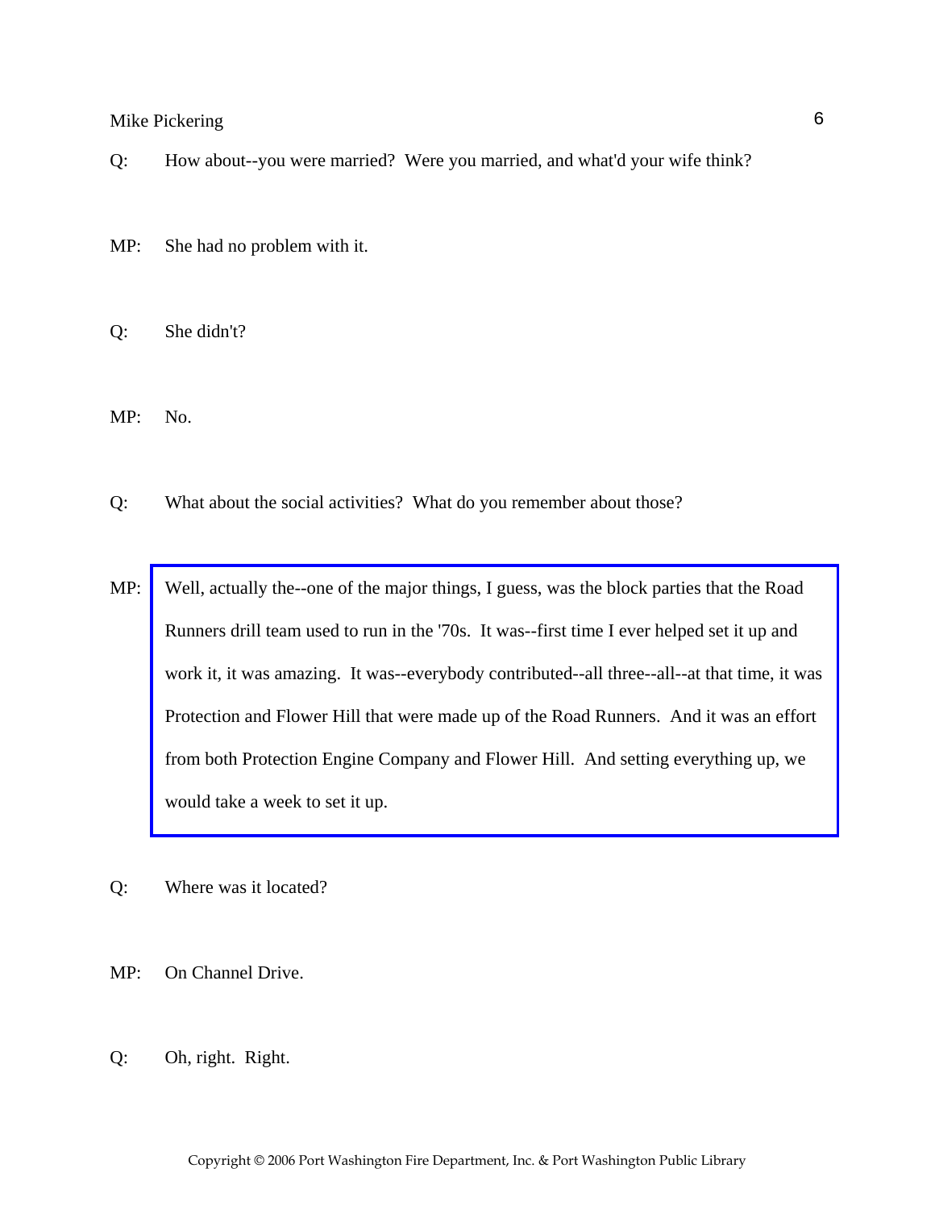Q: How about--you were married? Were you married, and what'd your wife think?

MP: She had no problem with it.

Q: She didn't?

MP: No.

Q: What about the social activities? What do you remember about those?

MP: Well, actually the--one of the major things, I guess, was the block parties that the Road Runners drill team used to run in the '70s. It was--first time I ever helped set it up and work it, it was amazing. It was--everybody contributed--all three--all--at that time, it was Protection and Flower Hill that were made up of the Road Runners. And it was an effort from both Protection Engine Company and Flower Hill. And setting everything up, we would take a week to set it up.

Q: Where was it located?

MP: On Channel Drive.

Q: Oh, right. Right.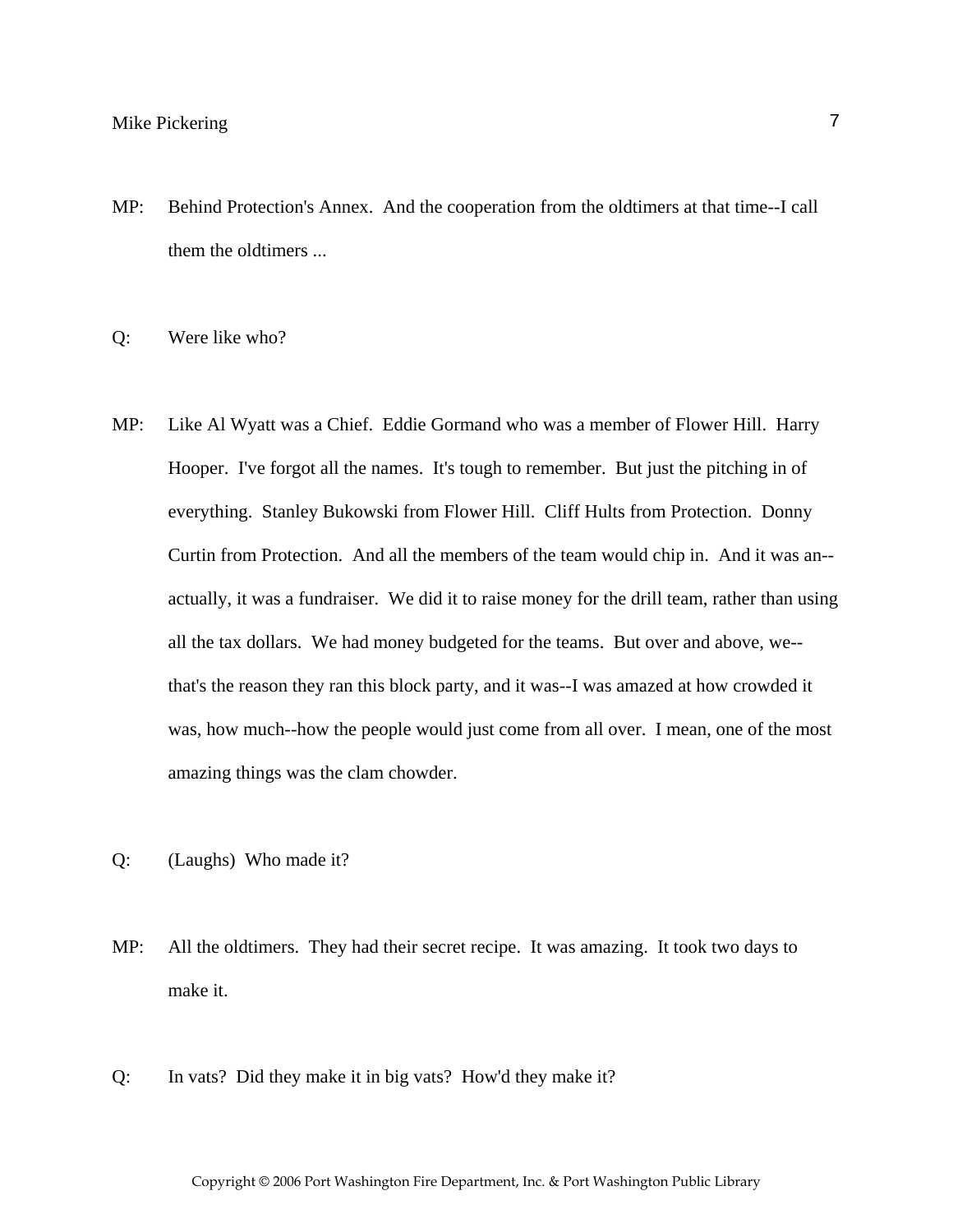MP: Behind Protection's Annex. And the cooperation from the oldtimers at that time--I call them the oldtimers ...

Q: Were like who?

MP: Like Al Wyatt was a Chief. Eddie Gormand who was a member of Flower Hill. Harry Hooper. I've forgot all the names. It's tough to remember. But just the pitching in of everything. Stanley Bukowski from Flower Hill. Cliff Hults from Protection. Donny Curtin from Protection. And all the members of the team would chip in. And it was an--actually, it was a fundraiser. We did it to raise money for the drill team, rather than using all the tax dollars. We had money budgeted for the teams. But over and above, we--that's the reason they ran this block party, and it was--I was amazed at how crowded it was, how much--how the people would just come from all over. I mean, one of the most amazing things was the clam chowder.

Q: (Laughs) Who made it?

MP: All the oldtimers. They had their secret recipe. It was amazing. It took two days to make it.

Q: In vats? Did they make it in big vats? How'd they make it?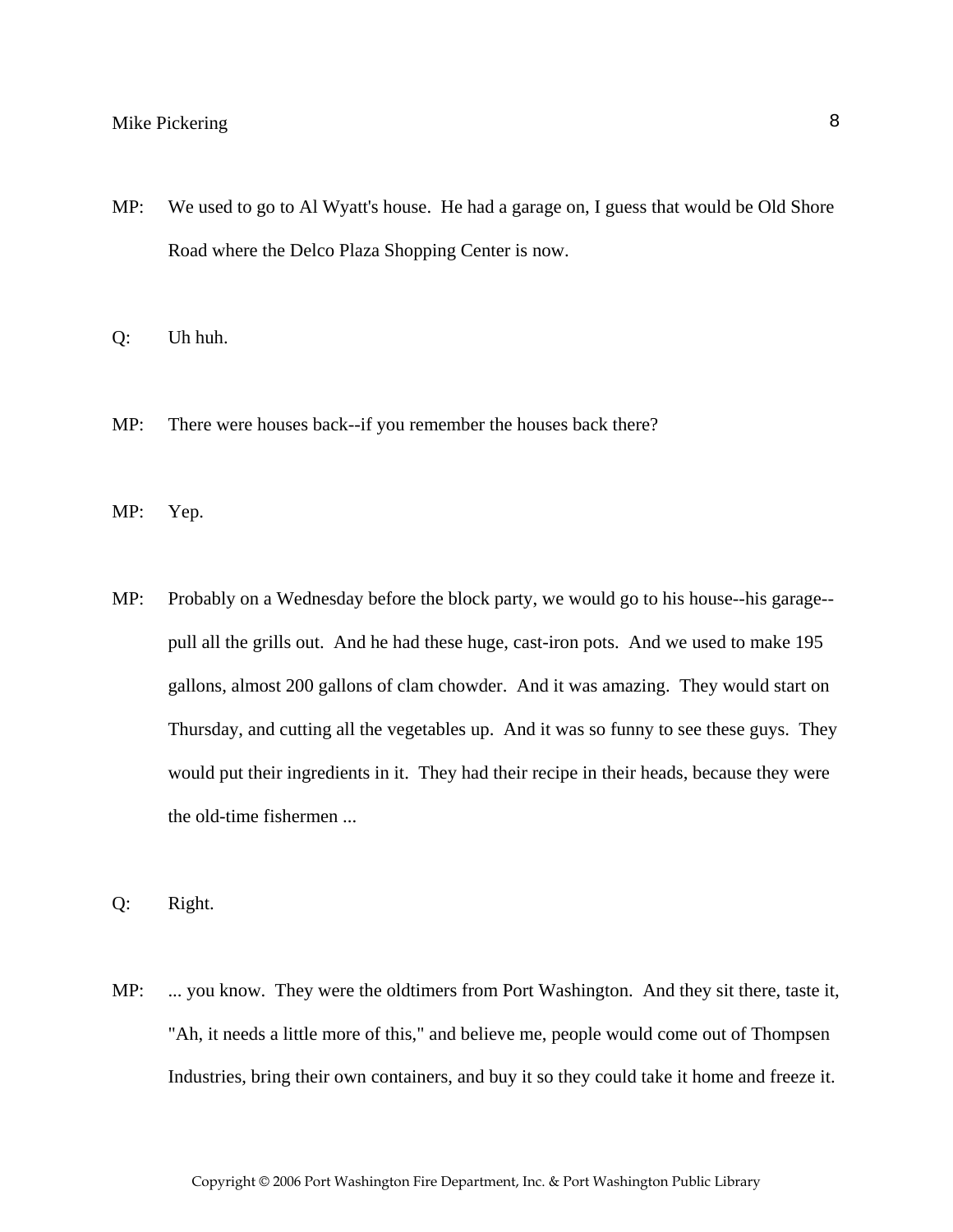MP: We used to go to Al Wyatt's house. He had a garage on, I guess that would be Old Shore Road where the Delco Plaza Shopping Center is now.

Q: Uh huh.

MP: There were houses back--if you remember the houses back there?

MP: Yep.

MP: Probably on a Wednesday before the block party, we would go to his house--his garage--pull all the grills out. And he had these huge, cast-iron pots. And we used to make 195 gallons, almost 200 gallons of clam chowder. And it was amazing. They would start on Thursday, and cutting all the vegetables up. And it was so funny to see these guys. They would put their ingredients in it. They had their recipe in their heads, because they were the old-time fishermen ...

Q: Right.

MP: ... you know. They were the oldtimers from Port Washington. And they sit there, taste it, "Ah, it needs a little more of this," and believe me, people would come out of Thompsen Industries, bring their own containers, and buy it so they could take it home and freeze it.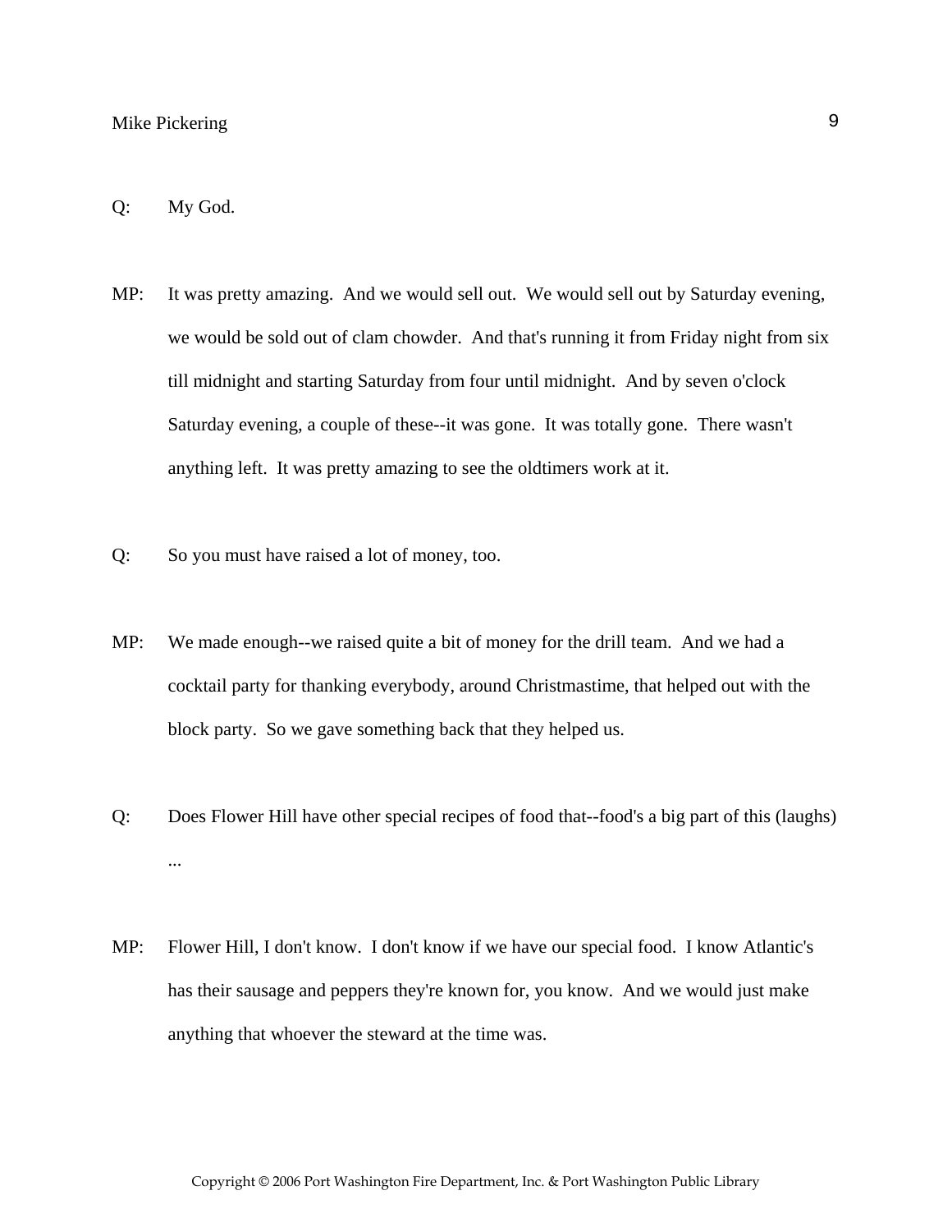Q: My God.

MP: It was pretty amazing. And we would sell out. We would sell out by Saturday evening, we would be sold out of clam chowder. And that's running it from Friday night from six till midnight and starting Saturday from four until midnight. And by seven o'clock Saturday evening, a couple of these--it was gone. It was totally gone. There wasn't anything left. It was pretty amazing to see the oldtimers work at it.

Q: So you must have raised a lot of money, too.

MP: We made enough--we raised quite a bit of money for the drill team. And we had a cocktail party for thanking everybody, around Christmastime, that helped out with the block party. So we gave something back that they helped us.

Q: Does Flower Hill have other special recipes of food that--food's a big part of this (laughs) ...

MP: Flower Hill, I don't know. I don't know if we have our special food. I know Atlantic's has their sausage and peppers they're known for, you know. And we would just make anything that whoever the steward at the time was.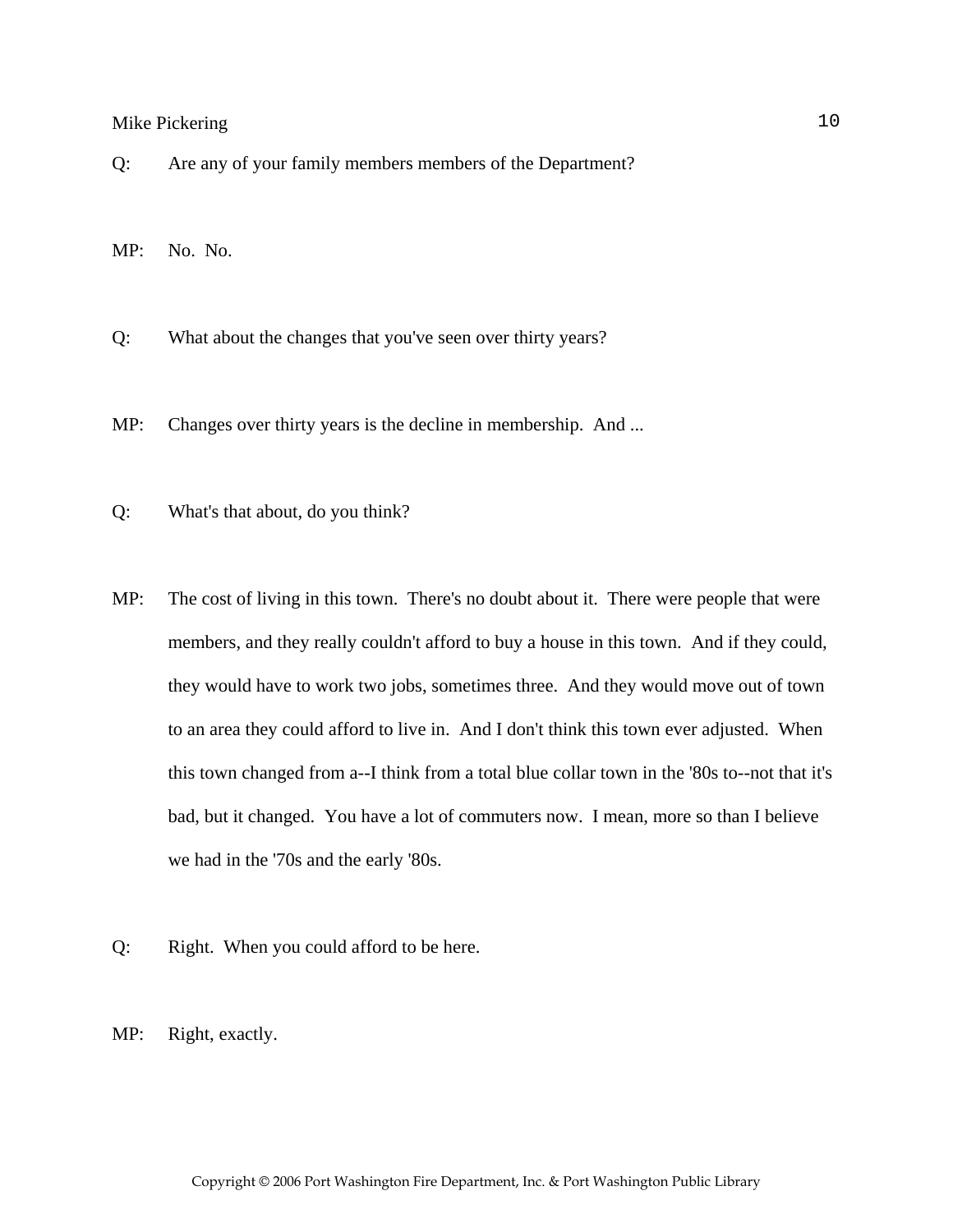Q: Are any of your family members members of the Department?

MP: No. No.

Q: What about the changes that you've seen over thirty years?

MP: Changes over thirty years is the decline in membership. And ...

Q: What's that about, do you think?

MP: The cost of living in this town. There's no doubt about it. There were people that were members, and they really couldn't afford to buy a house in this town. And if they could, they would have to work two jobs, sometimes three. And they would move out of town to an area they could afford to live in. And I don't think this town ever adjusted. When this town changed from a--I think from a total blue collar town in the '80s to--not that it's bad, but it changed. You have a lot of commuters now. I mean, more so than I believe we had in the '70s and the early '80s.

Q: Right. When you could afford to be here.

MP: Right, exactly.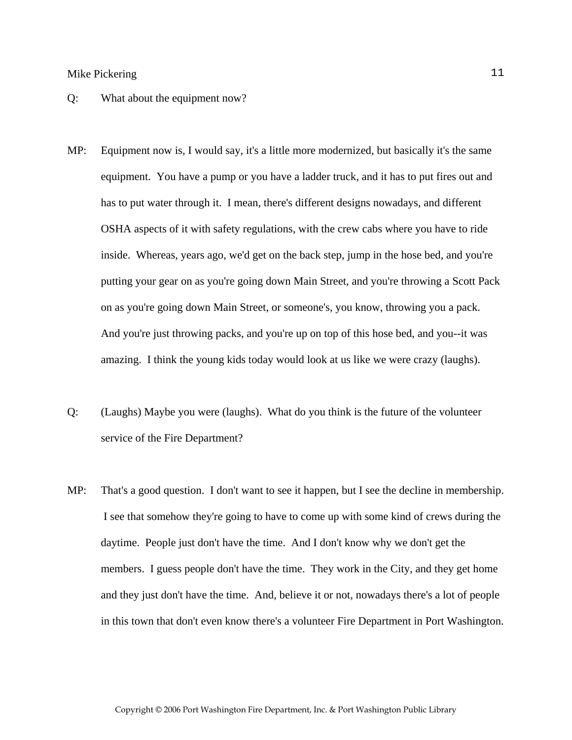Q: What about the equipment now?

MP: Equipment now is, I would say, it's a little more modernized, but basically it's the same equipment. You have a pump or you have a ladder truck, and it has to put fires out and has to put water through it. I mean, there's different designs nowadays, and different OSHA aspects of it with safety regulations, with the crew cabs where you have to ride inside. Whereas, years ago, we'd get on the back step, jump in the hose bed, and you're putting your gear on as you're going down Main Street, and you're throwing a Scott Pack on as you're going down Main Street, or someone's, you know, throwing you a pack. And you're just throwing packs, and you're up on top of this hose bed, and you--it was amazing. I think the young kids today would look at us like we were crazy (laughs).

Q: (Laughs) Maybe you were (laughs). What do you think is the future of the volunteer service of the Fire Department?

MP: That's a good question. I don't want to see it happen, but I see the decline in membership. I see that somehow they're going to have to come up with some kind of crews during the daytime. People just don't have the time. And I don't know why we don't get the members. I guess people don't have the time. They work in the City, and they get home and they just don't have the time. And, believe it or not, nowadays there's a lot of people in this town that don't even know there's a volunteer Fire Department in Port Washington.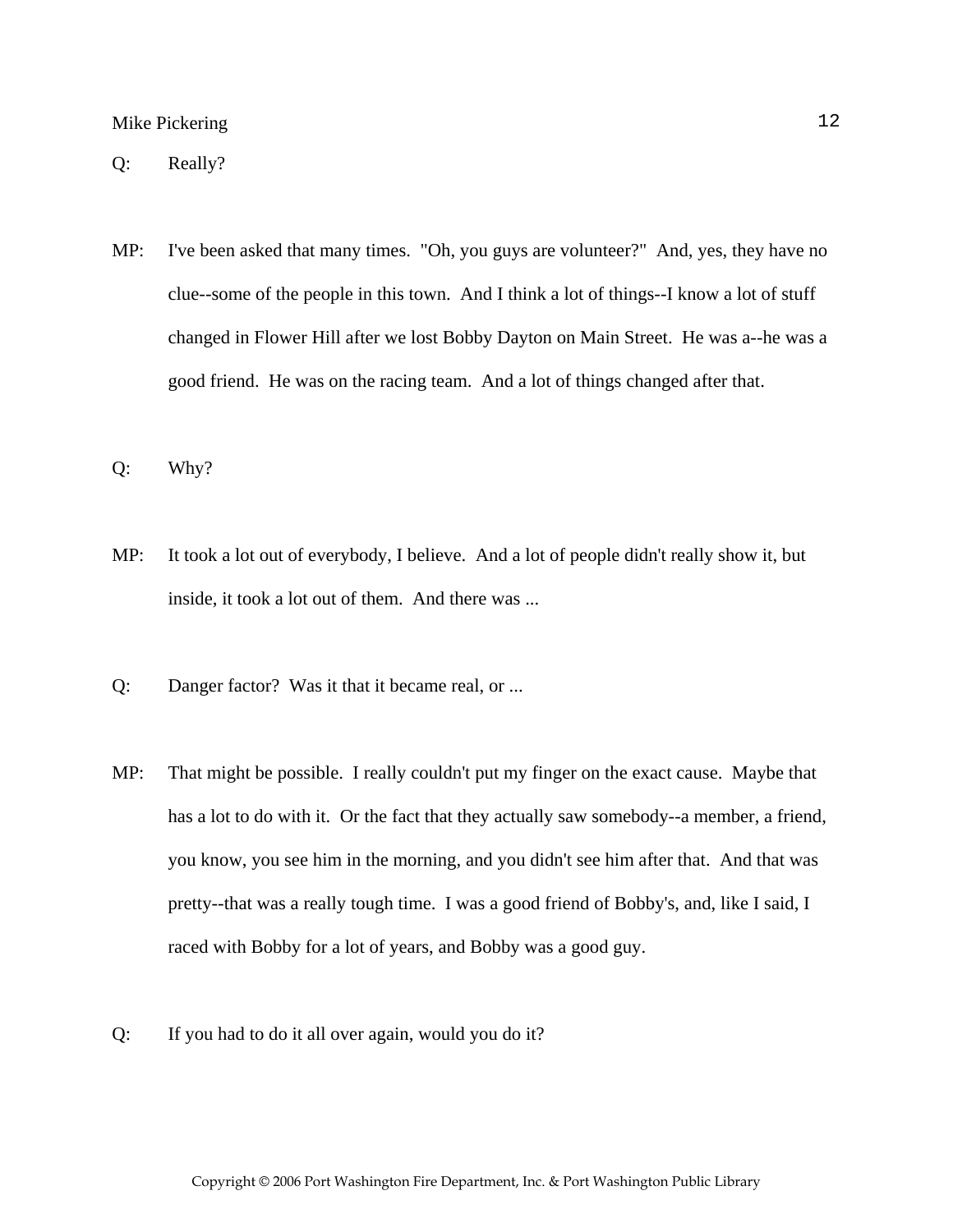Q: Really?

MP: I've been asked that many times. "Oh, you guys are volunteer?" And, yes, they have no clue--some of the people in this town. And I think a lot of things--I know a lot of stuff changed in Flower Hill after we lost Bobby Dayton on Main Street. He was a--he was a good friend. He was on the racing team. And a lot of things changed after that.

Q: Why?

MP: It took a lot out of everybody, I believe. And a lot of people didn't really show it, but inside, it took a lot out of them. And there was ...

Q: Danger factor? Was it that it became real, or ...

MP: That might be possible. I really couldn't put my finger on the exact cause. Maybe that has a lot to do with it. Or the fact that they actually saw somebody--a member, a friend, you know, you see him in the morning, and you didn't see him after that. And that was pretty--that was a really tough time. I was a good friend of Bobby's, and, like I said, I raced with Bobby for a lot of years, and Bobby was a good guy.

Q: If you had to do it all over again, would you do it?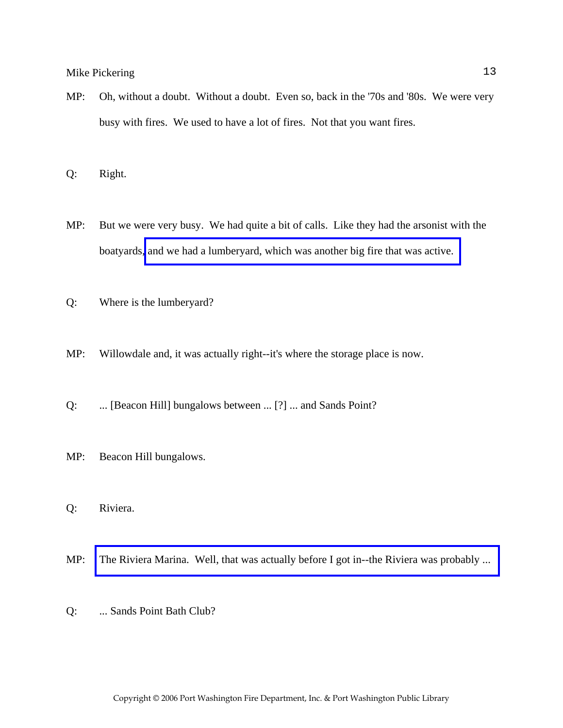MP: Oh, without a doubt. Without a doubt. Even so, back in the '70s and '80s. We were very busy with fires. We used to have a lot of fires. Not that you want fires.

Q: Right.

MP: But we were very busy. We had quite a bit of calls. Like they had the arsonist with the boatyards, and we had a lumberyard, which was another big fire that was active.

Q: Where is the lumberyard?

MP: Willowdale and, it was actually right--it's where the storage place is now.

Q: ... [Beacon Hill] bungalows between ... [?] ... and Sands Point?

MP: Beacon Hill bungalows.

Q: Riviera.

MP: The Riviera Marina. Well, that was actually before I got in--the Riviera was probably ...

Q: ... Sands Point Bath Club?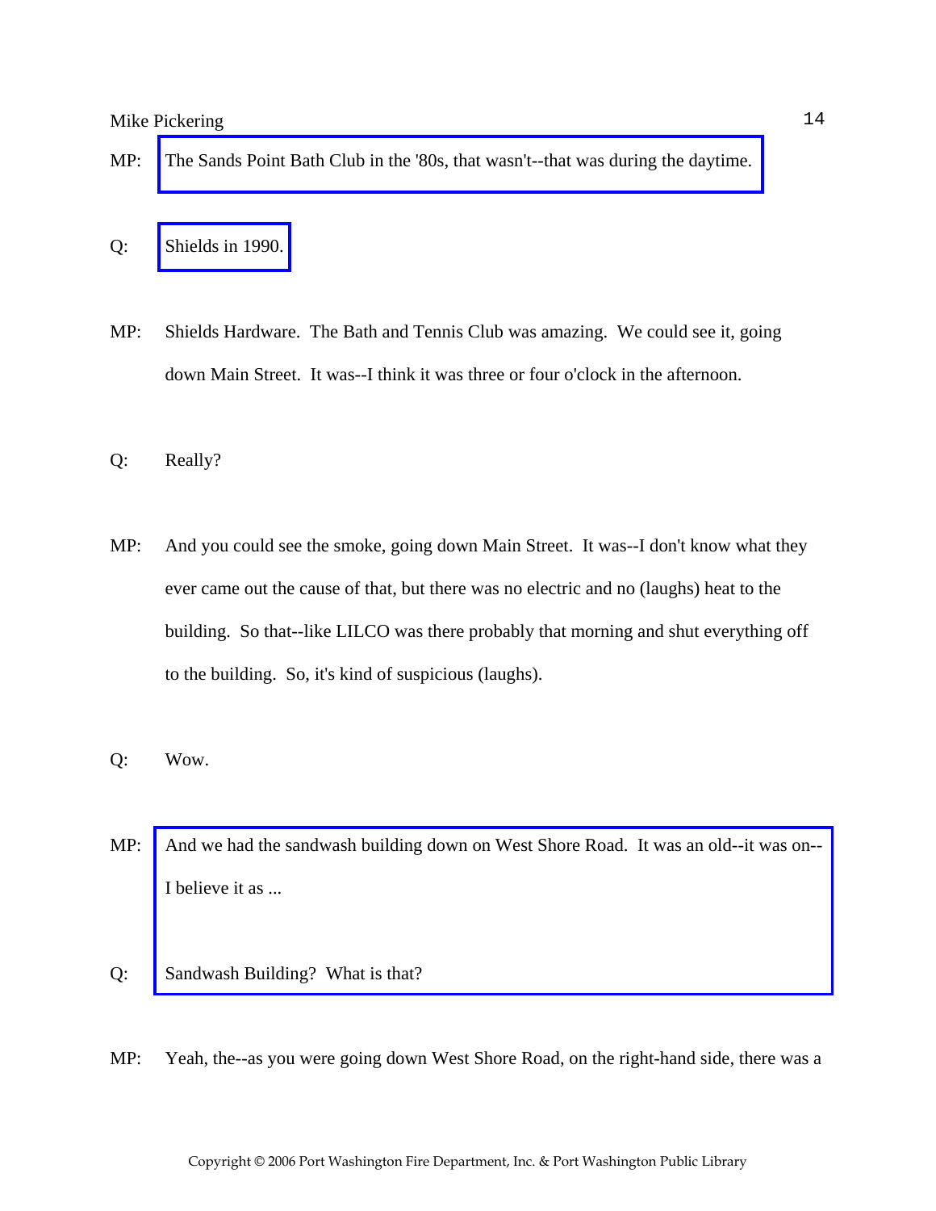MP: The Sands Point Bath Club in the '80s, that wasn't--that was during the daytime.

Q: Shields in 1990.

MP: Shields Hardware. The Bath and Tennis Club was amazing. We could see it, going down Main Street. It was--I think it was three or four o'clock in the afternoon.

Q: Really?

MP: And you could see the smoke, going down Main Street. It was--I don't know what they ever came out the cause of that, but there was no electric and no (laughs) heat to the building. So that--like LILCO was there probably that morning and shut everything off to the building. So, it's kind of suspicious (laughs).

Q: Wow.

MP: And we had the sandwash building down on West Shore Road. It was an old--it was on-- I believe it as ...

Q: Sandwash Building? What is that?

MP: Yeah, the--as you were going down West Shore Road, on the right-hand side, there was a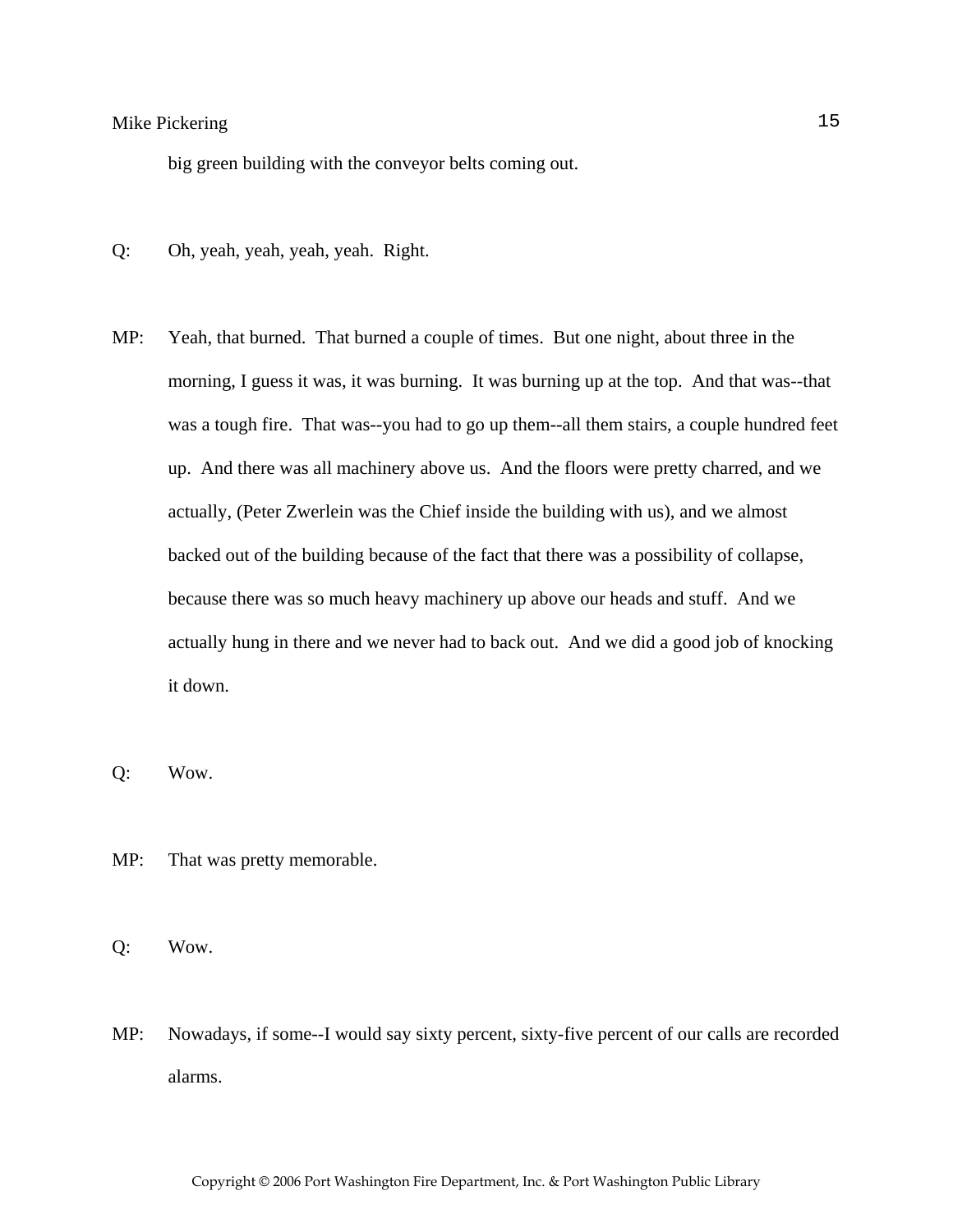big green building with the conveyor belts coming out.

Q: Oh, yeah, yeah, yeah, yeah. Right.

MP: Yeah, that burned. That burned a couple of times. But one night, about three in the morning, I guess it was, it was burning. It was burning up at the top. And that was--that was a tough fire. That was--you had to go up them--all them stairs, a couple hundred feet up. And there was all machinery above us. And the floors were pretty charred, and we actually, (Peter Zwerlein was the Chief inside the building with us), and we almost backed out of the building because of the fact that there was a possibility of collapse, because there was so much heavy machinery up above our heads and stuff. And we actually hung in there and we never had to back out. And we did a good job of knocking it down.

Q: Wow.

MP: That was pretty memorable.

Q: Wow.

MP: Nowadays, if some--I would say sixty percent, sixty-five percent of our calls are recorded alarms.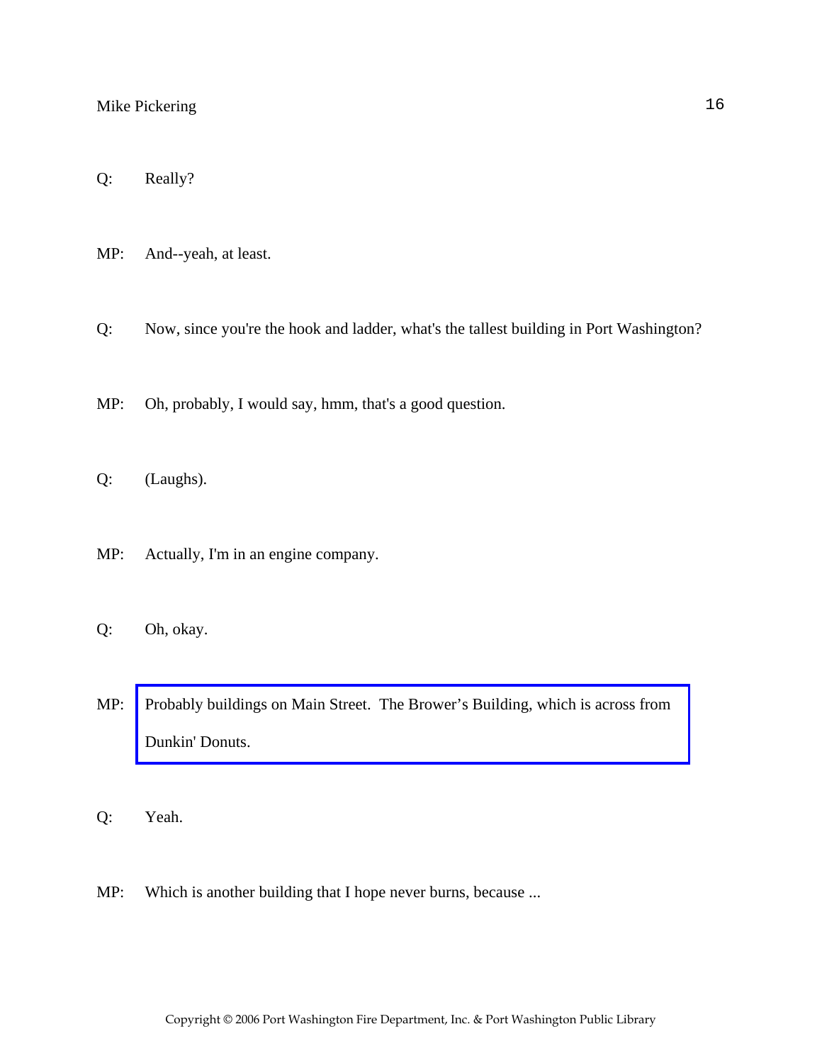Q: Really?

MP: And--yeah, at least.

Q: Now, since you're the hook and ladder, what's the tallest building in Port Washington?

MP: Oh, probably, I would say, hmm, that's a good question.

Q: (Laughs).

MP: Actually, I'm in an engine company.

Q: Oh, okay.

MP: Probably buildings on Main Street. The Brower's Building, which is across from Dunkin' Donuts.

Q: Yeah.

MP: Which is another building that I hope never burns, because ...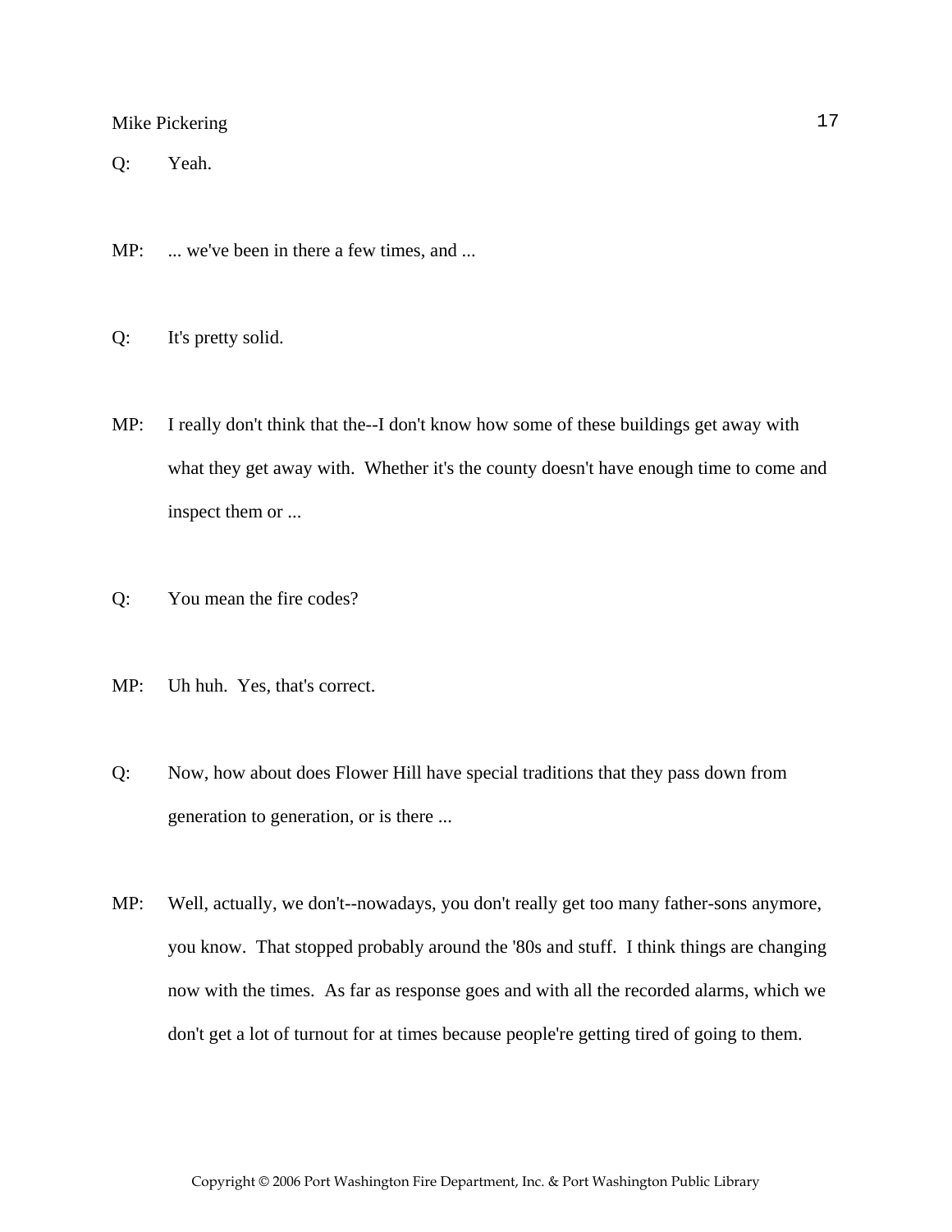Q: Yeah.

MP: ... we've been in there a few times, and ...

Q: It's pretty solid.

MP: I really don't think that the--I don't know how some of these buildings get away with what they get away with. Whether it's the county doesn't have enough time to come and inspect them or ...

Q: You mean the fire codes?

MP: Uh huh. Yes, that's correct.

Q: Now, how about does Flower Hill have special traditions that they pass down from generation to generation, or is there ...

MP: Well, actually, we don't--nowadays, you don't really get too many father-sons anymore, you know. That stopped probably around the '80s and stuff. I think things are changing now with the times. As far as response goes and with all the recorded alarms, which we don't get a lot of turnout for at times because people're getting tired of going to them.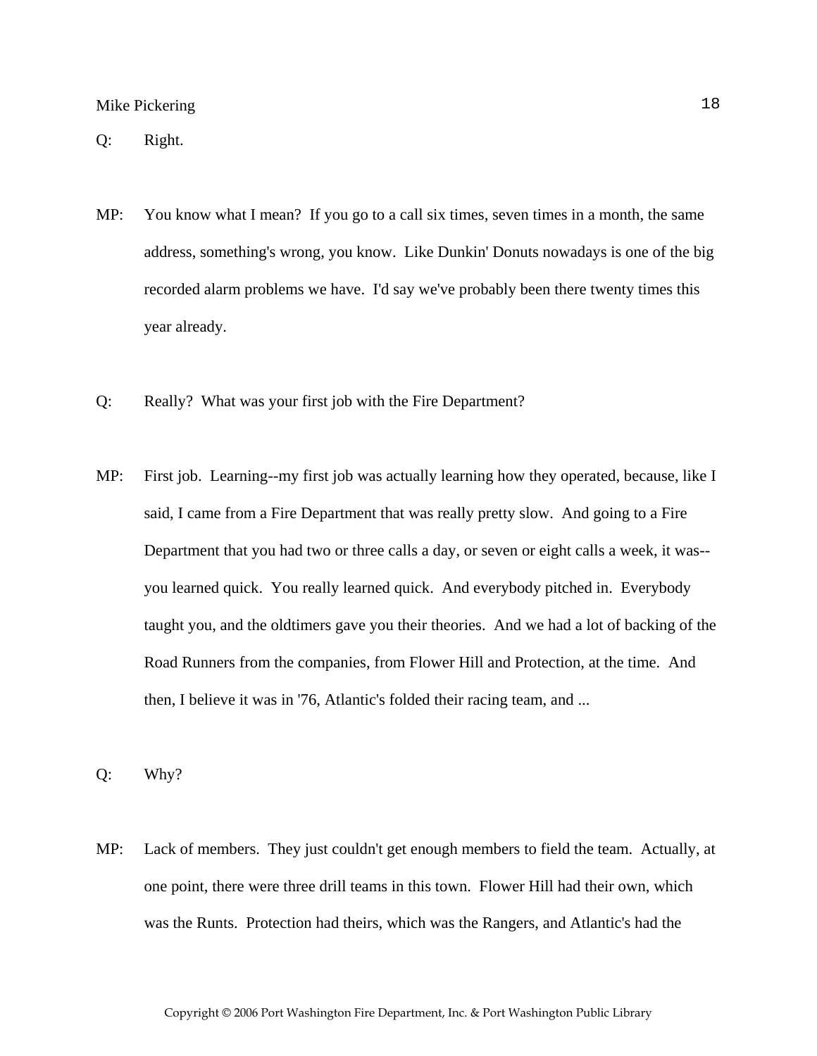Q: Right.

MP: You know what I mean? If you go to a call six times, seven times in a month, the same address, something's wrong, you know. Like Dunkin' Donuts nowadays is one of the big recorded alarm problems we have. I'd say we've probably been there twenty times this year already.

Q: Really? What was your first job with the Fire Department?

MP: First job. Learning--my first job was actually learning how they operated, because, like I said, I came from a Fire Department that was really pretty slow. And going to a Fire Department that you had two or three calls a day, or seven or eight calls a week, it was--you learned quick. You really learned quick. And everybody pitched in. Everybody taught you, and the oldtimers gave you their theories. And we had a lot of backing of the Road Runners from the companies, from Flower Hill and Protection, at the time. And then, I believe it was in '76, Atlantic's folded their racing team, and ...

Q: Why?

MP: Lack of members. They just couldn't get enough members to field the team. Actually, at one point, there were three drill teams in this town. Flower Hill had their own, which was the Runts. Protection had theirs, which was the Rangers, and Atlantic's had the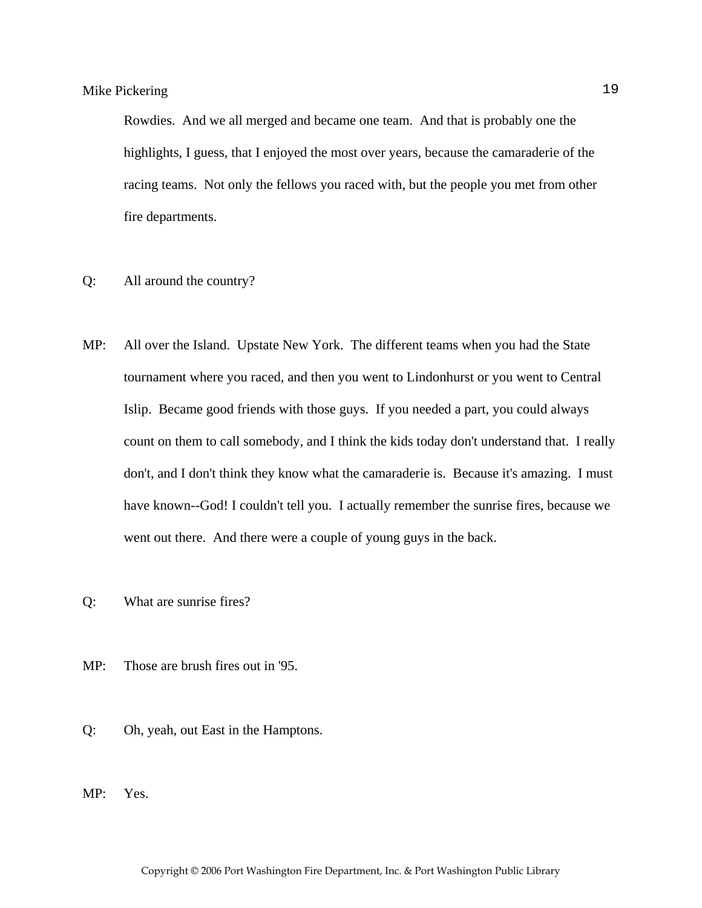Rowdies. And we all merged and became one team. And that is probably one the highlights, I guess, that I enjoyed the most over years, because the camaraderie of the racing teams. Not only the fellows you raced with, but the people you met from other fire departments.

Q: All around the country?

MP: All over the Island. Upstate New York. The different teams when you had the State tournament where you raced, and then you went to Lindonhurst or you went to Central Islip. Became good friends with those guys. If you needed a part, you could always count on them to call somebody, and I think the kids today don't understand that. I really don't, and I don't think they know what the camaraderie is. Because it's amazing. I must have known--God! I couldn't tell you. I actually remember the sunrise fires, because we went out there. And there were a couple of young guys in the back.

Q: What are sunrise fires?

MP: Those are brush fires out in '95.

Q: Oh, yeah, out East in the Hamptons.

MP: Yes.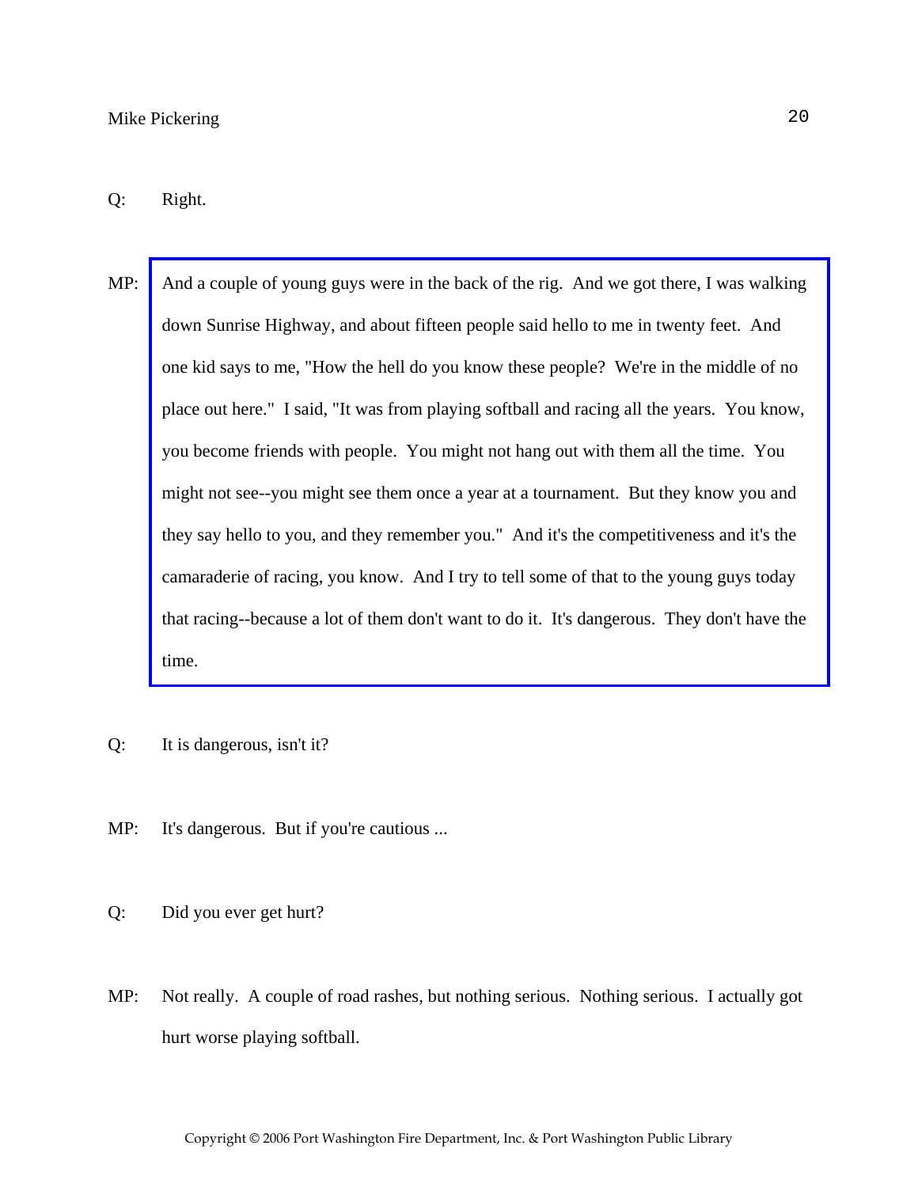Q: Right.

MP: And a couple of young guys were in the back of the rig. And we got there, I was walking down Sunrise Highway, and about fifteen people said hello to me in twenty feet. And one kid says to me, "How the hell do you know these people? We're in the middle of no place out here." I said, "It was from playing softball and racing all the years. You know, you become friends with people. You might not hang out with them all the time. You might not see--you might see them once a year at a tournament. But they know you and they say hello to you, and they remember you." And it's the competitiveness and it's the camaraderie of racing, you know. And I try to tell some of that to the young guys today that racing--because a lot of them don't want to do it. It's dangerous. They don't have the time.

Q: It is dangerous, isn't it?

MP: It's dangerous. But if you're cautious ...

Q: Did you ever get hurt?

MP: Not really. A couple of road rashes, but nothing serious. Nothing serious. I actually got hurt worse playing softball.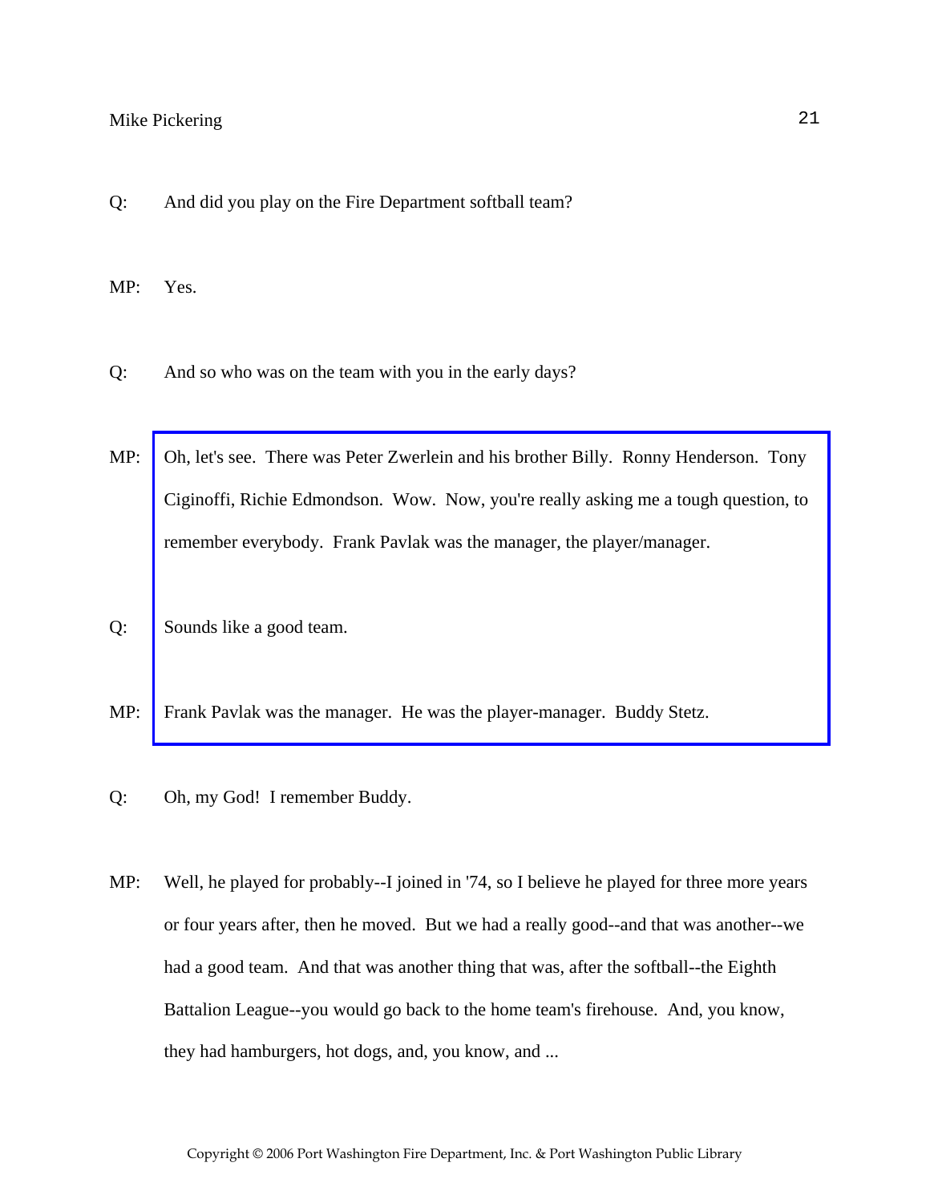Q: And did you play on the Fire Department softball team?

MP: Yes.

Q: And so who was on the team with you in the early days?

MP: Oh, let's see. There was Peter Zwerlein and his brother Billy. Ronny Henderson. Tony Ciginoffi, Richie Edmondson. Wow. Now, you're really asking me a tough question, to remember everybody. Frank Pavlak was the manager, the player/manager.

Q: Sounds like a good team.

MP: Frank Pavlak was the manager. He was the player-manager. Buddy Stetz.

Q: Oh, my God! I remember Buddy.

MP: Well, he played for probably--I joined in '74, so I believe he played for three more years or four years after, then he moved. But we had a really good--and that was another--we had a good team. And that was another thing that was, after the softball--the Eighth Battalion League--you would go back to the home team's firehouse. And, you know, they had hamburgers, hot dogs, and, you know, and ...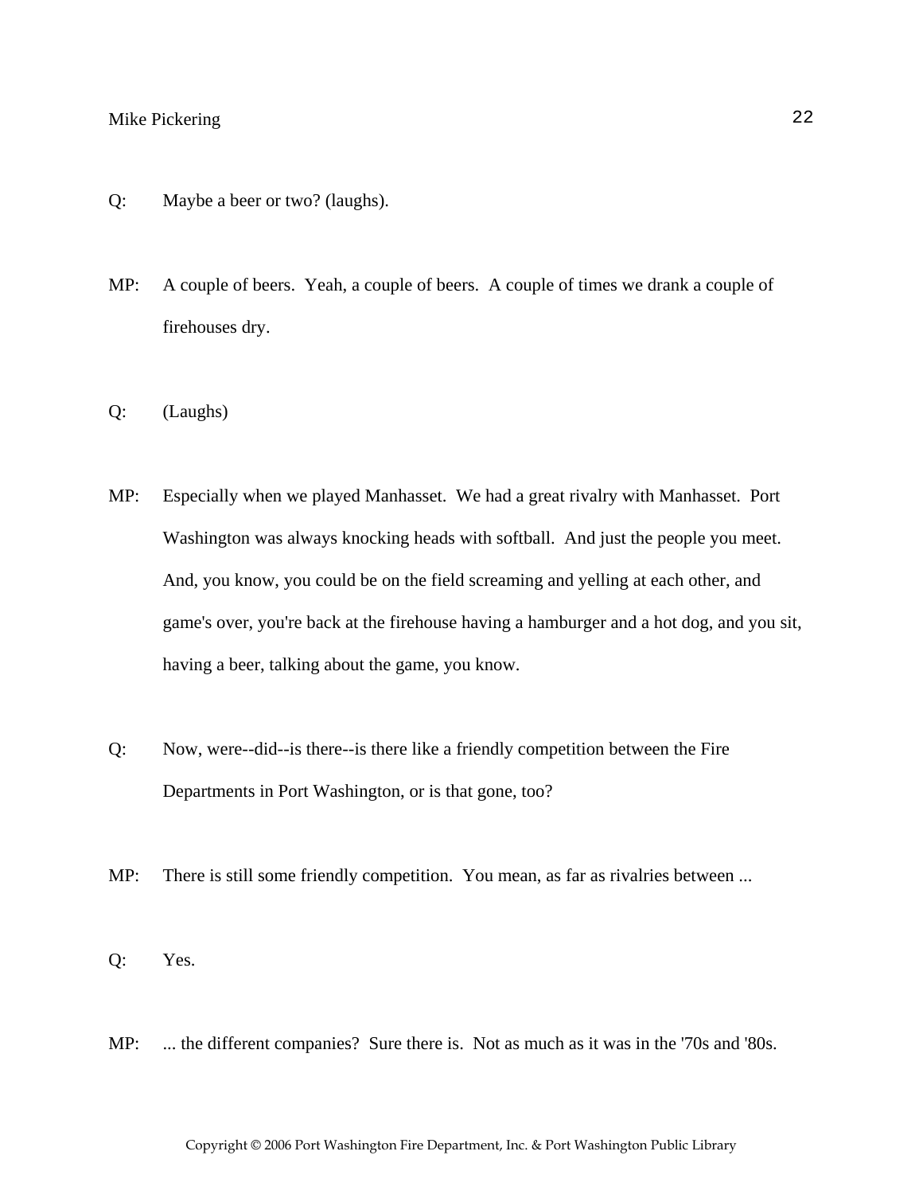Q: Maybe a beer or two? (laughs).

MP: A couple of beers. Yeah, a couple of beers. A couple of times we drank a couple of firehouses dry.

Q: (Laughs)

MP: Especially when we played Manhasset. We had a great rivalry with Manhasset. Port Washington was always knocking heads with softball. And just the people you meet. And, you know, you could be on the field screaming and yelling at each other, and game's over, you're back at the firehouse having a hamburger and a hot dog, and you sit, having a beer, talking about the game, you know.

Q: Now, were--did--is there--is there like a friendly competition between the Fire Departments in Port Washington, or is that gone, too?

MP: There is still some friendly competition. You mean, as far as rivalries between ...

Q: Yes.

MP: ... the different companies? Sure there is. Not as much as it was in the '70s and '80s.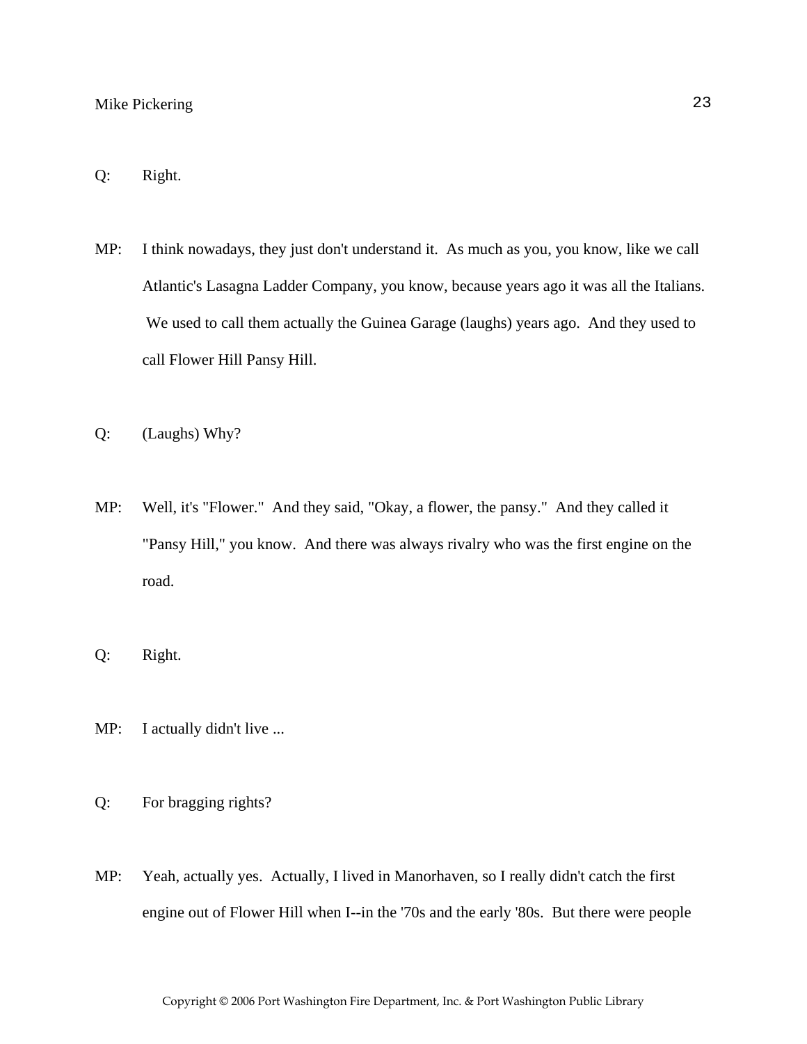Q: Right.

MP: I think nowadays, they just don't understand it. As much as you, you know, like we call Atlantic's Lasagna Ladder Company, you know, because years ago it was all the Italians. We used to call them actually the Guinea Garage (laughs) years ago. And they used to call Flower Hill Pansy Hill.

Q: (Laughs) Why?

MP: Well, it's "Flower." And they said, "Okay, a flower, the pansy." And they called it "Pansy Hill," you know. And there was always rivalry who was the first engine on the road.

Q: Right.

MP: I actually didn't live ...

Q: For bragging rights?

MP: Yeah, actually yes. Actually, I lived in Manorhaven, so I really didn't catch the first engine out of Flower Hill when I--in the '70s and the early '80s. But there were people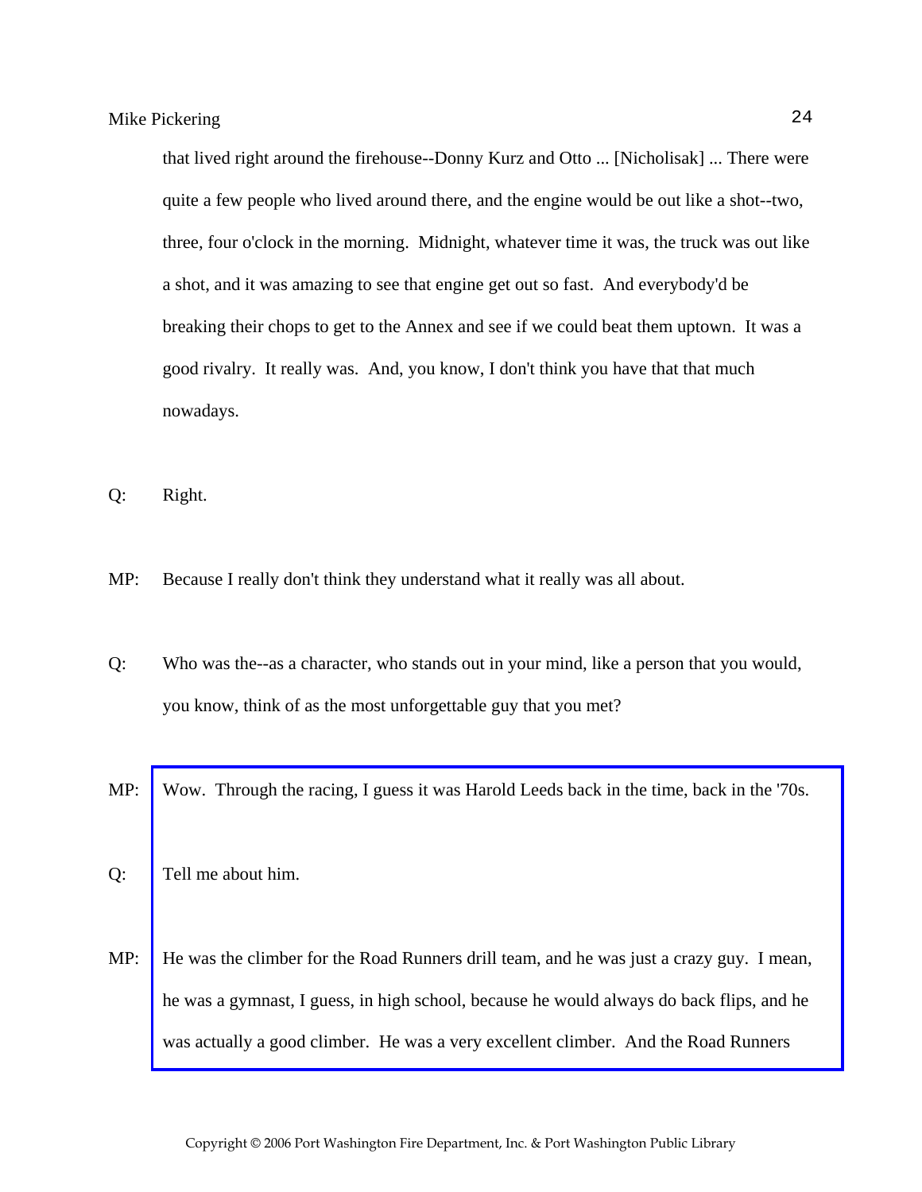that lived right around the firehouse--Donny Kurz and Otto ... [Nicholisak] ... There were quite a few people who lived around there, and the engine would be out like a shot--two, three, four o'clock in the morning. Midnight, whatever time it was, the truck was out like a shot, and it was amazing to see that engine get out so fast. And everybody'd be breaking their chops to get to the Annex and see if we could beat them uptown. It was a good rivalry. It really was. And, you know, I don't think you have that that much nowadays.

Q: Right.

MP: Because I really don't think they understand what it really was all about.

Q: Who was the--as a character, who stands out in your mind, like a person that you would, you know, think of as the most unforgettable guy that you met?

MP: Wow. Through the racing, I guess it was Harold Leeds back in the time, back in the '70s.

Q: Tell me about him.

MP: He was the climber for the Road Runners drill team, and he was just a crazy guy. I mean, he was a gymnast, I guess, in high school, because he would always do back flips, and he was actually a good climber. He was a very excellent climber. And the Road Runners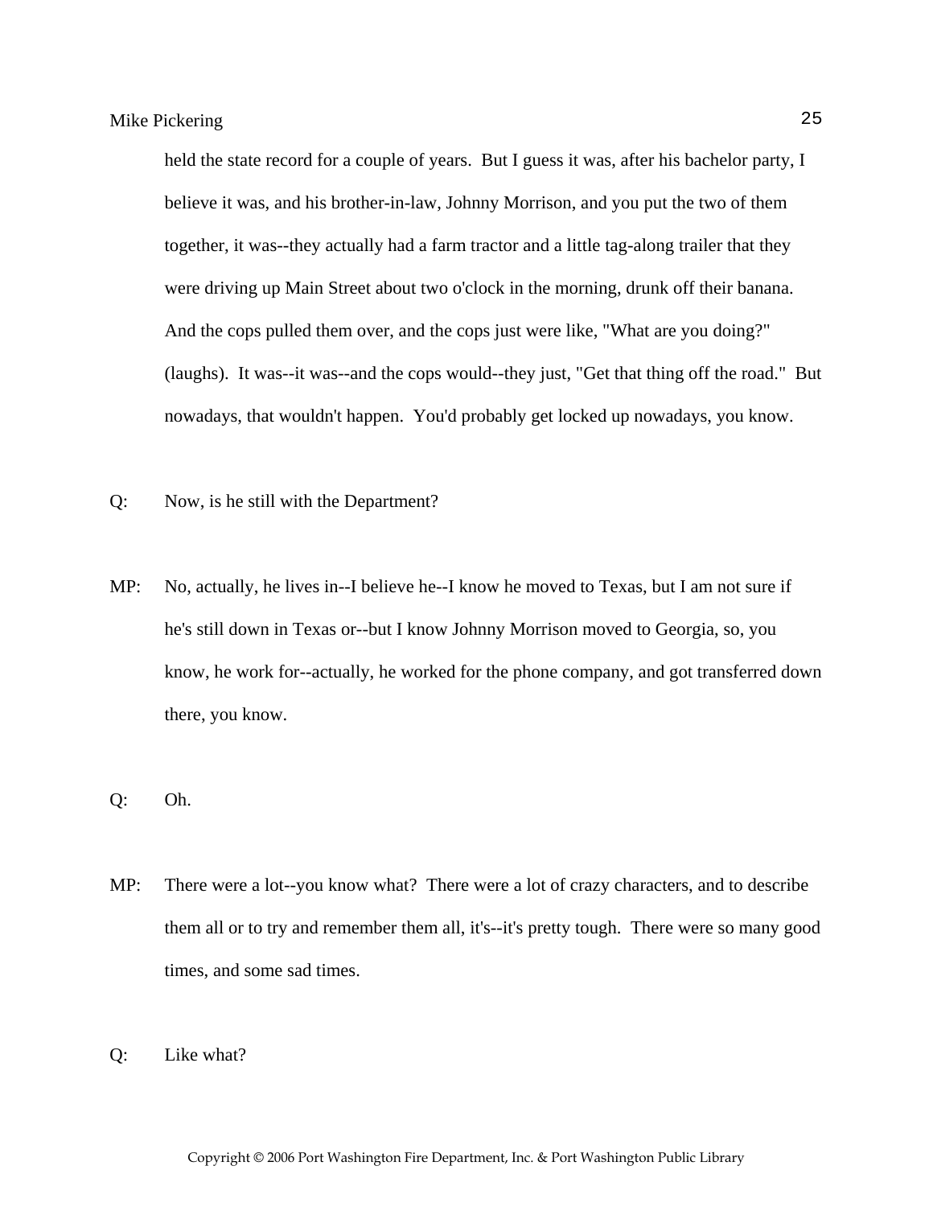held the state record for a couple of years. But I guess it was, after his bachelor party, I believe it was, and his brother-in-law, Johnny Morrison, and you put the two of them together, it was--they actually had a farm tractor and a little tag-along trailer that they were driving up Main Street about two o'clock in the morning, drunk off their banana. And the cops pulled them over, and the cops just were like, "What are you doing?" (laughs). It was--it was--and the cops would--they just, "Get that thing off the road." But nowadays, that wouldn't happen. You'd probably get locked up nowadays, you know.

Q: Now, is he still with the Department?

MP: No, actually, he lives in--I believe he--I know he moved to Texas, but I am not sure if he's still down in Texas or--but I know Johnny Morrison moved to Georgia, so, you know, he work for--actually, he worked for the phone company, and got transferred down there, you know.

Q: Oh.

MP: There were a lot--you know what? There were a lot of crazy characters, and to describe them all or to try and remember them all, it's--it's pretty tough. There were so many good times, and some sad times.

Q: Like what?

Copyright © 2006 Port Washington Fire Department, Inc. & Port Washington Public Library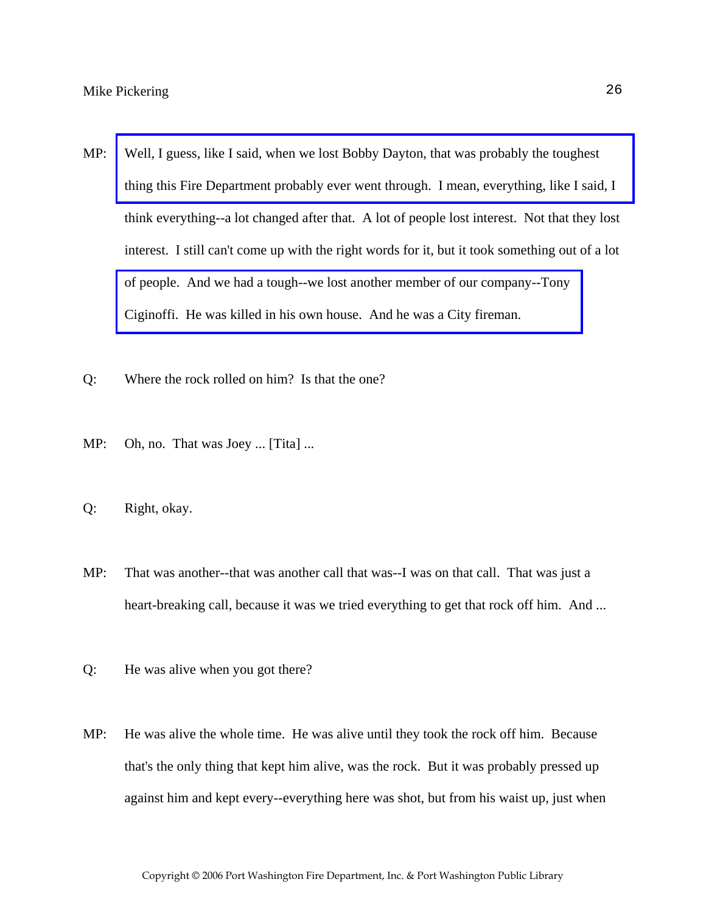MP: Well, I guess, like I said, when we lost Bobby Dayton, that was probably the toughest thing this Fire Department probably ever went through. I mean, everything, like I said, I think everything--a lot changed after that. A lot of people lost interest. Not that they lost interest. I still can't come up with the right words for it, but it took something out of a lot of people. And we had a tough--we lost another member of our company--Tony Ciginoffi. He was killed in his own house. And he was a City fireman.

Q: Where the rock rolled on him? Is that the one?

MP: Oh, no. That was Joey ... [Tita] ...

Q: Right, okay.

MP: That was another--that was another call that was--I was on that call. That was just a heart-breaking call, because it was we tried everything to get that rock off him. And ...

Q: He was alive when you got there?

MP: He was alive the whole time. He was alive until they took the rock off him. Because that's the only thing that kept him alive, was the rock. But it was probably pressed up against him and kept every--everything here was shot, but from his waist up, just when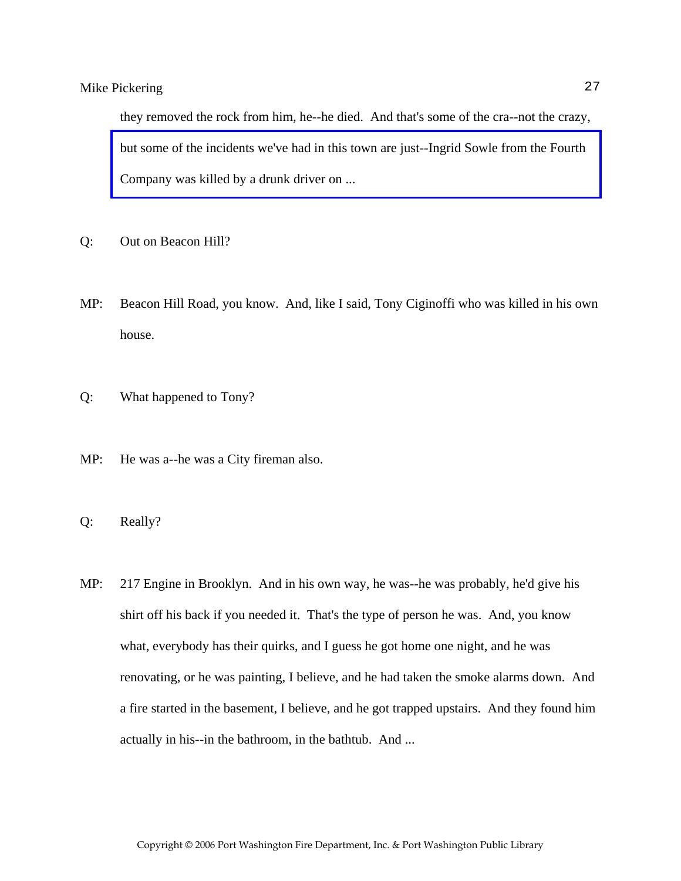they removed the rock from him, he--he died. And that's some of the cra--not the crazy, but some of the incidents we've had in this town are just--Ingrid Sowle from the Fourth Company was killed by a drunk driver on ...

Q: Out on Beacon Hill?

MP: Beacon Hill Road, you know. And, like I said, Tony Ciginoffi who was killed in his own house.

Q: What happened to Tony?

MP: He was a--he was a City fireman also.

Q: Really?

MP: 217 Engine in Brooklyn. And in his own way, he was--he was probably, he'd give his shirt off his back if you needed it. That's the type of person he was. And, you know what, everybody has their quirks, and I guess he got home one night, and he was renovating, or he was painting, I believe, and he had taken the smoke alarms down. And a fire started in the basement, I believe, and he got trapped upstairs. And they found him actually in his--in the bathroom, in the bathtub. And ...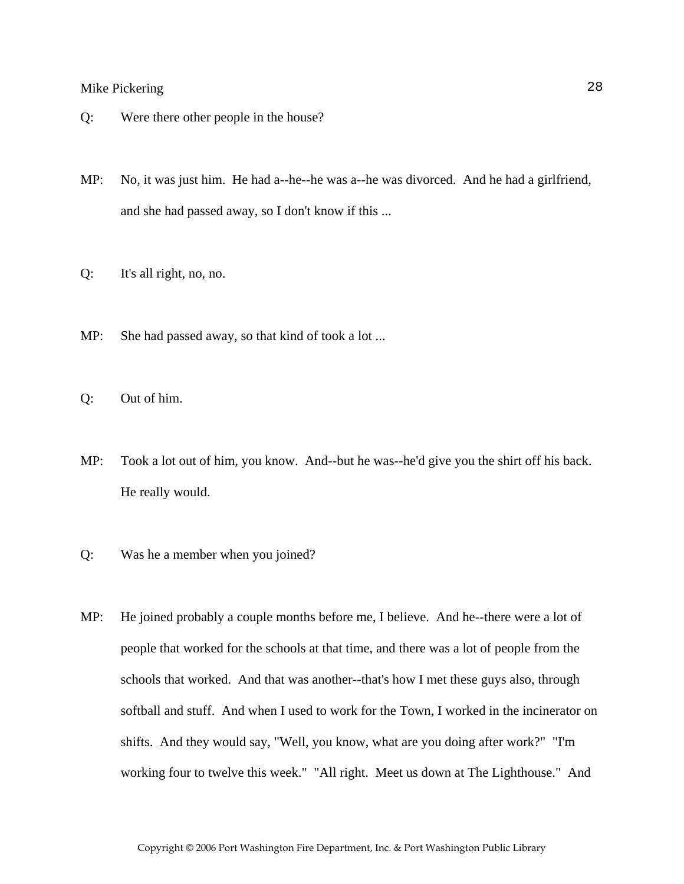Q: Were there other people in the house?

MP: No, it was just him. He had a--he--he was a--he was divorced. And he had a girlfriend, and she had passed away, so I don't know if this ...

Q: It's all right, no, no.

MP: She had passed away, so that kind of took a lot ...

Q: Out of him.

MP: Took a lot out of him, you know. And--but he was--he'd give you the shirt off his back. He really would.

Q: Was he a member when you joined?

MP: He joined probably a couple months before me, I believe. And he--there were a lot of people that worked for the schools at that time, and there was a lot of people from the schools that worked. And that was another--that's how I met these guys also, through softball and stuff. And when I used to work for the Town, I worked in the incinerator on shifts. And they would say, "Well, you know, what are you doing after work?" "I'm working four to twelve this week." "All right. Meet us down at The Lighthouse." And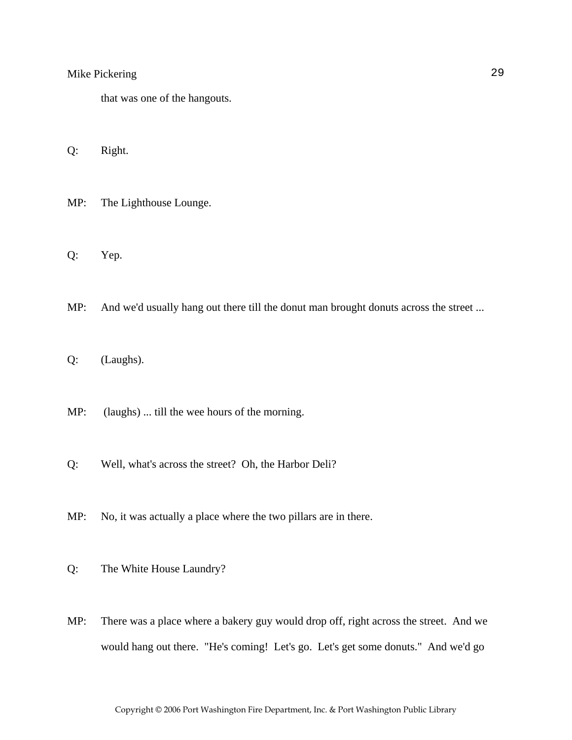that was one of the hangouts.

Q: Right.

MP: The Lighthouse Lounge.

Q: Yep.

MP: And we'd usually hang out there till the donut man brought donuts across the street ...

Q: (Laughs).

MP: (laughs) ... till the wee hours of the morning.

Q: Well, what's across the street? Oh, the Harbor Deli?

MP: No, it was actually a place where the two pillars are in there.

Q: The White House Laundry?

MP: There was a place where a bakery guy would drop off, right across the street. And we would hang out there. "He's coming! Let's go. Let's get some donuts." And we'd go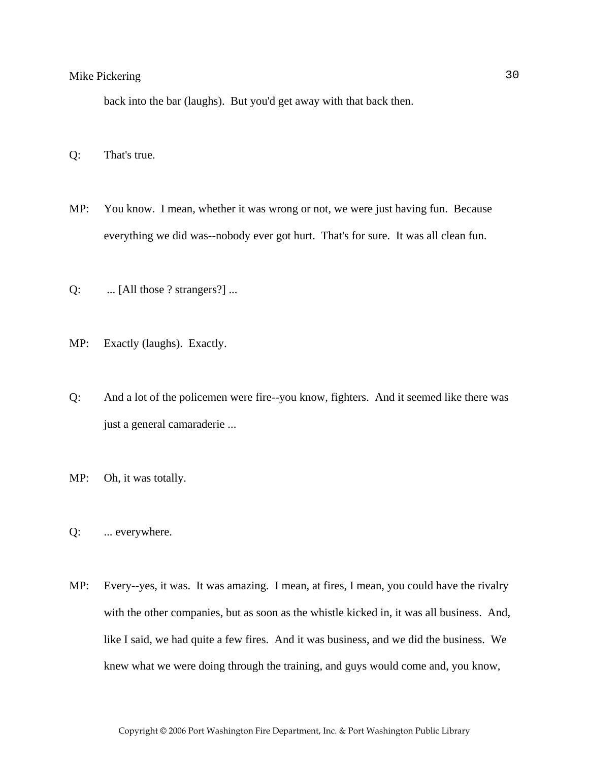back into the bar (laughs). But you'd get away with that back then.

Q: That's true.

MP: You know. I mean, whether it was wrong or not, we were just having fun. Because everything we did was--nobody ever got hurt. That's for sure. It was all clean fun.

Q: ... [All those ? strangers?] ...

MP: Exactly (laughs). Exactly.

Q: And a lot of the policemen were fire--you know, fighters. And it seemed like there was just a general camaraderie ...

MP: Oh, it was totally.

Q: ... everywhere.

MP: Every--yes, it was. It was amazing. I mean, at fires, I mean, you could have the rivalry with the other companies, but as soon as the whistle kicked in, it was all business. And, like I said, we had quite a few fires. And it was business, and we did the business. We knew what we were doing through the training, and guys would come and, you know,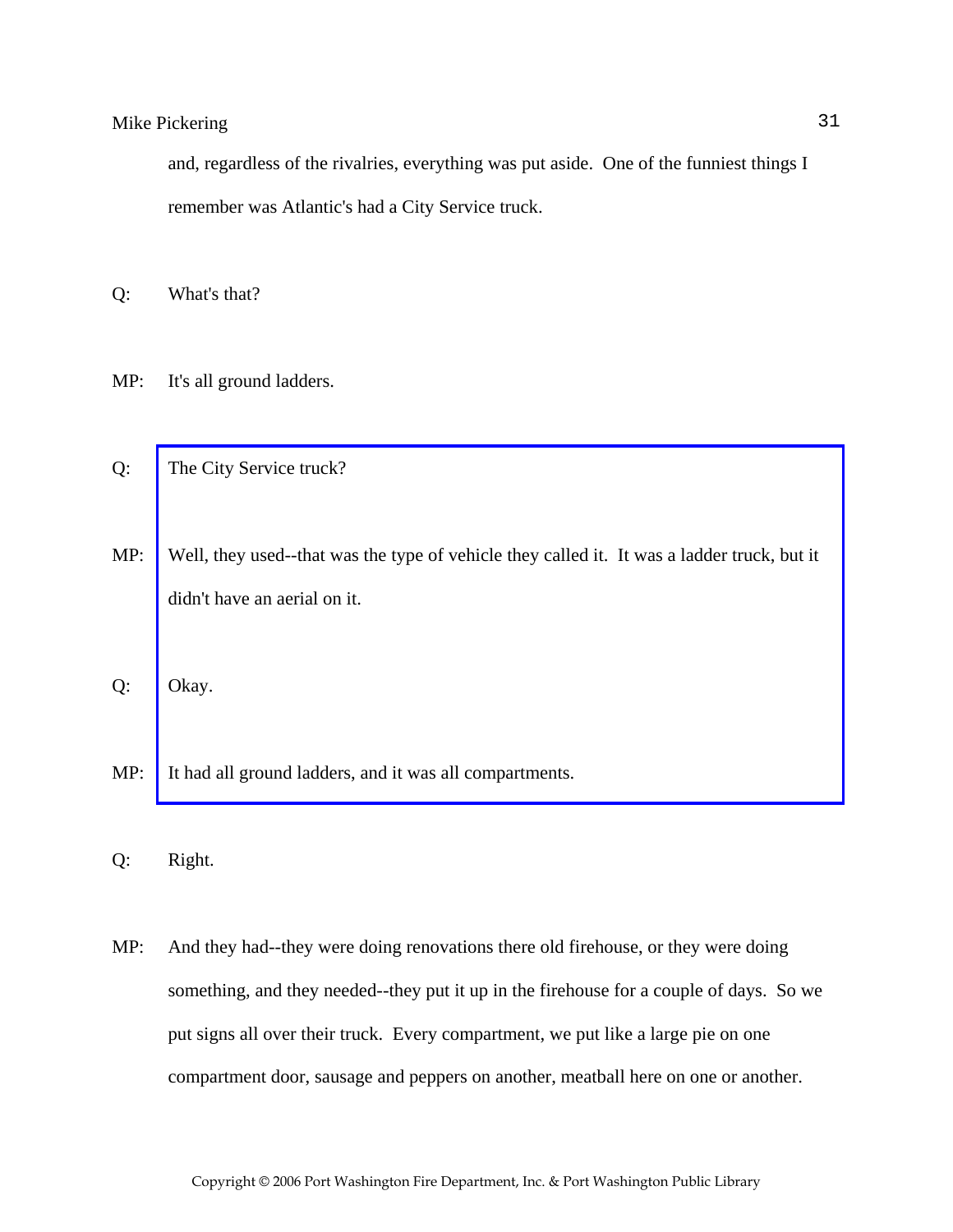and, regardless of the rivalries, everything was put aside. One of the funniest things I remember was Atlantic's had a City Service truck.

Q: What's that?

MP: It's all ground ladders.

Q: The City Service truck?

MP: Well, they used--that was the type of vehicle they called it. It was a ladder truck, but it didn't have an aerial on it.

Q: Okay.

MP: It had all ground ladders, and it was all compartments.

Q: Right.

MP: And they had--they were doing renovations there old firehouse, or they were doing something, and they needed--they put it up in the firehouse for a couple of days. So we put signs all over their truck. Every compartment, we put like a large pie on one compartment door, sausage and peppers on another, meatball here on one or another.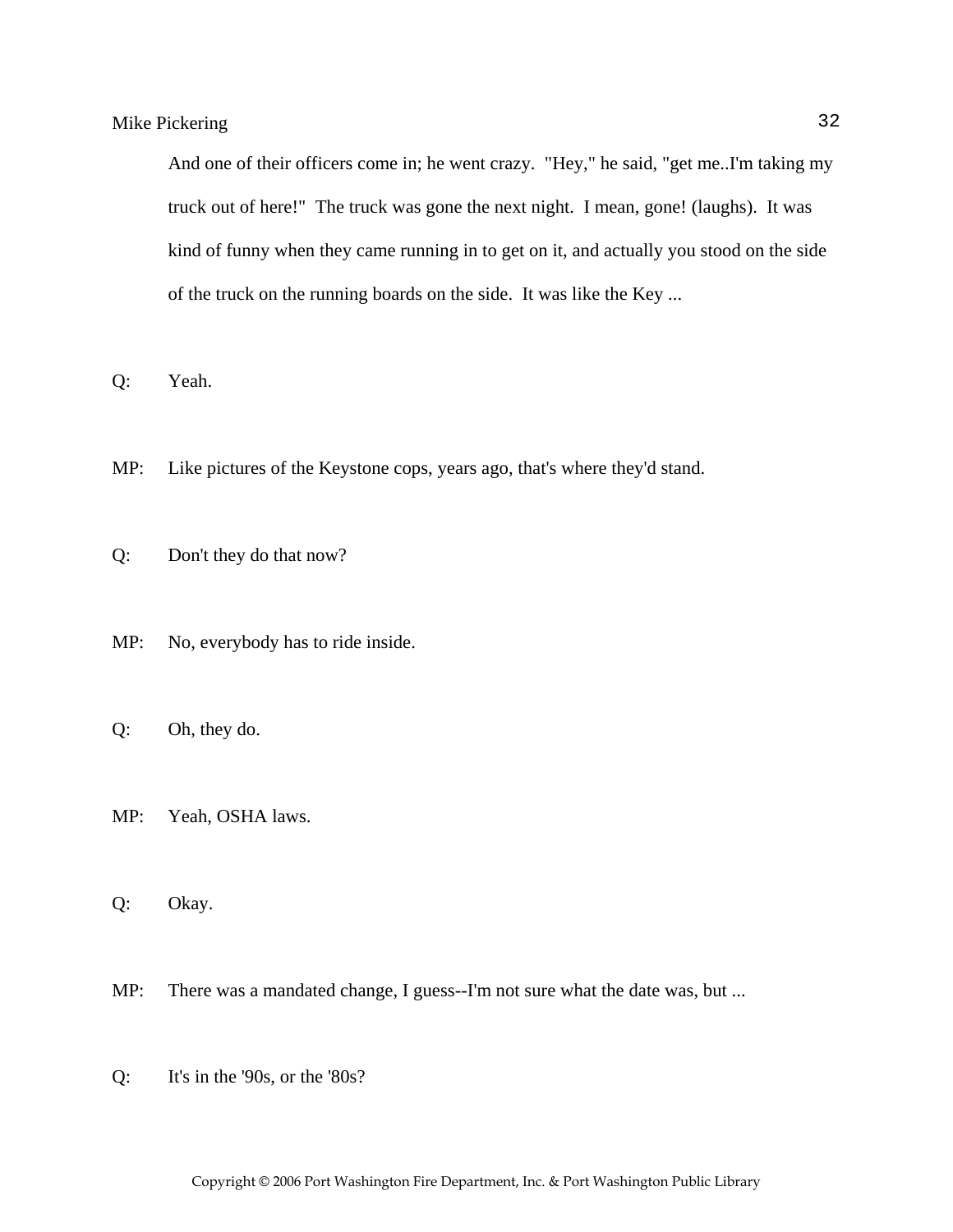And one of their officers come in; he went crazy. "Hey," he said, "get me..I'm taking my truck out of here!" The truck was gone the next night. I mean, gone! (laughs). It was kind of funny when they came running in to get on it, and actually you stood on the side of the truck on the running boards on the side. It was like the Key ...

Q: Yeah.

MP: Like pictures of the Keystone cops, years ago, that's where they'd stand.

Q: Don't they do that now?

MP: No, everybody has to ride inside.

Q: Oh, they do.

MP: Yeah, OSHA laws.

Q: Okay.

MP: There was a mandated change, I guess--I'm not sure what the date was, but ...

Q: It's in the '90s, or the '80s?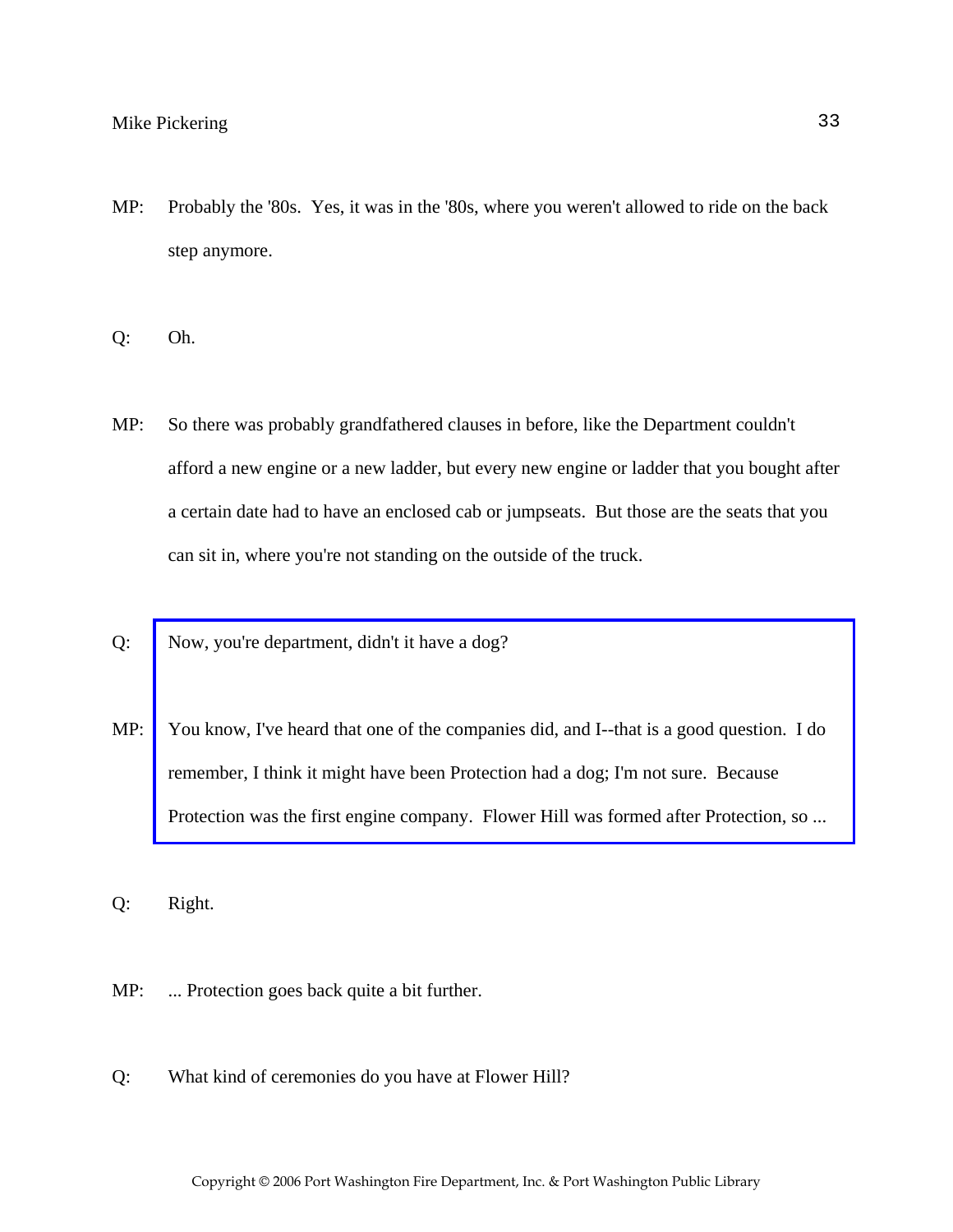MP: Probably the '80s. Yes, it was in the '80s, where you weren't allowed to ride on the back step anymore.

Q: Oh.

MP: So there was probably grandfathered clauses in before, like the Department couldn't afford a new engine or a new ladder, but every new engine or ladder that you bought after a certain date had to have an enclosed cab or jumpseats. But those are the seats that you can sit in, where you're not standing on the outside of the truck.

Q: Now, you're department, didn't it have a dog?

MP: You know, I've heard that one of the companies did, and I--that is a good question. I do remember, I think it might have been Protection had a dog; I'm not sure. Because Protection was the first engine company. Flower Hill was formed after Protection, so ...

Q: Right.

MP: ... Protection goes back quite a bit further.

Q: What kind of ceremonies do you have at Flower Hill?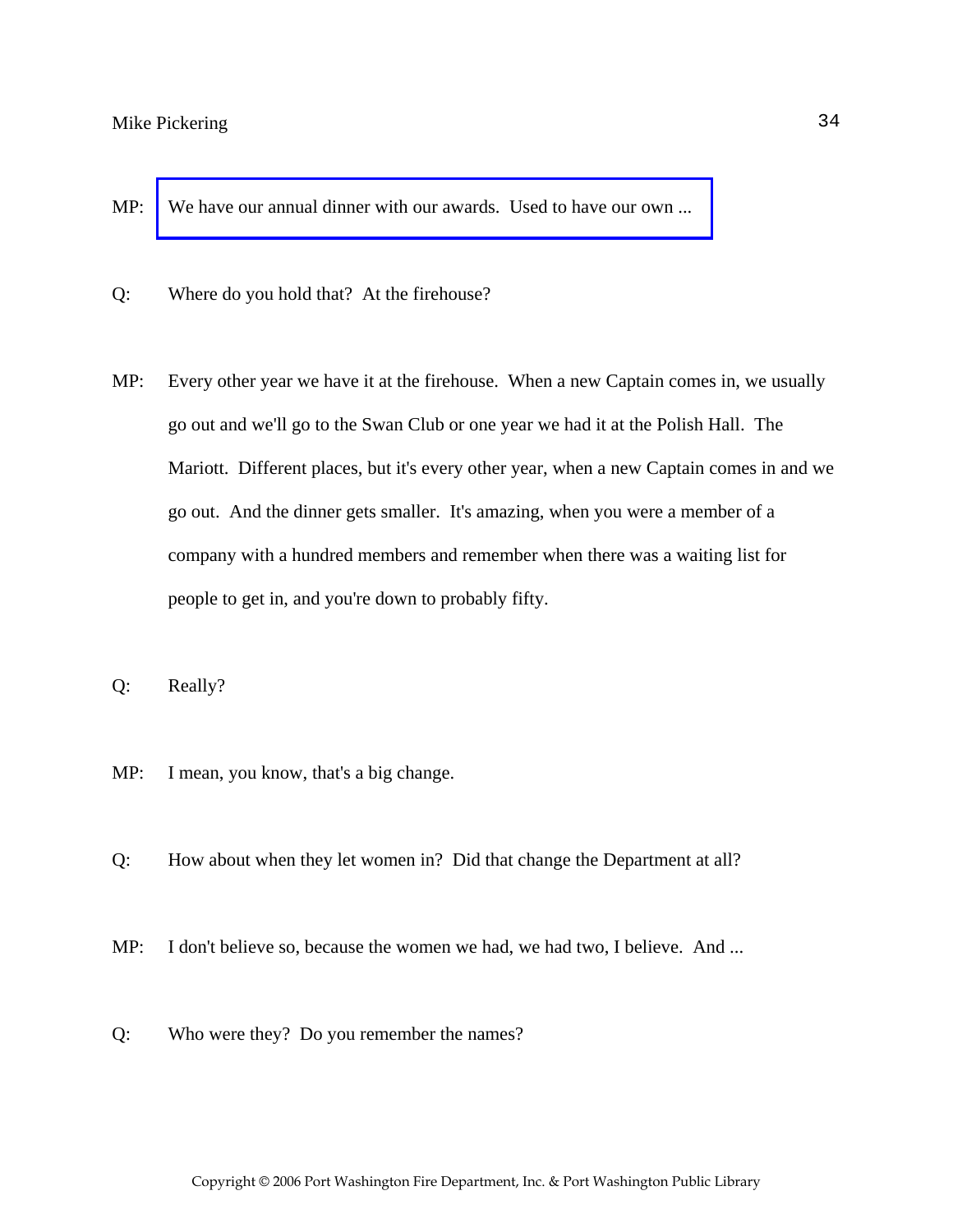MP: We have our annual dinner with our awards. Used to have our own ...

Q: Where do you hold that? At the firehouse?

MP: Every other year we have it at the firehouse. When a new Captain comes in, we usually go out and we'll go to the Swan Club or one year we had it at the Polish Hall. The Mariott. Different places, but it's every other year, when a new Captain comes in and we go out. And the dinner gets smaller. It's amazing, when you were a member of a company with a hundred members and remember when there was a waiting list for people to get in, and you're down to probably fifty.

Q: Really?

MP: I mean, you know, that's a big change.

Q: How about when they let women in? Did that change the Department at all?

MP: I don't believe so, because the women we had, we had two, I believe. And ...

Q: Who were they? Do you remember the names?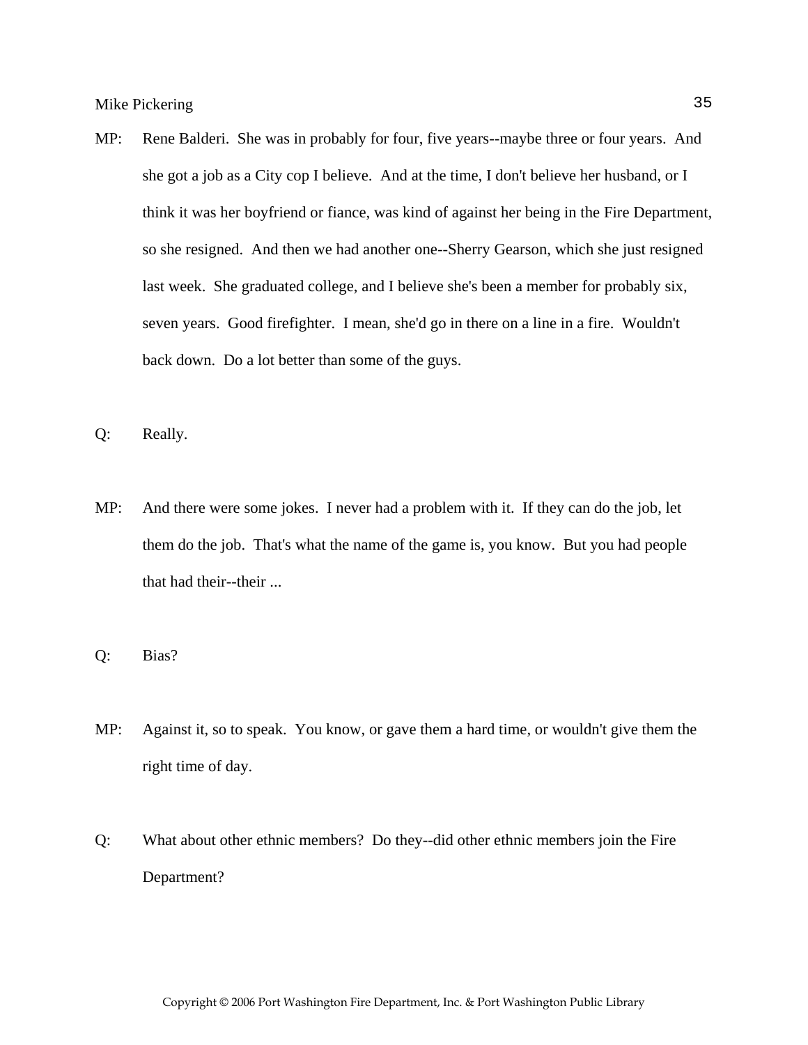MP: Rene Balderi. She was in probably for four, five years--maybe three or four years. And she got a job as a City cop I believe. And at the time, I don't believe her husband, or I think it was her boyfriend or fiance, was kind of against her being in the Fire Department, so she resigned. And then we had another one--Sherry Gearson, which she just resigned last week. She graduated college, and I believe she's been a member for probably six, seven years. Good firefighter. I mean, she'd go in there on a line in a fire. Wouldn't back down. Do a lot better than some of the guys.

Q: Really.

MP: And there were some jokes. I never had a problem with it. If they can do the job, let them do the job. That's what the name of the game is, you know. But you had people that had their--their ...

Q: Bias?

MP: Against it, so to speak. You know, or gave them a hard time, or wouldn't give them the right time of day.

Q: What about other ethnic members? Do they--did other ethnic members join the Fire Department?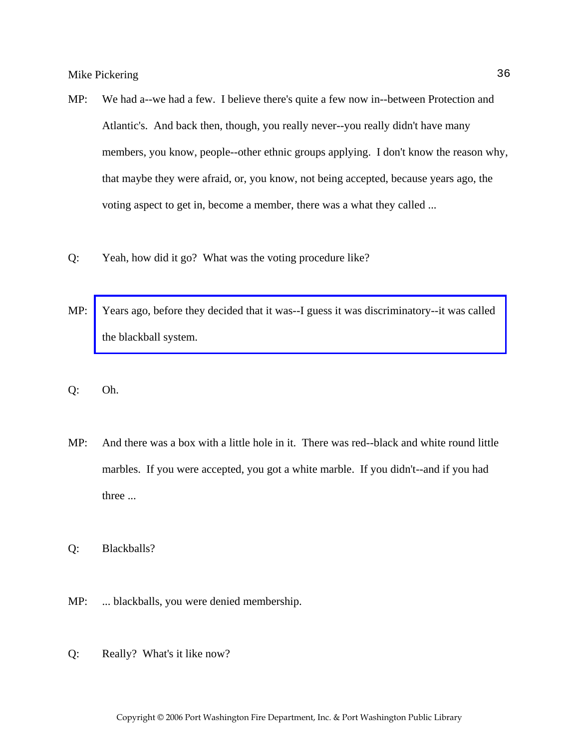MP: We had a--we had a few. I believe there's quite a few now in--between Protection and Atlantic's. And back then, though, you really never--you really didn't have many members, you know, people--other ethnic groups applying. I don't know the reason why, that maybe they were afraid, or, you know, not being accepted, because years ago, the voting aspect to get in, become a member, there was a what they called ...

Q: Yeah, how did it go? What was the voting procedure like?

MP: Years ago, before they decided that it was--I guess it was discriminatory--it was called the blackball system.

Q: Oh.

MP: And there was a box with a little hole in it. There was red--black and white round little marbles. If you were accepted, you got a white marble. If you didn't--and if you had three ...

Q: Blackballs?

MP: ... blackballs, you were denied membership.

Q: Really? What's it like now?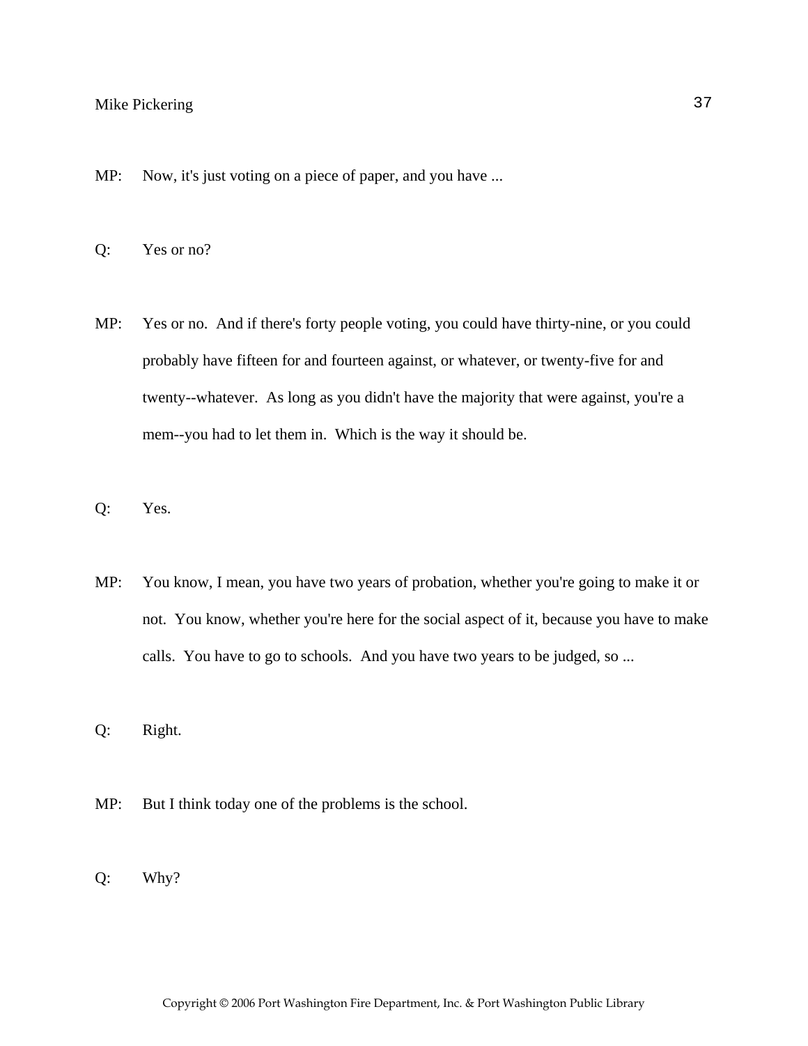MP: Now, it's just voting on a piece of paper, and you have ...

Q: Yes or no?

MP: Yes or no. And if there's forty people voting, you could have thirty-nine, or you could probably have fifteen for and fourteen against, or whatever, or twenty-five for and twenty--whatever. As long as you didn't have the majority that were against, you're a mem--you had to let them in. Which is the way it should be.

Q: Yes.

MP: You know, I mean, you have two years of probation, whether you're going to make it or not. You know, whether you're here for the social aspect of it, because you have to make calls. You have to go to schools. And you have two years to be judged, so ...

Q: Right.

MP: But I think today one of the problems is the school.

Q: Why?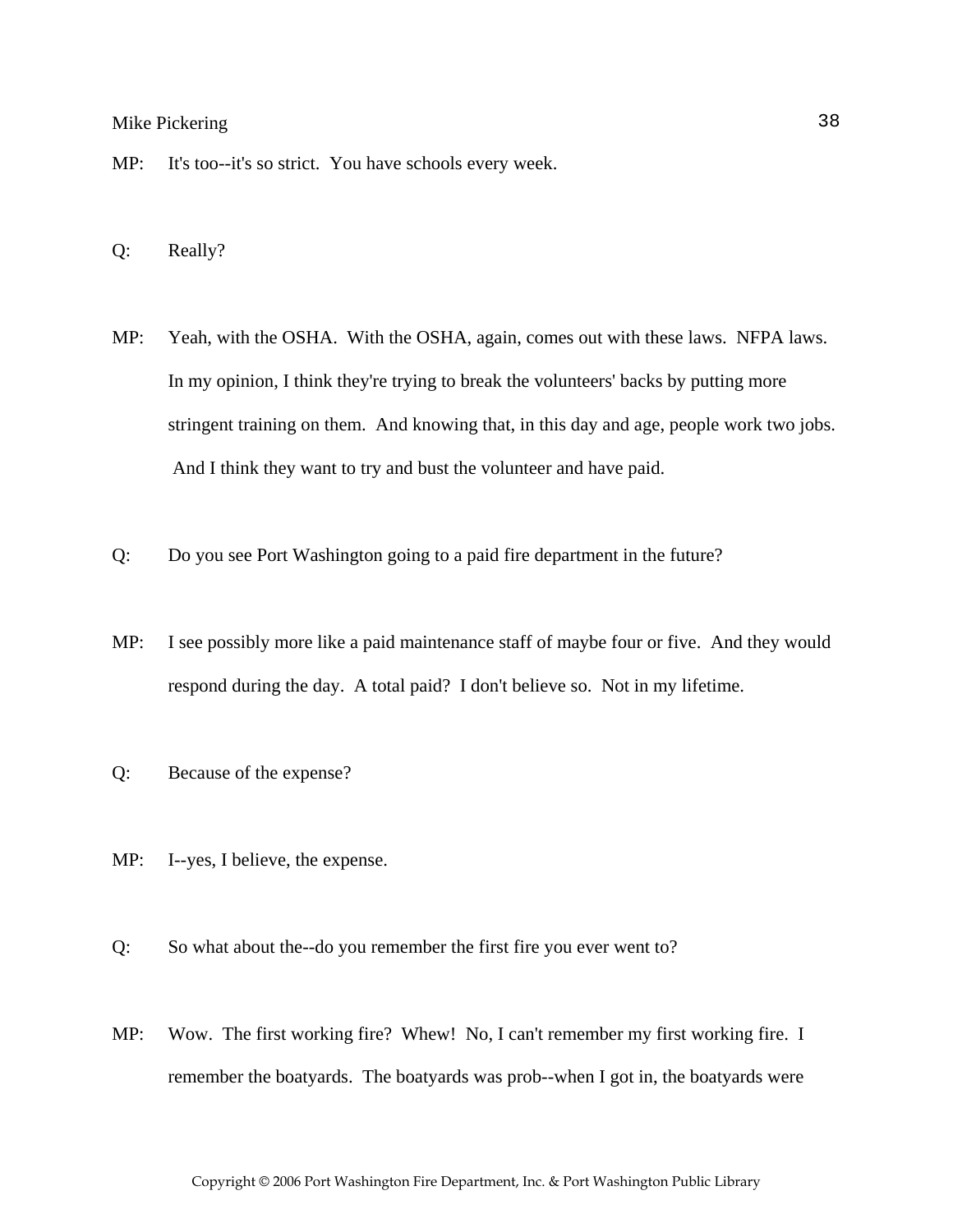MP: It's too--it's so strict. You have schools every week.

Q: Really?

MP: Yeah, with the OSHA. With the OSHA, again, comes out with these laws. NFPA laws. In my opinion, I think they're trying to break the volunteers' backs by putting more stringent training on them. And knowing that, in this day and age, people work two jobs. And I think they want to try and bust the volunteer and have paid.

Q: Do you see Port Washington going to a paid fire department in the future?

MP: I see possibly more like a paid maintenance staff of maybe four or five. And they would respond during the day. A total paid? I don't believe so. Not in my lifetime.

Q: Because of the expense?

MP: I--yes, I believe, the expense.

Q: So what about the--do you remember the first fire you ever went to?

MP: Wow. The first working fire? Whew! No, I can't remember my first working fire. I remember the boatyards. The boatyards was prob--when I got in, the boatyards were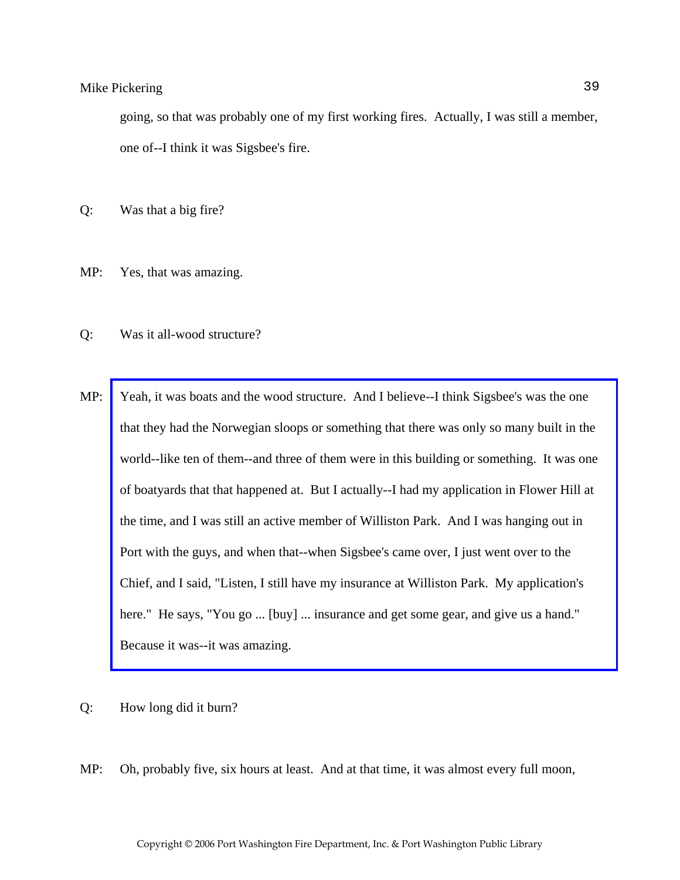going, so that was probably one of my first working fires. Actually, I was still a member, one of--I think it was Sigsbee's fire.

Q: Was that a big fire?

MP: Yes, that was amazing.

Q: Was it all-wood structure?

MP: Yeah, it was boats and the wood structure. And I believe--I think Sigsbee's was the one that they had the Norwegian sloops or something that there was only so many built in the world--like ten of them--and three of them were in this building or something. It was one of boatyards that that happened at. But I actually--I had my application in Flower Hill at the time, and I was still an active member of Williston Park. And I was hanging out in Port with the guys, and when that--when Sigsbee's came over, I just went over to the Chief, and I said, "Listen, I still have my insurance at Williston Park. My application's here." He says, "You go ... [buy] ... insurance and get some gear, and give us a hand." Because it was--it was amazing.

Q: How long did it burn?

MP: Oh, probably five, six hours at least. And at that time, it was almost every full moon,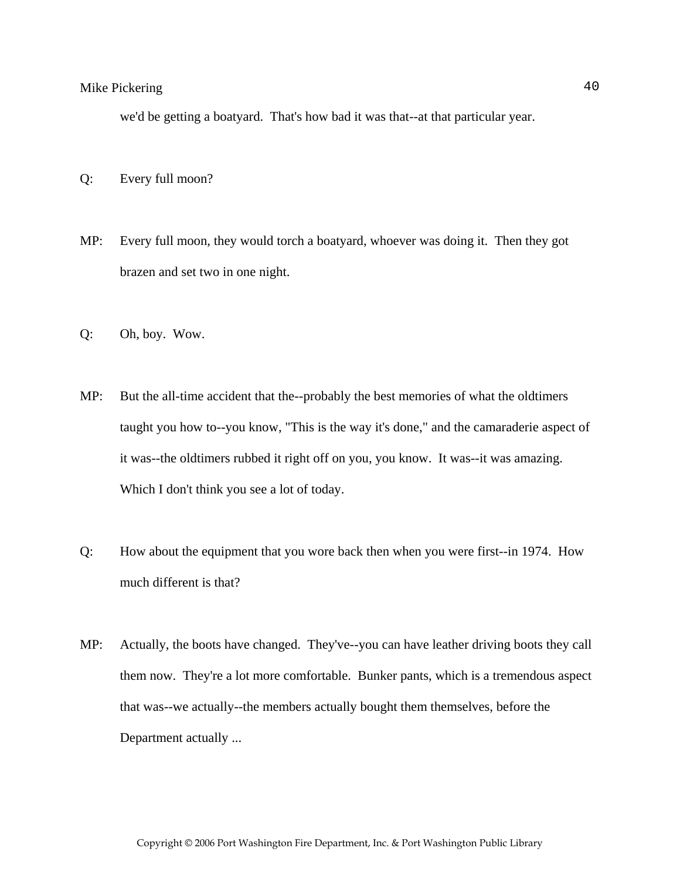we'd be getting a boatyard. That's how bad it was that--at that particular year.

Q: Every full moon?

MP: Every full moon, they would torch a boatyard, whoever was doing it. Then they got brazen and set two in one night.

Q: Oh, boy. Wow.

MP: But the all-time accident that the--probably the best memories of what the oldtimers taught you how to--you know, "This is the way it's done," and the camaraderie aspect of it was--the oldtimers rubbed it right off on you, you know. It was--it was amazing. Which I don't think you see a lot of today.

Q: How about the equipment that you wore back then when you were first--in 1974. How much different is that?

MP: Actually, the boots have changed. They've--you can have leather driving boots they call them now. They're a lot more comfortable. Bunker pants, which is a tremendous aspect that was--we actually--the members actually bought them themselves, before the Department actually ...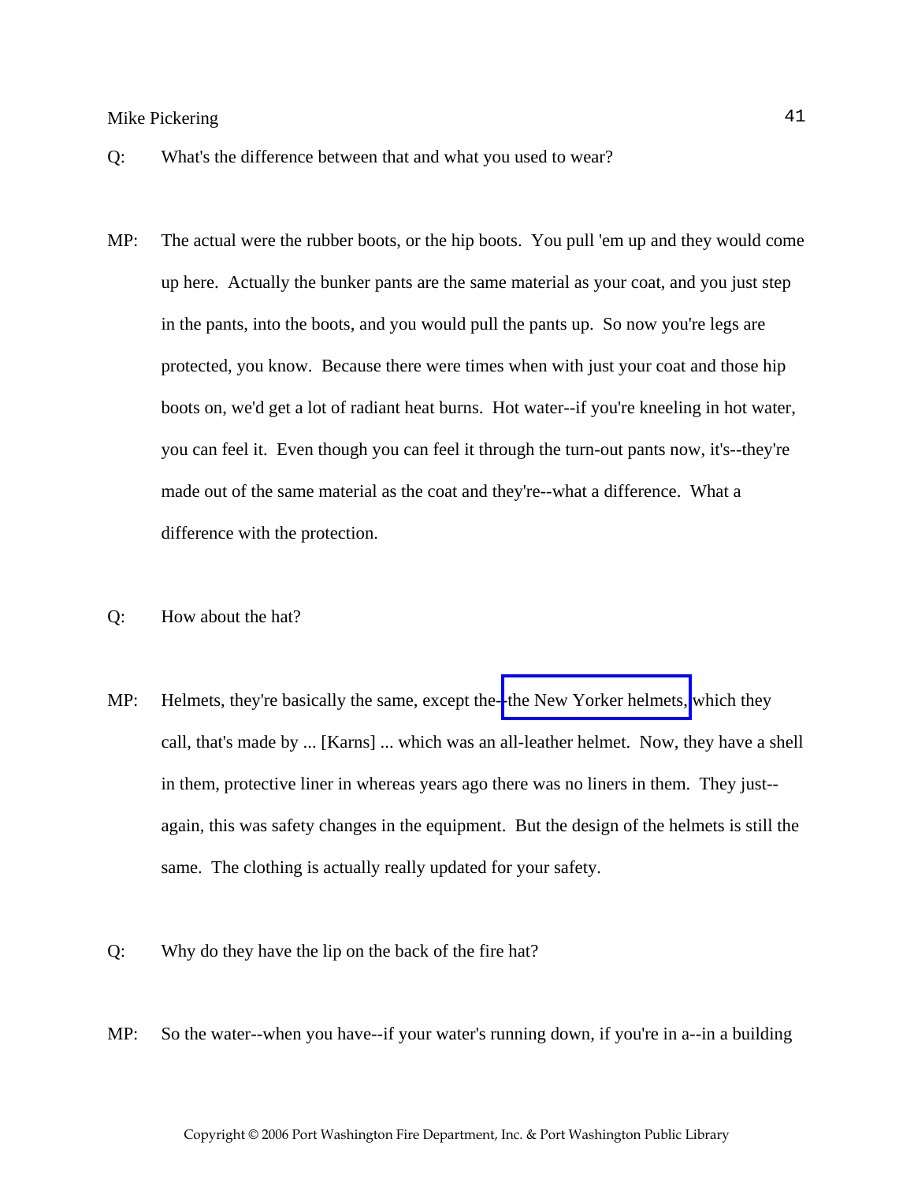Q: What's the difference between that and what you used to wear?

MP: The actual were the rubber boots, or the hip boots. You pull 'em up and they would come up here. Actually the bunker pants are the same material as your coat, and you just step in the pants, into the boots, and you would pull the pants up. So now you're legs are protected, you know. Because there were times when with just your coat and those hip boots on, we'd get a lot of radiant heat burns. Hot water--if you're kneeling in hot water, you can feel it. Even though you can feel it through the turn-out pants now, it's--they're made out of the same material as the coat and they're--what a difference. What a difference with the protection.

Q: How about the hat?

MP: Helmets, they're basically the same, except the--the New Yorker helmets, which they call, that's made by ... [Karns] ... which was an all-leather helmet. Now, they have a shell in them, protective liner in whereas years ago there was no liners in them. They just--again, this was safety changes in the equipment. But the design of the helmets is still the same. The clothing is actually really updated for your safety.

Q: Why do they have the lip on the back of the fire hat?

MP: So the water--when you have--if your water's running down, if you're in a--in a building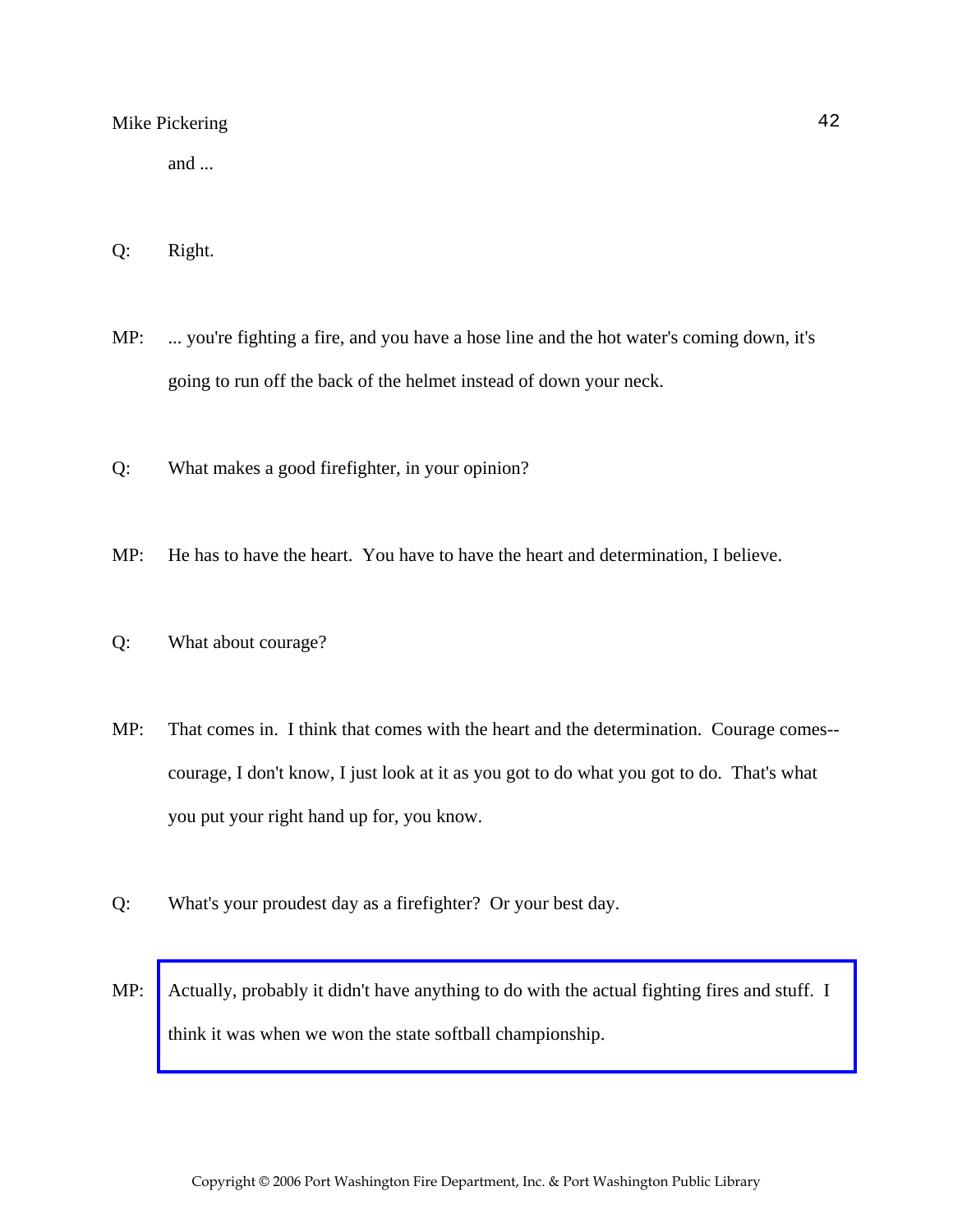and ...

Q: Right.

MP: ... you're fighting a fire, and you have a hose line and the hot water's coming down, it's going to run off the back of the helmet instead of down your neck.

Q: What makes a good firefighter, in your opinion?

MP: He has to have the heart. You have to have the heart and determination, I believe.

Q: What about courage?

MP: That comes in. I think that comes with the heart and the determination. Courage comes--courage, I don't know, I just look at it as you got to do what you got to do. That's what you put your right hand up for, you know.

Q: What's your proudest day as a firefighter? Or your best day.

MP: Actually, probably it didn't have anything to do with the actual fighting fires and stuff. I think it was when we won the state softball championship.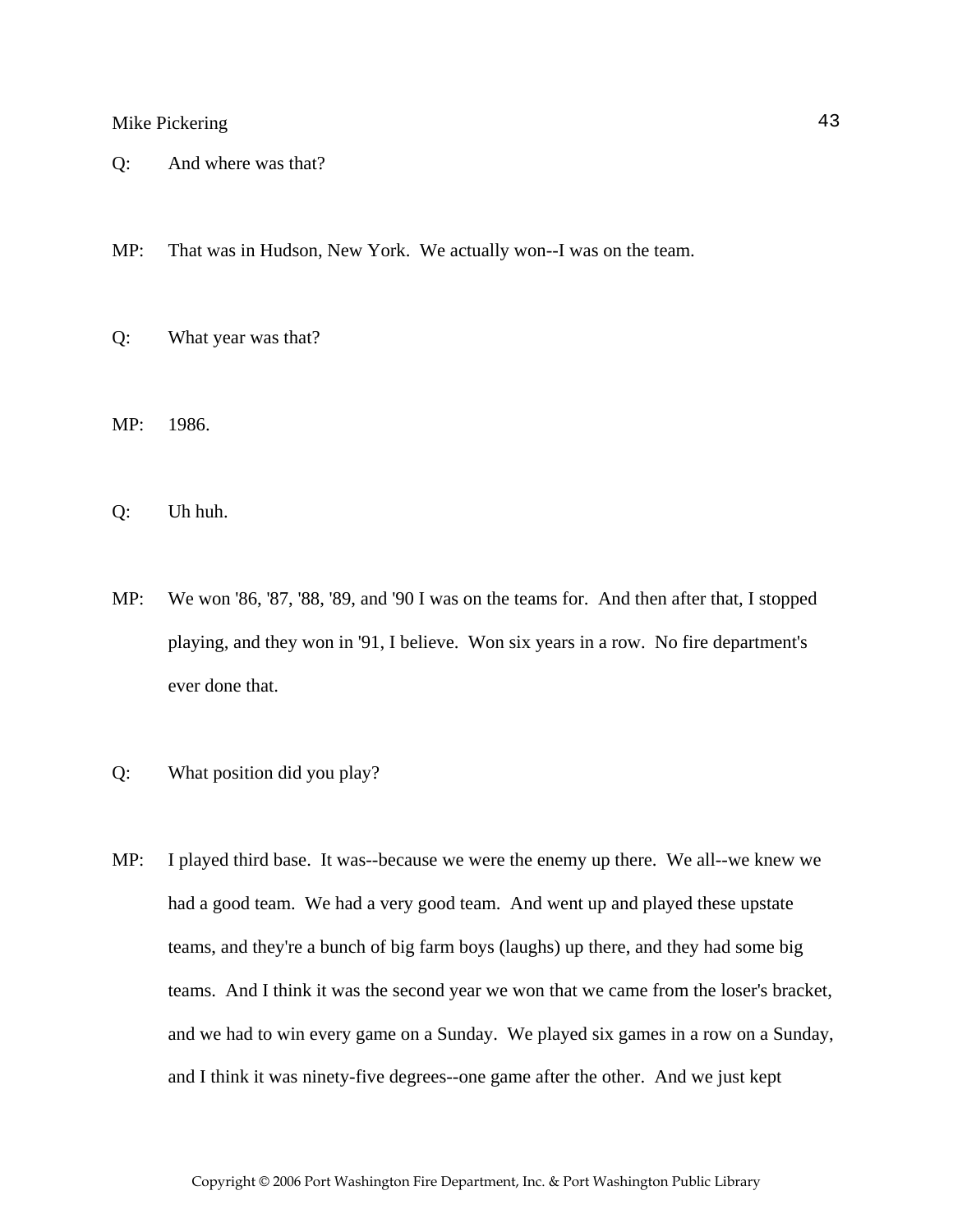Q: And where was that?

MP: That was in Hudson, New York. We actually won--I was on the team.

Q: What year was that?

MP: 1986.

Q: Uh huh.

MP: We won '86, '87, '88, '89, and '90 I was on the teams for. And then after that, I stopped playing, and they won in '91, I believe. Won six years in a row. No fire department's ever done that.

Q: What position did you play?

MP: I played third base. It was--because we were the enemy up there. We all--we knew we had a good team. We had a very good team. And went up and played these upstate teams, and they're a bunch of big farm boys (laughs) up there, and they had some big teams. And I think it was the second year we won that we came from the loser's bracket, and we had to win every game on a Sunday. We played six games in a row on a Sunday, and I think it was ninety-five degrees--one game after the other. And we just kept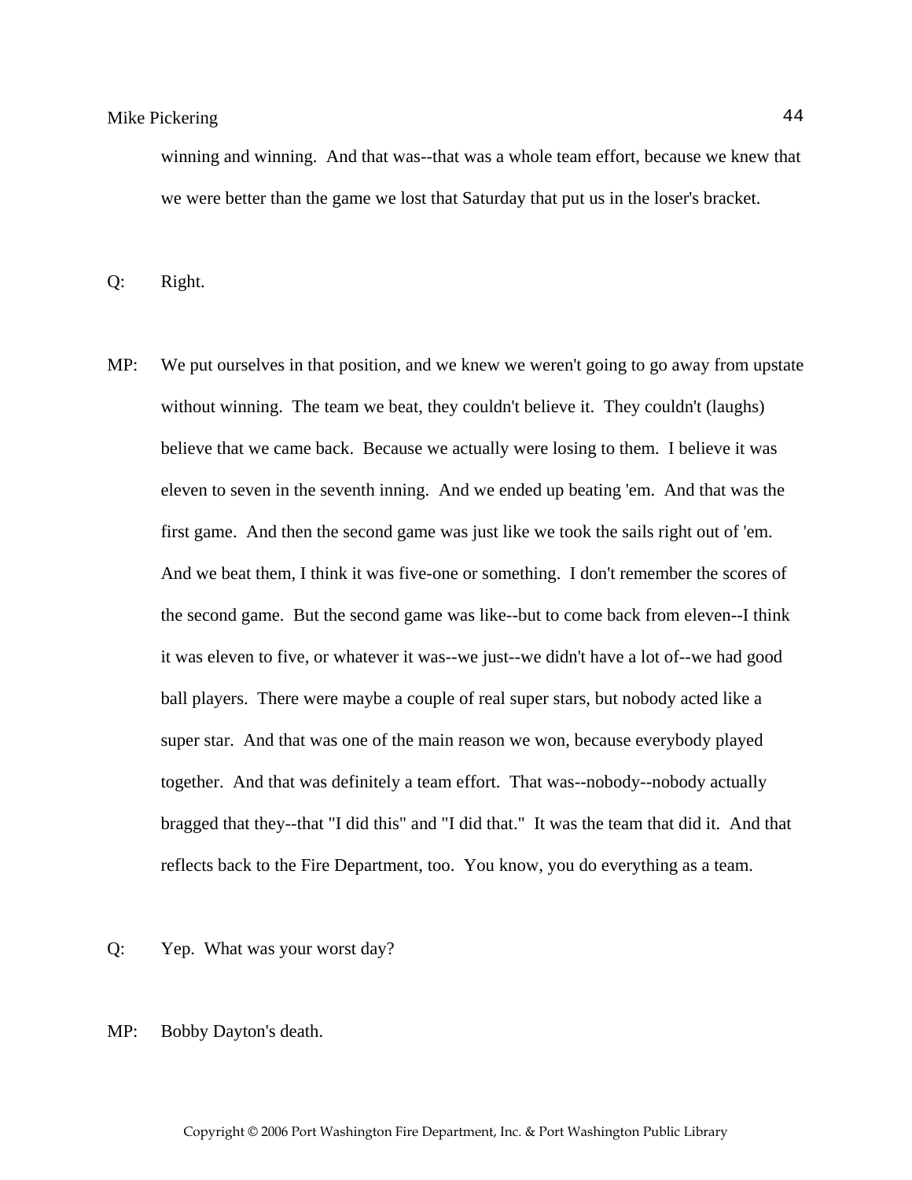winning and winning. And that was--that was a whole team effort, because we knew that we were better than the game we lost that Saturday that put us in the loser's bracket.

Q: Right.

MP: We put ourselves in that position, and we knew we weren't going to go away from upstate without winning. The team we beat, they couldn't believe it. They couldn't (laughs) believe that we came back. Because we actually were losing to them. I believe it was eleven to seven in the seventh inning. And we ended up beating 'em. And that was the first game. And then the second game was just like we took the sails right out of 'em. And we beat them, I think it was five-one or something. I don't remember the scores of the second game. But the second game was like--but to come back from eleven--I think it was eleven to five, or whatever it was--we just--we didn't have a lot of--we had good ball players. There were maybe a couple of real super stars, but nobody acted like a super star. And that was one of the main reason we won, because everybody played together. And that was definitely a team effort. That was--nobody--nobody actually bragged that they--that "I did this" and "I did that." It was the team that did it. And that reflects back to the Fire Department, too. You know, you do everything as a team.

Q: Yep. What was your worst day?

MP: Bobby Dayton's death.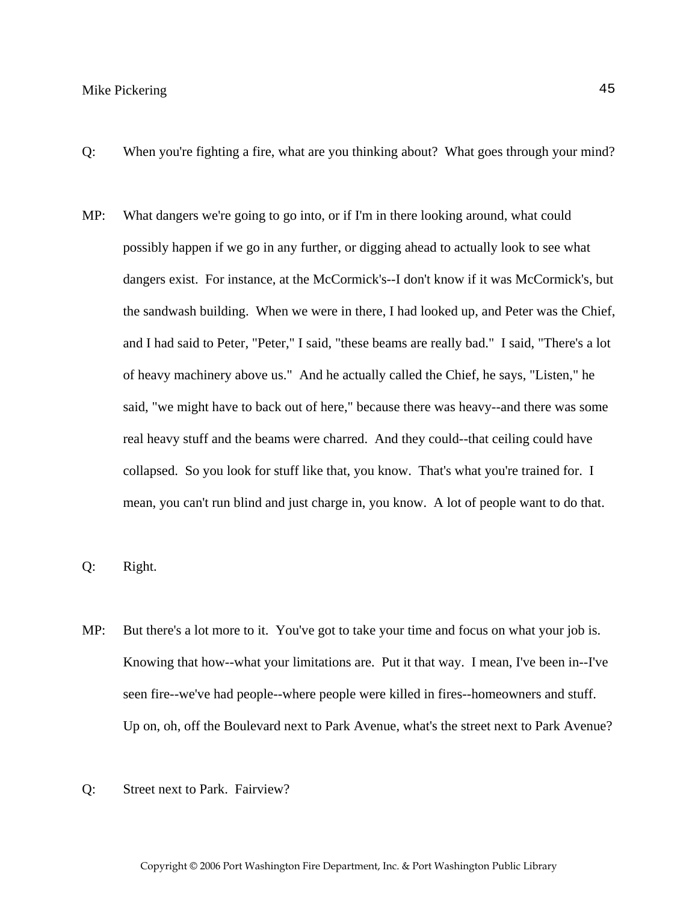Q: When you're fighting a fire, what are you thinking about? What goes through your mind?

MP: What dangers we're going to go into, or if I'm in there looking around, what could possibly happen if we go in any further, or digging ahead to actually look to see what dangers exist. For instance, at the McCormick's--I don't know if it was McCormick's, but the sandwash building. When we were in there, I had looked up, and Peter was the Chief, and I had said to Peter, "Peter," I said, "these beams are really bad." I said, "There's a lot of heavy machinery above us." And he actually called the Chief, he says, "Listen," he said, "we might have to back out of here," because there was heavy--and there was some real heavy stuff and the beams were charred. And they could--that ceiling could have collapsed. So you look for stuff like that, you know. That's what you're trained for. I mean, you can't run blind and just charge in, you know. A lot of people want to do that.

Q: Right.

MP: But there's a lot more to it. You've got to take your time and focus on what your job is. Knowing that how--what your limitations are. Put it that way. I mean, I've been in--I've seen fire--we've had people--where people were killed in fires--homeowners and stuff. Up on, oh, off the Boulevard next to Park Avenue, what's the street next to Park Avenue?

Q: Street next to Park. Fairview?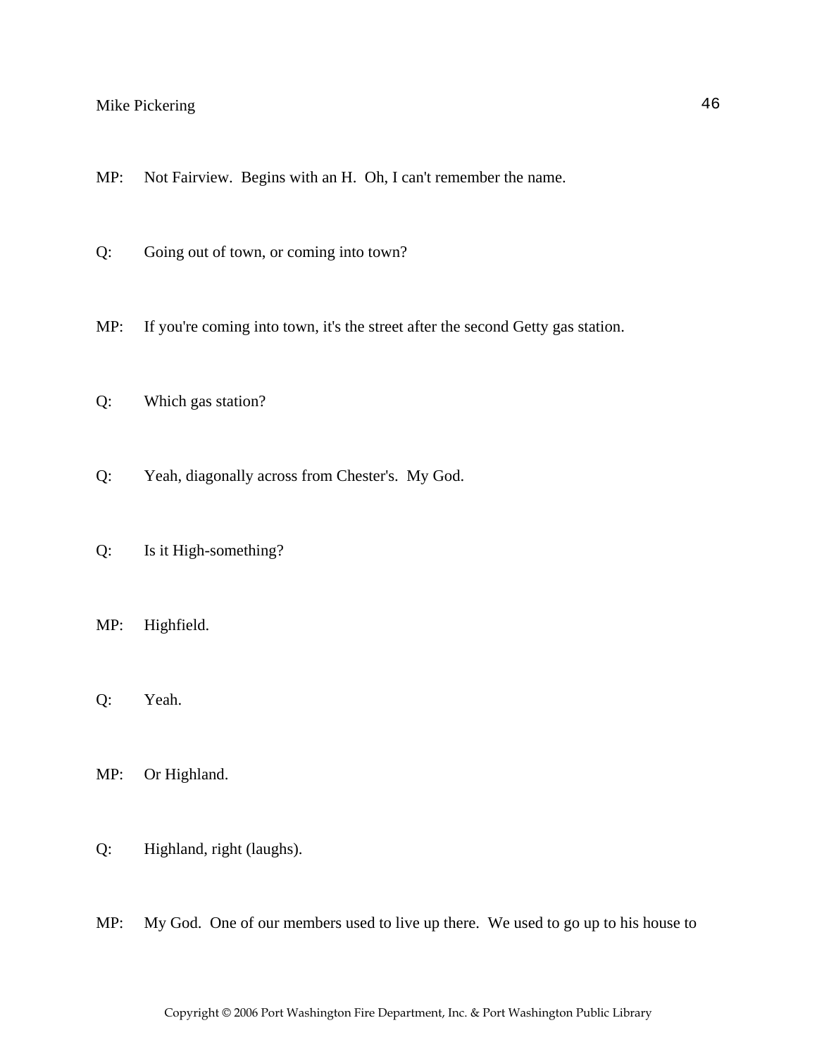MP: Not Fairview. Begins with an H. Oh, I can't remember the name.

Q: Going out of town, or coming into town?

MP: If you're coming into town, it's the street after the second Getty gas station.

Q: Which gas station?

Q: Yeah, diagonally across from Chester's. My God.

Q: Is it High-something?

MP: Highfield.

Q: Yeah.

MP: Or Highland.

Q: Highland, right (laughs).

MP: My God. One of our members used to live up there. We used to go up to his house to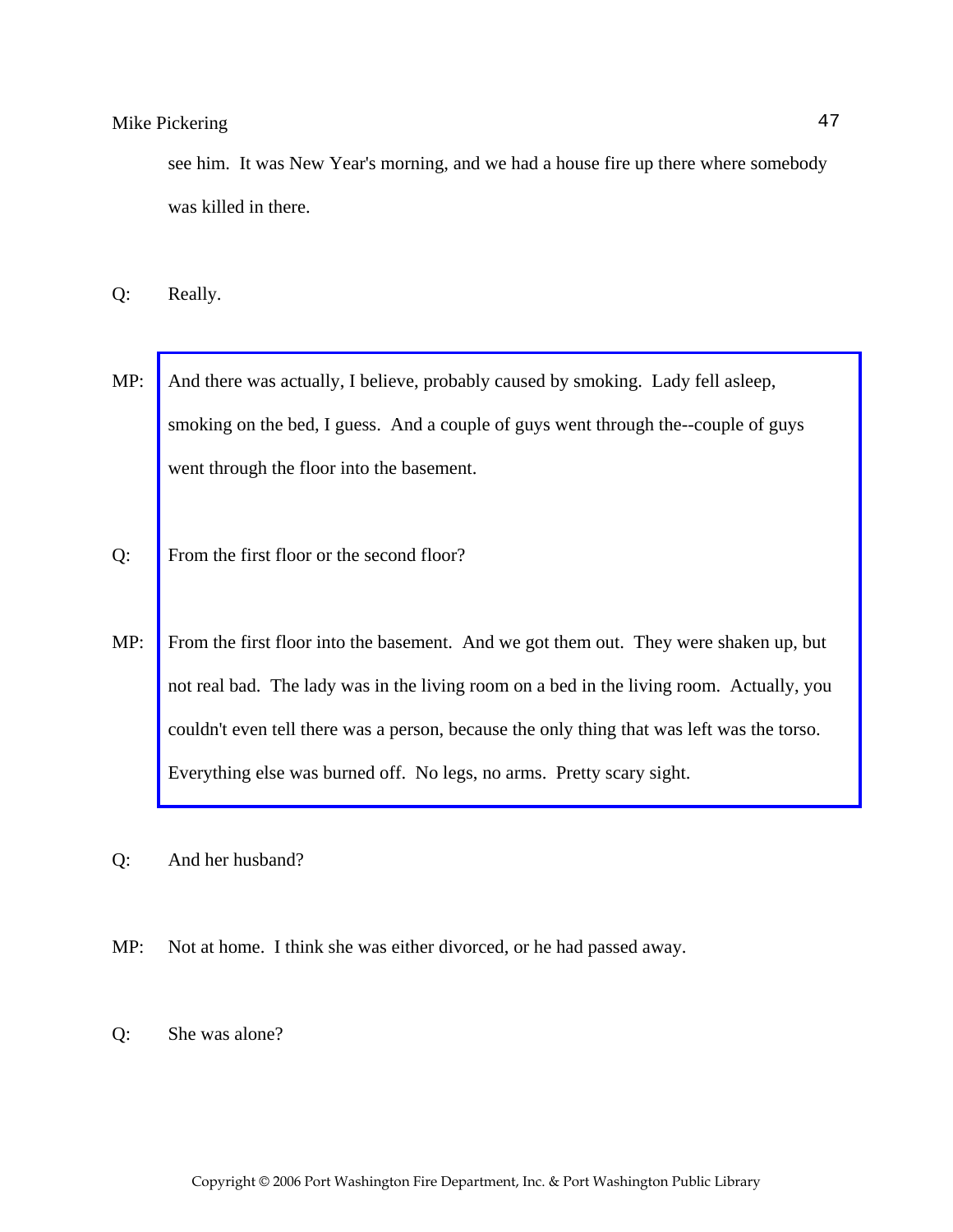see him. It was New Year's morning, and we had a house fire up there where somebody was killed in there.

Q: Really.

MP: And there was actually, I believe, probably caused by smoking. Lady fell asleep, smoking on the bed, I guess. And a couple of guys went through the--couple of guys went through the floor into the basement.

Q: From the first floor or the second floor?

MP: From the first floor into the basement. And we got them out. They were shaken up, but not real bad. The lady was in the living room on a bed in the living room. Actually, you couldn't even tell there was a person, because the only thing that was left was the torso. Everything else was burned off. No legs, no arms. Pretty scary sight.

Q: And her husband?

MP: Not at home. I think she was either divorced, or he had passed away.

Q: She was alone?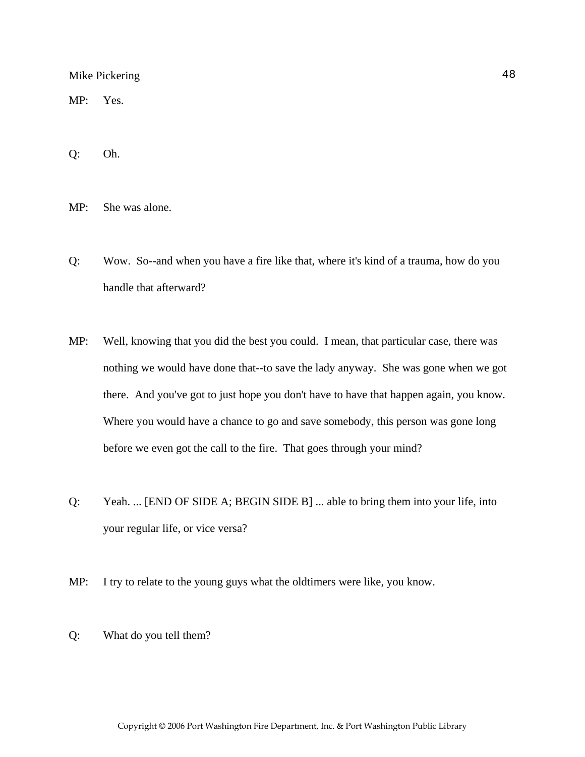MP: Yes.

Q: Oh.

MP: She was alone.

Q: Wow. So--and when you have a fire like that, where it's kind of a trauma, how do you handle that afterward?

MP: Well, knowing that you did the best you could. I mean, that particular case, there was nothing we would have done that--to save the lady anyway. She was gone when we got there. And you've got to just hope you don't have to have that happen again, you know. Where you would have a chance to go and save somebody, this person was gone long before we even got the call to the fire. That goes through your mind?

Q: Yeah. ... [END OF SIDE A; BEGIN SIDE B] ... able to bring them into your life, into your regular life, or vice versa?

MP: I try to relate to the young guys what the oldtimers were like, you know.

Q: What do you tell them?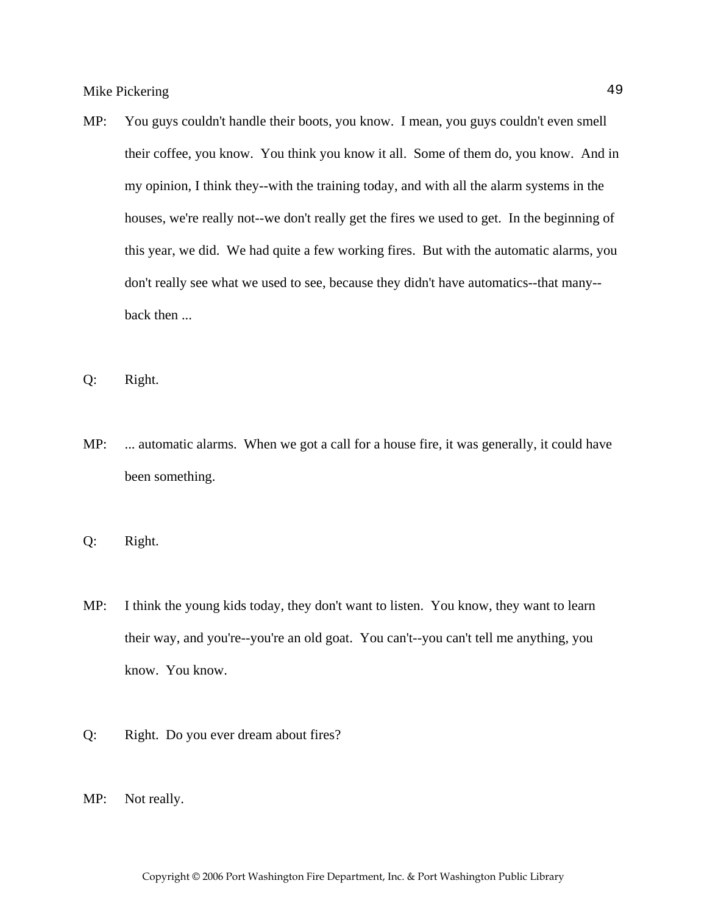MP: You guys couldn't handle their boots, you know. I mean, you guys couldn't even smell their coffee, you know. You think you know it all. Some of them do, you know. And in my opinion, I think they--with the training today, and with all the alarm systems in the houses, we're really not--we don't really get the fires we used to get. In the beginning of this year, we did. We had quite a few working fires. But with the automatic alarms, you don't really see what we used to see, because they didn't have automatics--that many--back then ...

Q: Right.

MP: ... automatic alarms. When we got a call for a house fire, it was generally, it could have been something.

Q: Right.

MP: I think the young kids today, they don't want to listen. You know, they want to learn their way, and you're--you're an old goat. You can't--you can't tell me anything, you know. You know.

Q: Right. Do you ever dream about fires?

MP: Not really.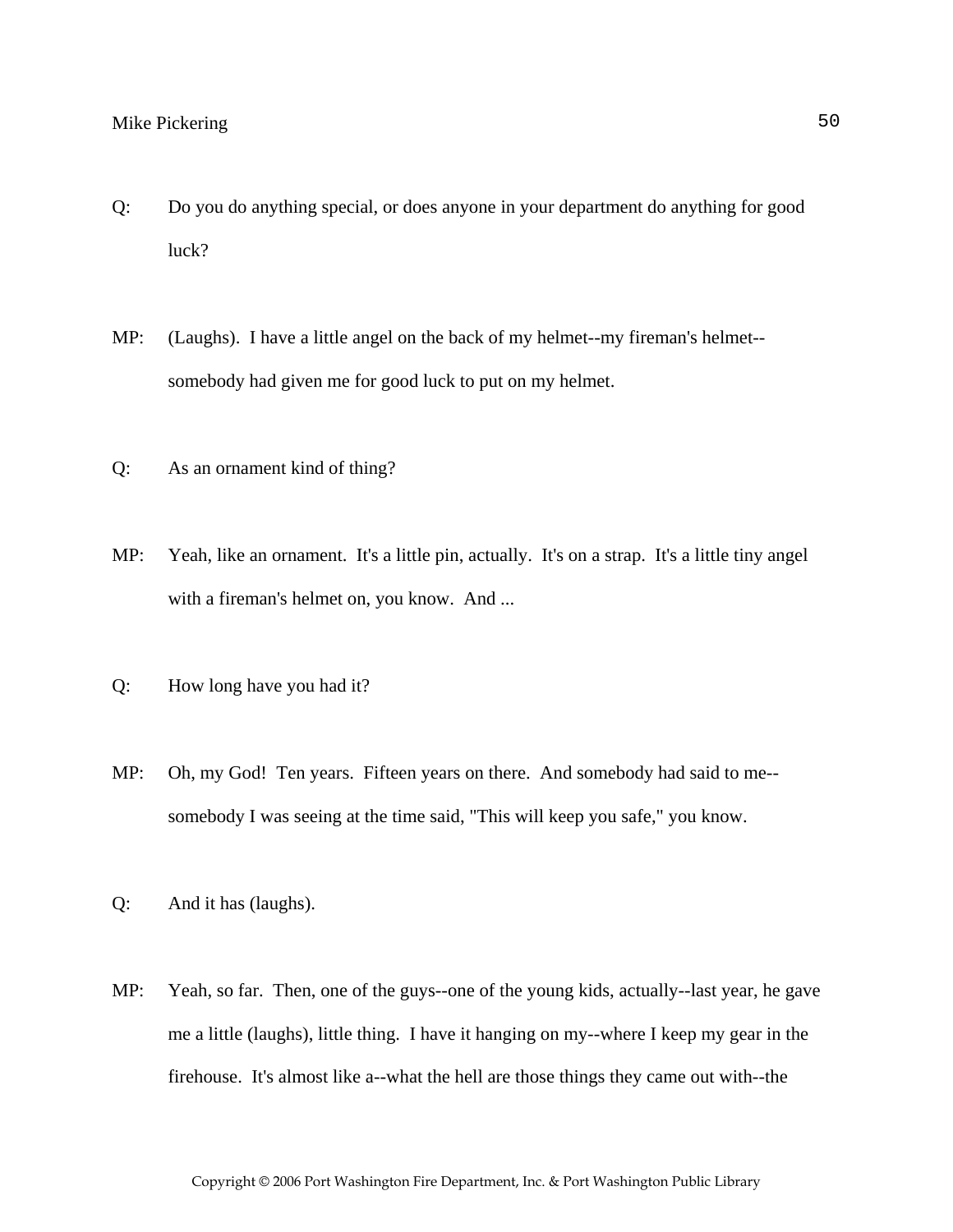Q: Do you do anything special, or does anyone in your department do anything for good luck?

MP: (Laughs). I have a little angel on the back of my helmet--my fireman's helmet--somebody had given me for good luck to put on my helmet.

Q: As an ornament kind of thing?

MP: Yeah, like an ornament. It's a little pin, actually. It's on a strap. It's a little tiny angel with a fireman's helmet on, you know. And ...

Q: How long have you had it?

MP: Oh, my God! Ten years. Fifteen years on there. And somebody had said to me--somebody I was seeing at the time said, "This will keep you safe," you know.

Q: And it has (laughs).

MP: Yeah, so far. Then, one of the guys--one of the young kids, actually--last year, he gave me a little (laughs), little thing. I have it hanging on my--where I keep my gear in the firehouse. It's almost like a--what the hell are those things they came out with--the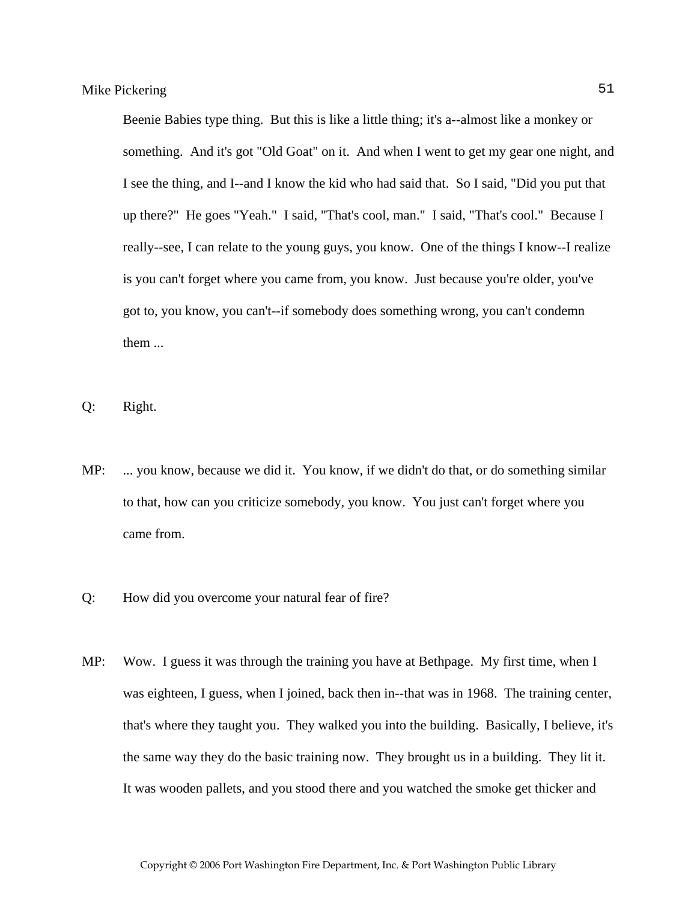Beenie Babies type thing. But this is like a little thing; it's a--almost like a monkey or something. And it's got "Old Goat" on it. And when I went to get my gear one night, and I see the thing, and I--and I know the kid who had said that. So I said, "Did you put that up there?" He goes "Yeah." I said, "That's cool, man." I said, "That's cool." Because I really--see, I can relate to the young guys, you know. One of the things I know--I realize is you can't forget where you came from, you know. Just because you're older, you've got to, you know, you can't--if somebody does something wrong, you can't condemn them ...

Q: Right.

MP: ... you know, because we did it. You know, if we didn't do that, or do something similar to that, how can you criticize somebody, you know. You just can't forget where you came from.

Q: How did you overcome your natural fear of fire?

MP: Wow. I guess it was through the training you have at Bethpage. My first time, when I was eighteen, I guess, when I joined, back then in--that was in 1968. The training center, that's where they taught you. They walked you into the building. Basically, I believe, it's the same way they do the basic training now. They brought us in a building. They lit it. It was wooden pallets, and you stood there and you watched the smoke get thicker and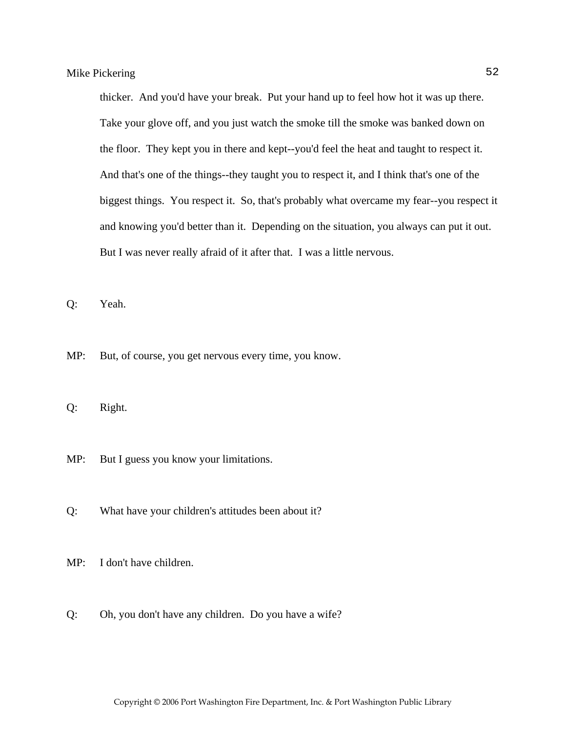thicker. And you'd have your break. Put your hand up to feel how hot it was up there. Take your glove off, and you just watch the smoke till the smoke was banked down on the floor. They kept you in there and kept--you'd feel the heat and taught to respect it. And that's one of the things--they taught you to respect it, and I think that's one of the biggest things. You respect it. So, that's probably what overcame my fear--you respect it and knowing you'd better than it. Depending on the situation, you always can put it out. But I was never really afraid of it after that. I was a little nervous.

Q: Yeah.

MP: But, of course, you get nervous every time, you know.

Q: Right.

MP: But I guess you know your limitations.

Q: What have your children's attitudes been about it?

MP: I don't have children.

Q: Oh, you don't have any children. Do you have a wife?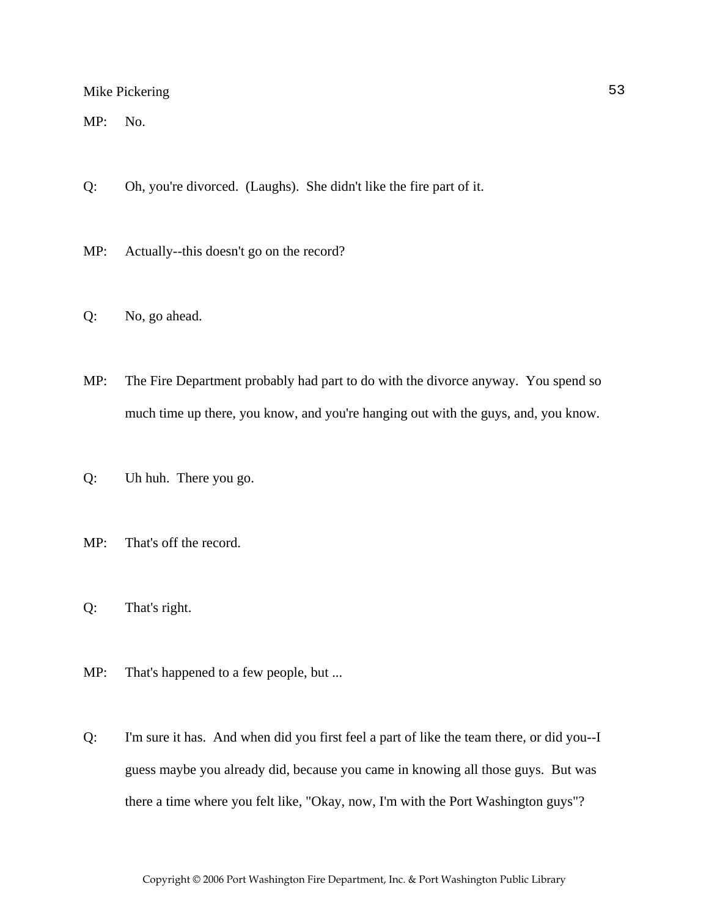MP: No.

Q: Oh, you're divorced. (Laughs). She didn't like the fire part of it.

MP: Actually--this doesn't go on the record?

Q: No, go ahead.

MP: The Fire Department probably had part to do with the divorce anyway. You spend so much time up there, you know, and you're hanging out with the guys, and, you know.

Q: Uh huh. There you go.

MP: That's off the record.

Q: That's right.

MP: That's happened to a few people, but ...

Q: I'm sure it has. And when did you first feel a part of like the team there, or did you--I guess maybe you already did, because you came in knowing all those guys. But was there a time where you felt like, "Okay, now, I'm with the Port Washington guys"?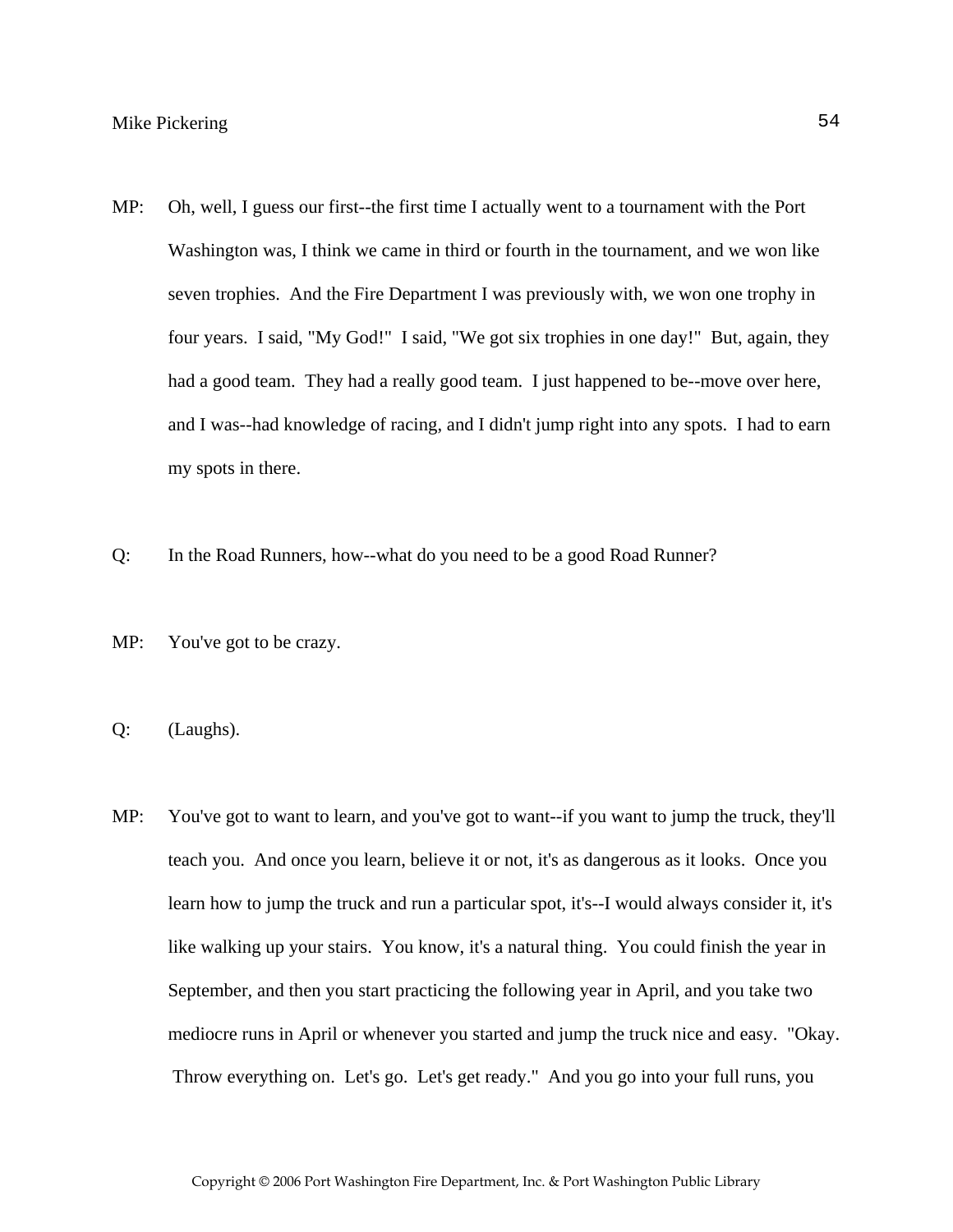MP: Oh, well, I guess our first--the first time I actually went to a tournament with the Port Washington was, I think we came in third or fourth in the tournament, and we won like seven trophies. And the Fire Department I was previously with, we won one trophy in four years. I said, "My God!" I said, "We got six trophies in one day!" But, again, they had a good team. They had a really good team. I just happened to be--move over here, and I was--had knowledge of racing, and I didn't jump right into any spots. I had to earn my spots in there.

Q: In the Road Runners, how--what do you need to be a good Road Runner?

MP: You've got to be crazy.

Q: (Laughs).

MP: You've got to want to learn, and you've got to want--if you want to jump the truck, they'll teach you. And once you learn, believe it or not, it's as dangerous as it looks. Once you learn how to jump the truck and run a particular spot, it's--I would always consider it, it's like walking up your stairs. You know, it's a natural thing. You could finish the year in September, and then you start practicing the following year in April, and you take two mediocre runs in April or whenever you started and jump the truck nice and easy. "Okay. Throw everything on. Let's go. Let's get ready." And you go into your full runs, you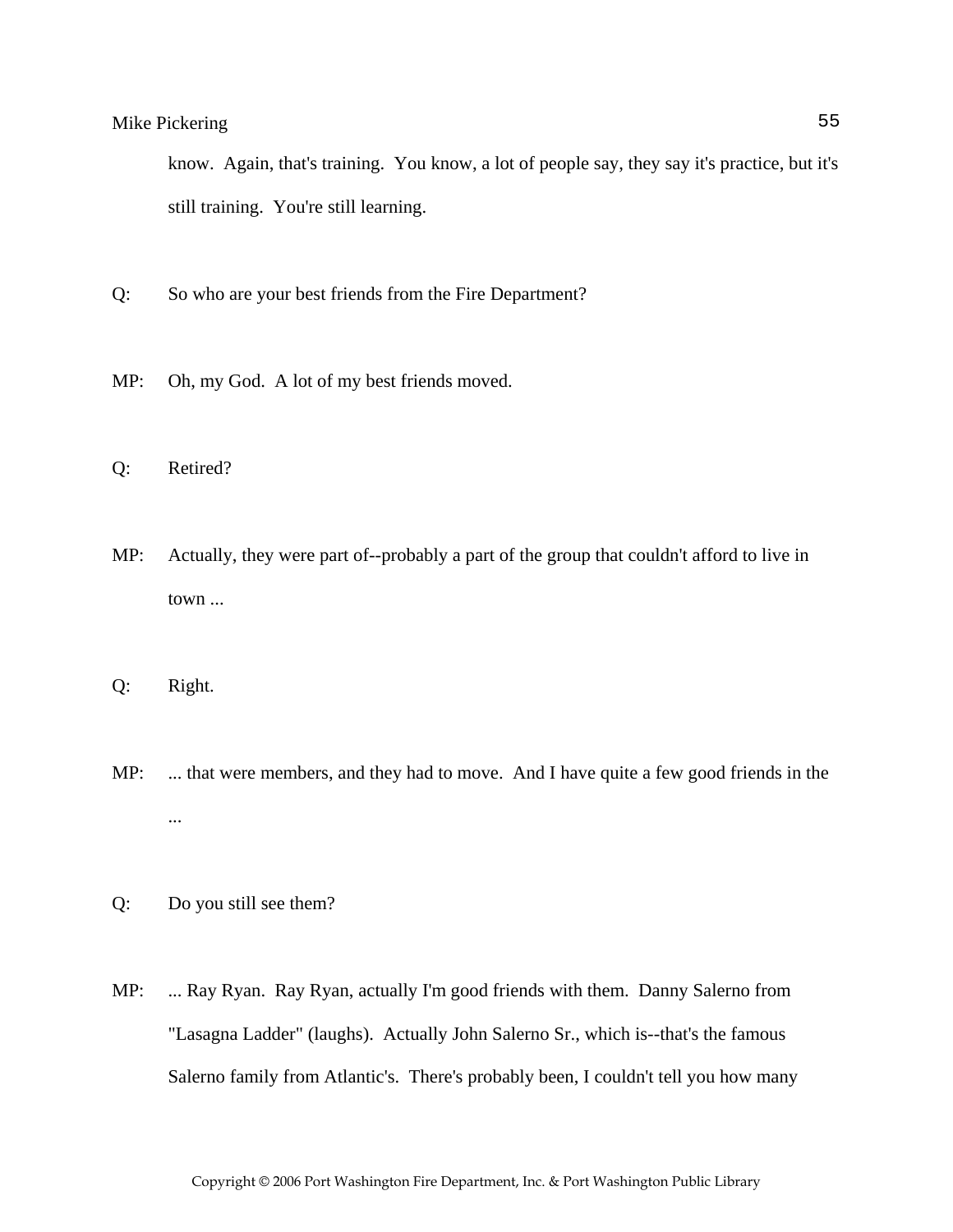know. Again, that's training. You know, a lot of people say, they say it's practice, but it's still training. You're still learning.

Q: So who are your best friends from the Fire Department?

MP: Oh, my God. A lot of my best friends moved.

Q: Retired?

MP: Actually, they were part of--probably a part of the group that couldn't afford to live in town ...

Q: Right.

MP: ... that were members, and they had to move. And I have quite a few good friends in the ...

Q: Do you still see them?

MP: ... Ray Ryan. Ray Ryan, actually I'm good friends with them. Danny Salerno from "Lasagna Ladder" (laughs). Actually John Salerno Sr., which is--that's the famous Salerno family from Atlantic's. There's probably been, I couldn't tell you how many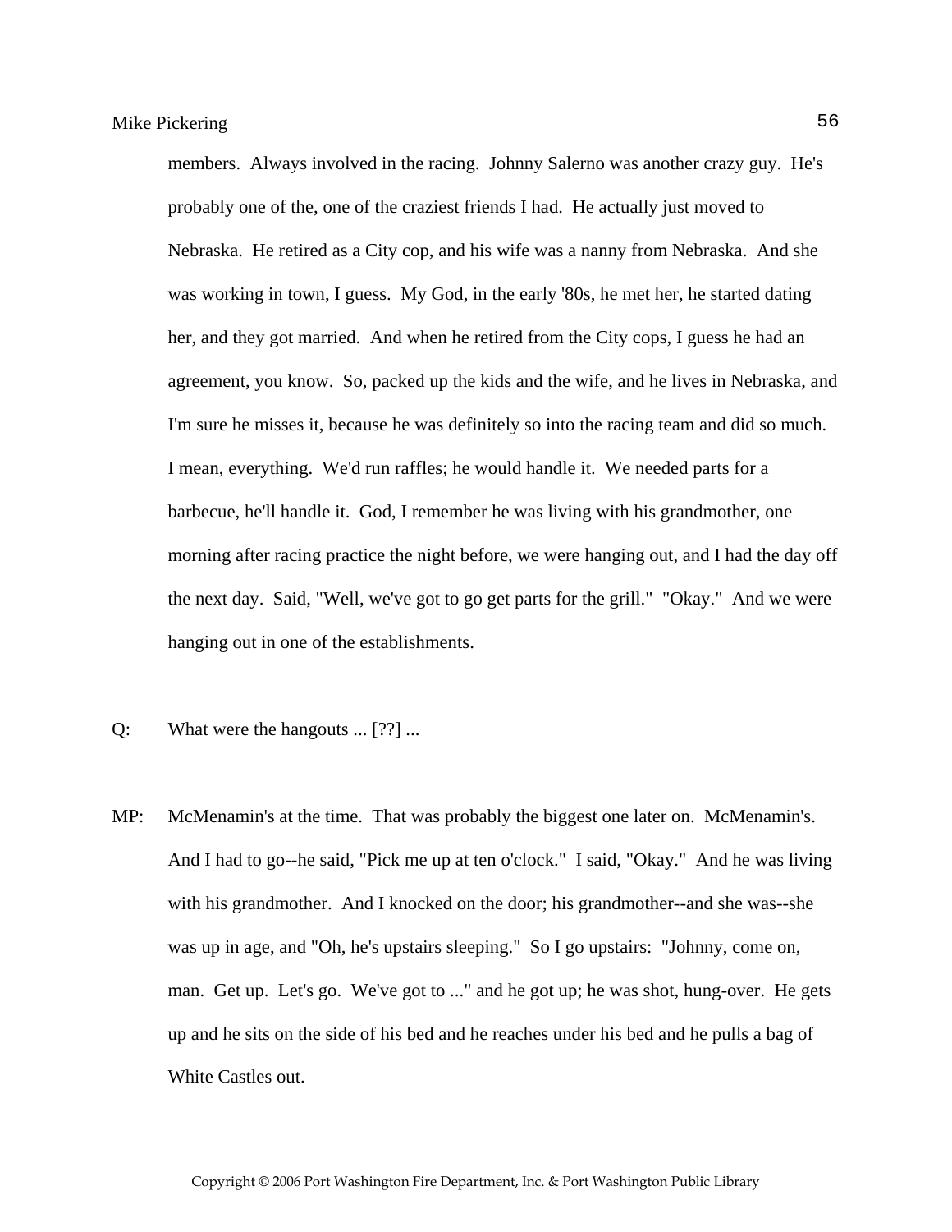members. Always involved in the racing. Johnny Salerno was another crazy guy. He's probably one of the, one of the craziest friends I had. He actually just moved to Nebraska. He retired as a City cop, and his wife was a nanny from Nebraska. And she was working in town, I guess. My God, in the early '80s, he met her, he started dating her, and they got married. And when he retired from the City cops, I guess he had an agreement, you know. So, packed up the kids and the wife, and he lives in Nebraska, and I'm sure he misses it, because he was definitely so into the racing team and did so much. I mean, everything. We'd run raffles; he would handle it. We needed parts for a barbecue, he'll handle it. God, I remember he was living with his grandmother, one morning after racing practice the night before, we were hanging out, and I had the day off the next day. Said, "Well, we've got to go get parts for the grill." "Okay." And we were hanging out in one of the establishments.

Q: What were the hangouts ... [??] ...

MP: McMenamin's at the time. That was probably the biggest one later on. McMenamin's. And I had to go--he said, "Pick me up at ten o'clock." I said, "Okay." And he was living with his grandmother. And I knocked on the door; his grandmother--and she was--she was up in age, and "Oh, he's upstairs sleeping." So I go upstairs: "Johnny, come on, man. Get up. Let's go. We've got to ..." and he got up; he was shot, hung-over. He gets up and he sits on the side of his bed and he reaches under his bed and he pulls a bag of White Castles out.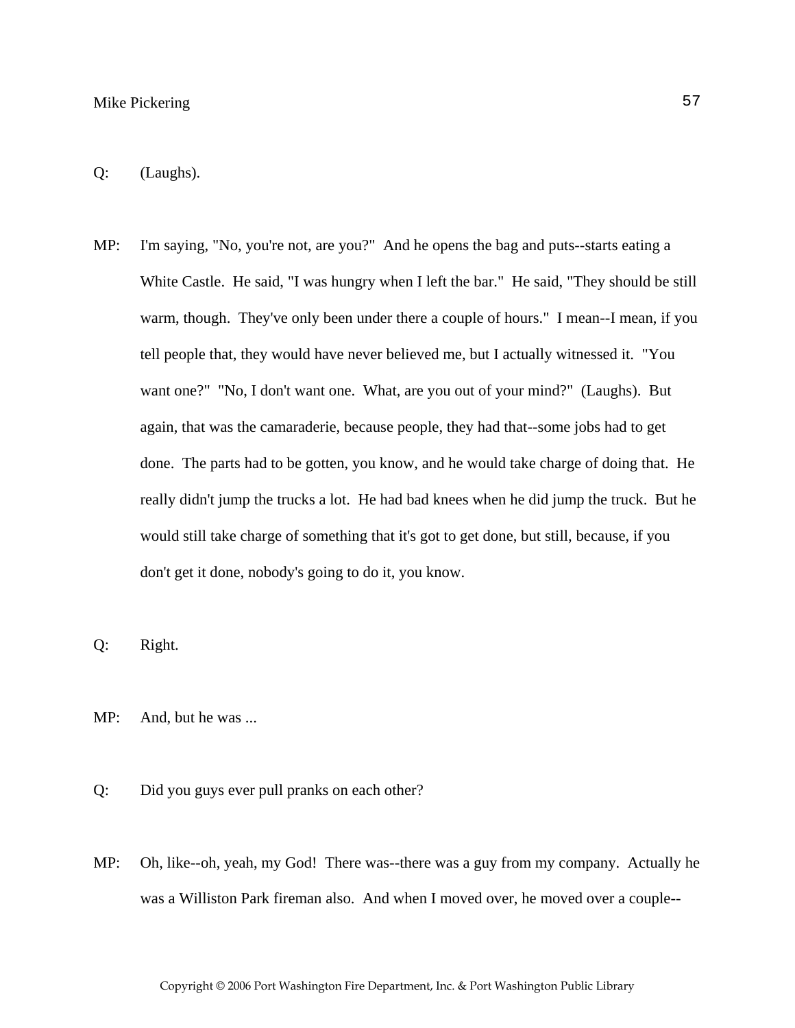Q: (Laughs).

MP: I'm saying, "No, you're not, are you?" And he opens the bag and puts--starts eating a White Castle. He said, "I was hungry when I left the bar." He said, "They should be still warm, though. They've only been under there a couple of hours." I mean--I mean, if you tell people that, they would have never believed me, but I actually witnessed it. "You want one?" "No, I don't want one. What, are you out of your mind?" (Laughs). But again, that was the camaraderie, because people, they had that--some jobs had to get done. The parts had to be gotten, you know, and he would take charge of doing that. He really didn't jump the trucks a lot. He had bad knees when he did jump the truck. But he would still take charge of something that it's got to get done, but still, because, if you don't get it done, nobody's going to do it, you know.

Q: Right.

MP: And, but he was ...

Q: Did you guys ever pull pranks on each other?

MP: Oh, like--oh, yeah, my God! There was--there was a guy from my company. Actually he was a Williston Park fireman also. And when I moved over, he moved over a couple--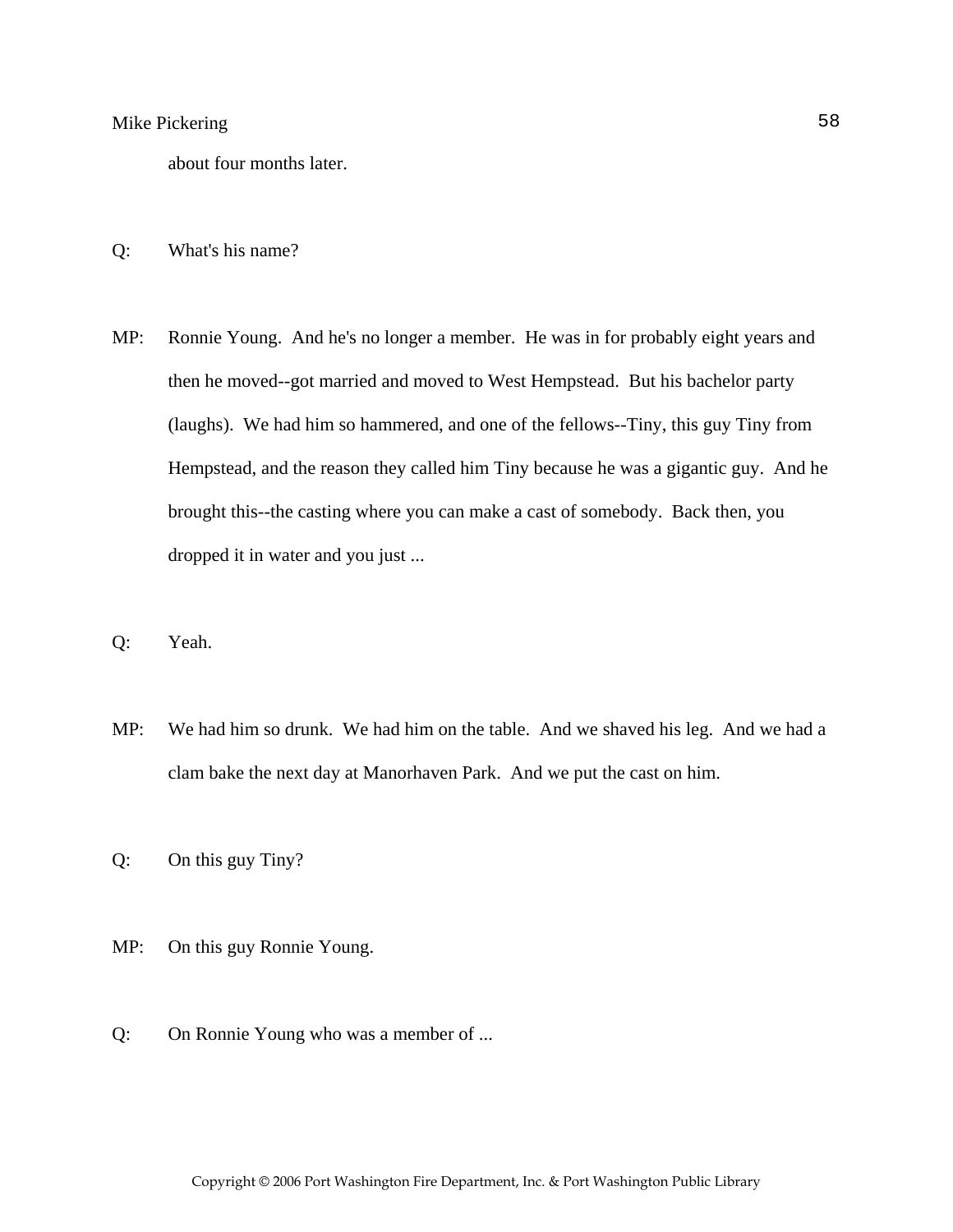about four months later.

Q: What's his name?

MP: Ronnie Young. And he's no longer a member. He was in for probably eight years and then he moved--got married and moved to West Hempstead. But his bachelor party (laughs). We had him so hammered, and one of the fellows--Tiny, this guy Tiny from Hempstead, and the reason they called him Tiny because he was a gigantic guy. And he brought this--the casting where you can make a cast of somebody. Back then, you dropped it in water and you just ...

Q: Yeah.

MP: We had him so drunk. We had him on the table. And we shaved his leg. And we had a clam bake the next day at Manorhaven Park. And we put the cast on him.

Q: On this guy Tiny?

MP: On this guy Ronnie Young.

Q: On Ronnie Young who was a member of ...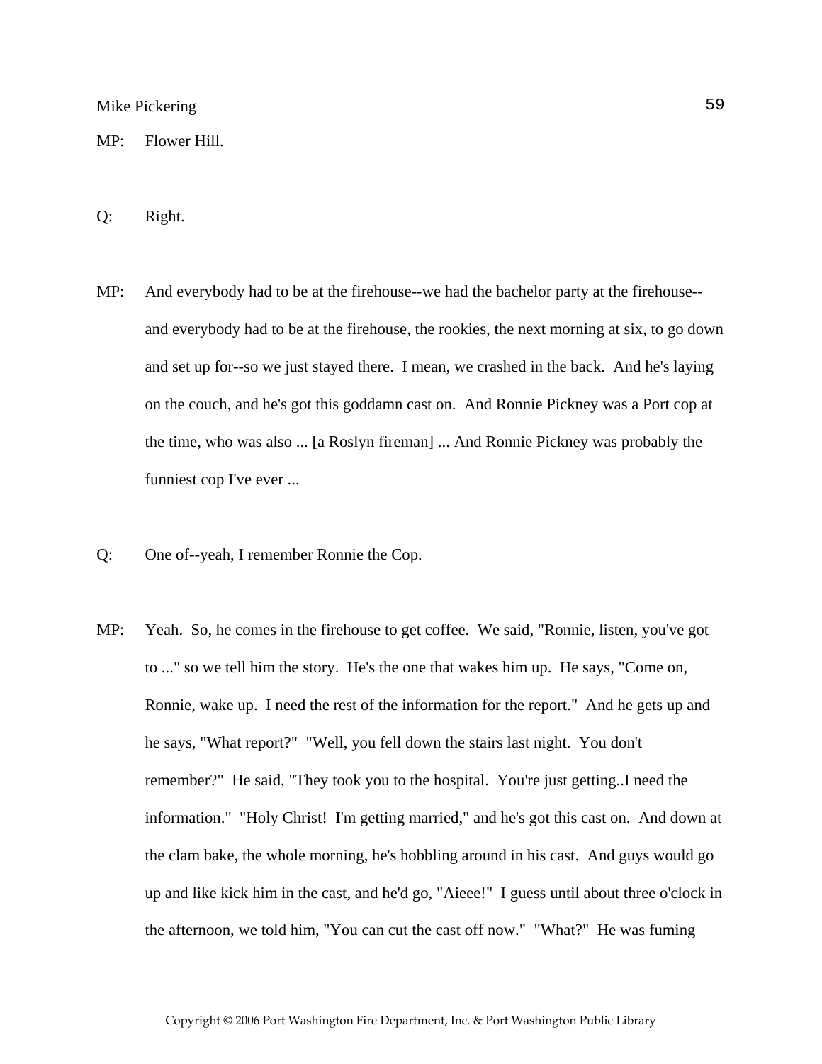MP: Flower Hill.

Q: Right.

MP: And everybody had to be at the firehouse--we had the bachelor party at the firehouse--and everybody had to be at the firehouse, the rookies, the next morning at six, to go down and set up for--so we just stayed there. I mean, we crashed in the back. And he's laying on the couch, and he's got this goddamn cast on. And Ronnie Pickney was a Port cop at the time, who was also ... [a Roslyn fireman] ... And Ronnie Pickney was probably the funniest cop I've ever ...

Q: One of--yeah, I remember Ronnie the Cop.

MP: Yeah. So, he comes in the firehouse to get coffee. We said, "Ronnie, listen, you've got to ..." so we tell him the story. He's the one that wakes him up. He says, "Come on, Ronnie, wake up. I need the rest of the information for the report." And he gets up and he says, "What report?" "Well, you fell down the stairs last night. You don't remember?" He said, "They took you to the hospital. You're just getting..I need the information." "Holy Christ! I'm getting married," and he's got this cast on. And down at the clam bake, the whole morning, he's hobbling around in his cast. And guys would go up and like kick him in the cast, and he'd go, "Aieee!" I guess until about three o'clock in the afternoon, we told him, "You can cut the cast off now." "What?" He was fuming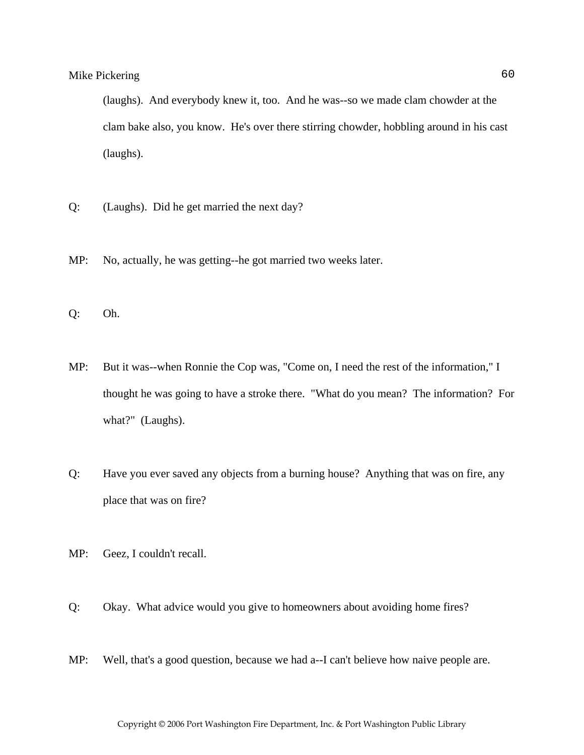(laughs). And everybody knew it, too. And he was--so we made clam chowder at the clam bake also, you know. He's over there stirring chowder, hobbling around in his cast (laughs).

Q: (Laughs). Did he get married the next day?

MP: No, actually, he was getting--he got married two weeks later.

Q: Oh.

MP: But it was--when Ronnie the Cop was, "Come on, I need the rest of the information," I thought he was going to have a stroke there. "What do you mean? The information? For what?" (Laughs).

Q: Have you ever saved any objects from a burning house? Anything that was on fire, any place that was on fire?

MP: Geez, I couldn't recall.

Q: Okay. What advice would you give to homeowners about avoiding home fires?

MP: Well, that's a good question, because we had a--I can't believe how naive people are.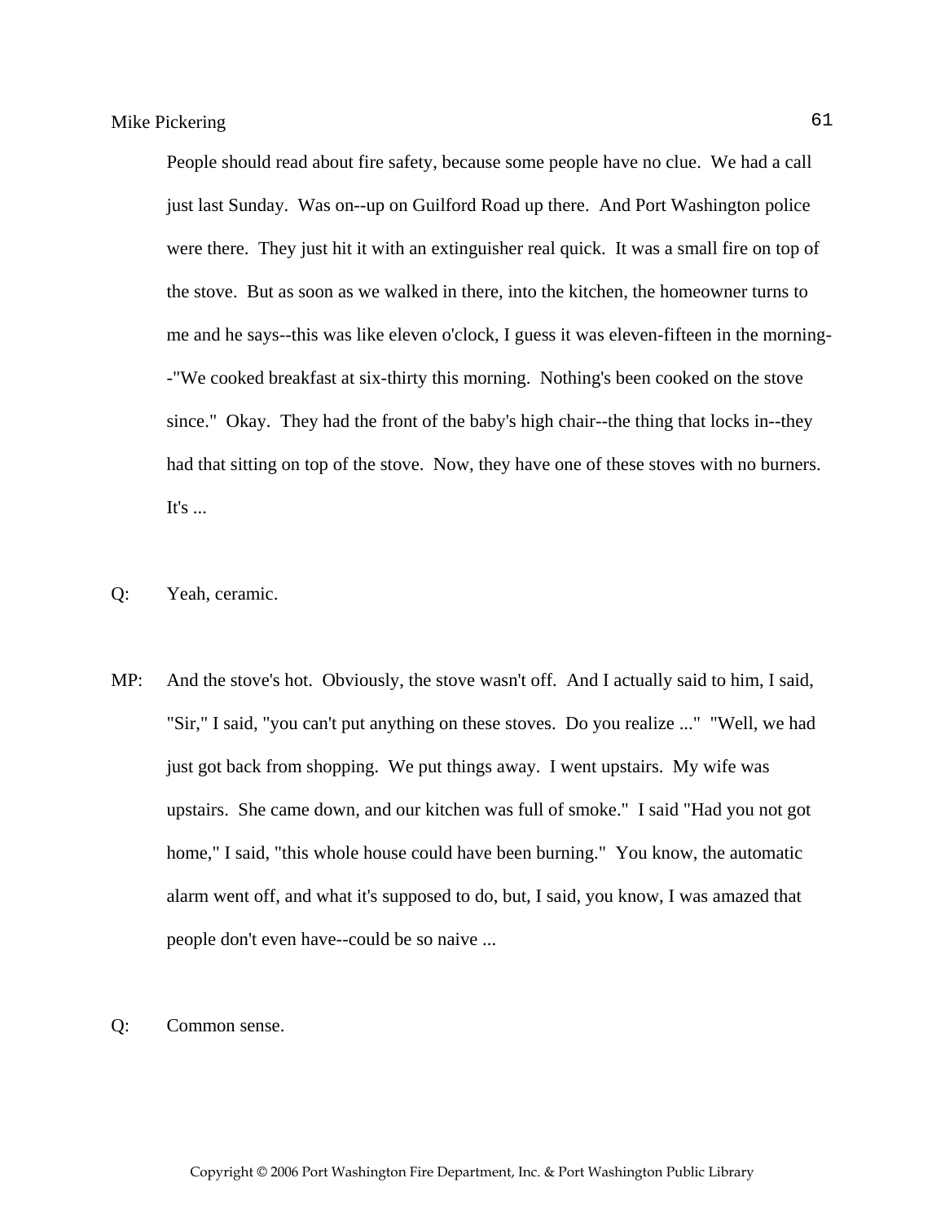People should read about fire safety, because some people have no clue. We had a call just last Sunday. Was on--up on Guilford Road up there. And Port Washington police were there. They just hit it with an extinguisher real quick. It was a small fire on top of the stove. But as soon as we walked in there, into the kitchen, the homeowner turns to me and he says--this was like eleven o'clock, I guess it was eleven-fifteen in the morning--"We cooked breakfast at six-thirty this morning. Nothing's been cooked on the stove since." Okay. They had the front of the baby's high chair--the thing that locks in--they had that sitting on top of the stove. Now, they have one of these stoves with no burners. It's ...

Q: Yeah, ceramic.

MP: And the stove's hot. Obviously, the stove wasn't off. And I actually said to him, I said, "Sir," I said, "you can't put anything on these stoves. Do you realize ..." "Well, we had just got back from shopping. We put things away. I went upstairs. My wife was upstairs. She came down, and our kitchen was full of smoke." I said "Had you not got home," I said, "this whole house could have been burning." You know, the automatic alarm went off, and what it's supposed to do, but, I said, you know, I was amazed that people don't even have--could be so naive ...

Q: Common sense.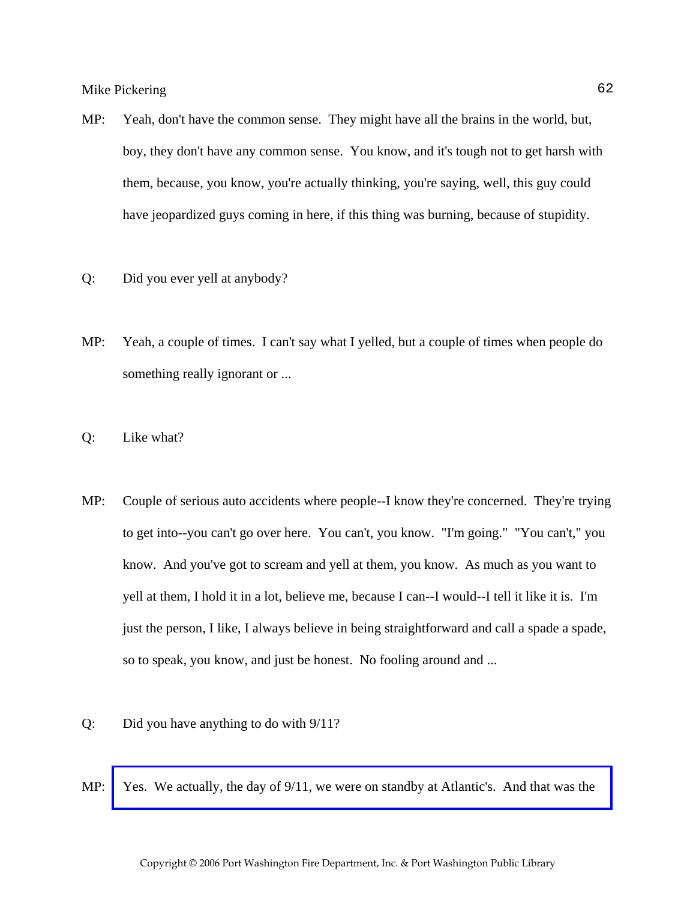MP: Yeah, don't have the common sense. They might have all the brains in the world, but, boy, they don't have any common sense. You know, and it's tough not to get harsh with them, because, you know, you're actually thinking, you're saying, well, this guy could have jeopardized guys coming in here, if this thing was burning, because of stupidity.

Q: Did you ever yell at anybody?

MP: Yeah, a couple of times. I can't say what I yelled, but a couple of times when people do something really ignorant or ...

Q: Like what?

MP: Couple of serious auto accidents where people--I know they're concerned. They're trying to get into--you can't go over here. You can't, you know. "I'm going." "You can't," you know. And you've got to scream and yell at them, you know. As much as you want to yell at them, I hold it in a lot, believe me, because I can--I would--I tell it like it is. I'm just the person, I like, I always believe in being straightforward and call a spade a spade, so to speak, you know, and just be honest. No fooling around and ...

Q: Did you have anything to do with 9/11?

MP: Yes. We actually, the day of 9/11, we were on standby at Atlantic's. And that was the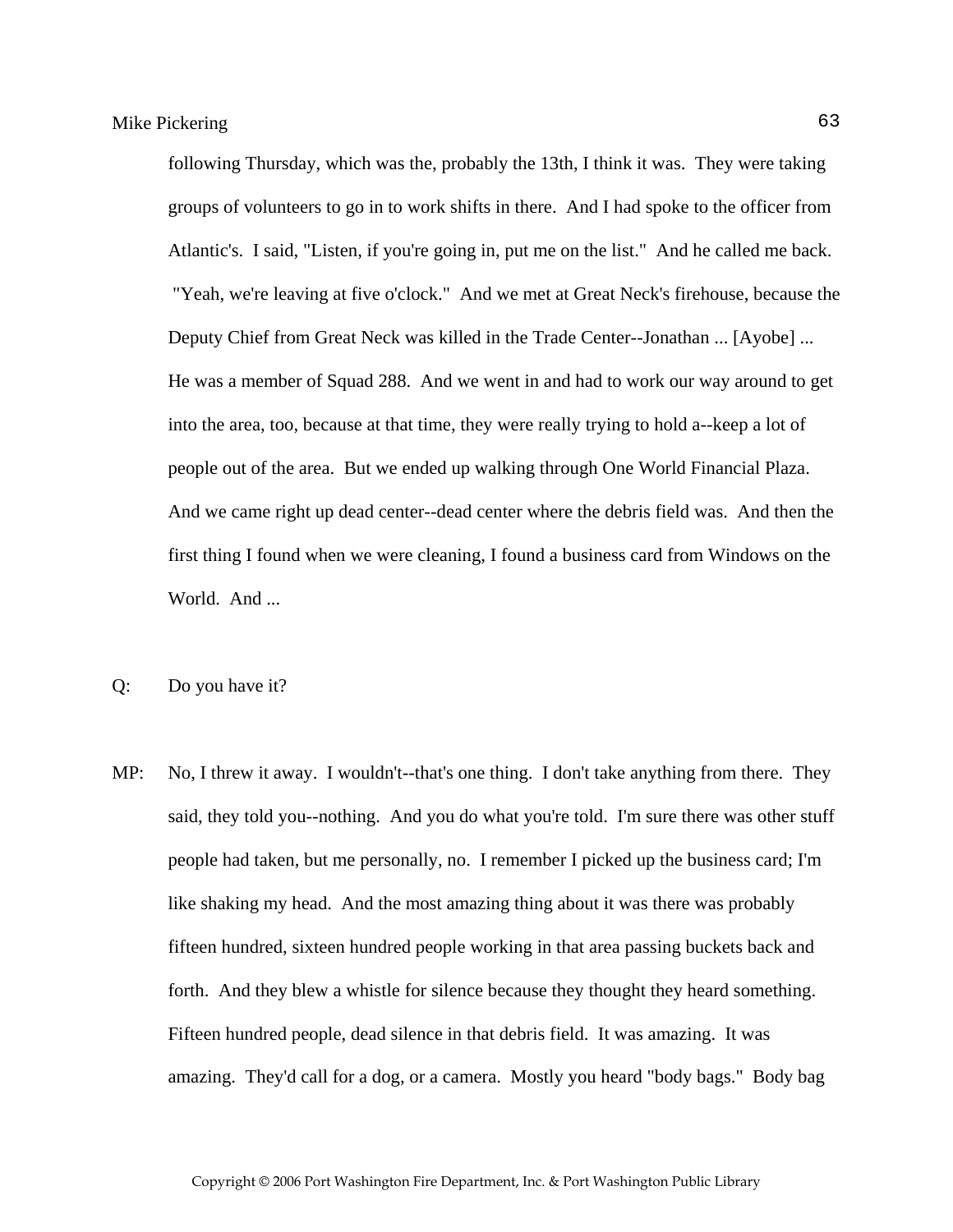following Thursday, which was the, probably the 13th, I think it was. They were taking groups of volunteers to go in to work shifts in there. And I had spoke to the officer from Atlantic's. I said, "Listen, if you're going in, put me on the list." And he called me back. "Yeah, we're leaving at five o'clock." And we met at Great Neck's firehouse, because the Deputy Chief from Great Neck was killed in the Trade Center--Jonathan ... [Ayobe] ... He was a member of Squad 288. And we went in and had to work our way around to get into the area, too, because at that time, they were really trying to hold a--keep a lot of people out of the area. But we ended up walking through One World Financial Plaza. And we came right up dead center--dead center where the debris field was. And then the first thing I found when we were cleaning, I found a business card from Windows on the World. And ...

Q: Do you have it?

MP: No, I threw it away. I wouldn't--that's one thing. I don't take anything from there. They said, they told you--nothing. And you do what you're told. I'm sure there was other stuff people had taken, but me personally, no. I remember I picked up the business card; I'm like shaking my head. And the most amazing thing about it was there was probably fifteen hundred, sixteen hundred people working in that area passing buckets back and forth. And they blew a whistle for silence because they thought they heard something. Fifteen hundred people, dead silence in that debris field. It was amazing. It was amazing. They'd call for a dog, or a camera. Mostly you heard "body bags." Body bag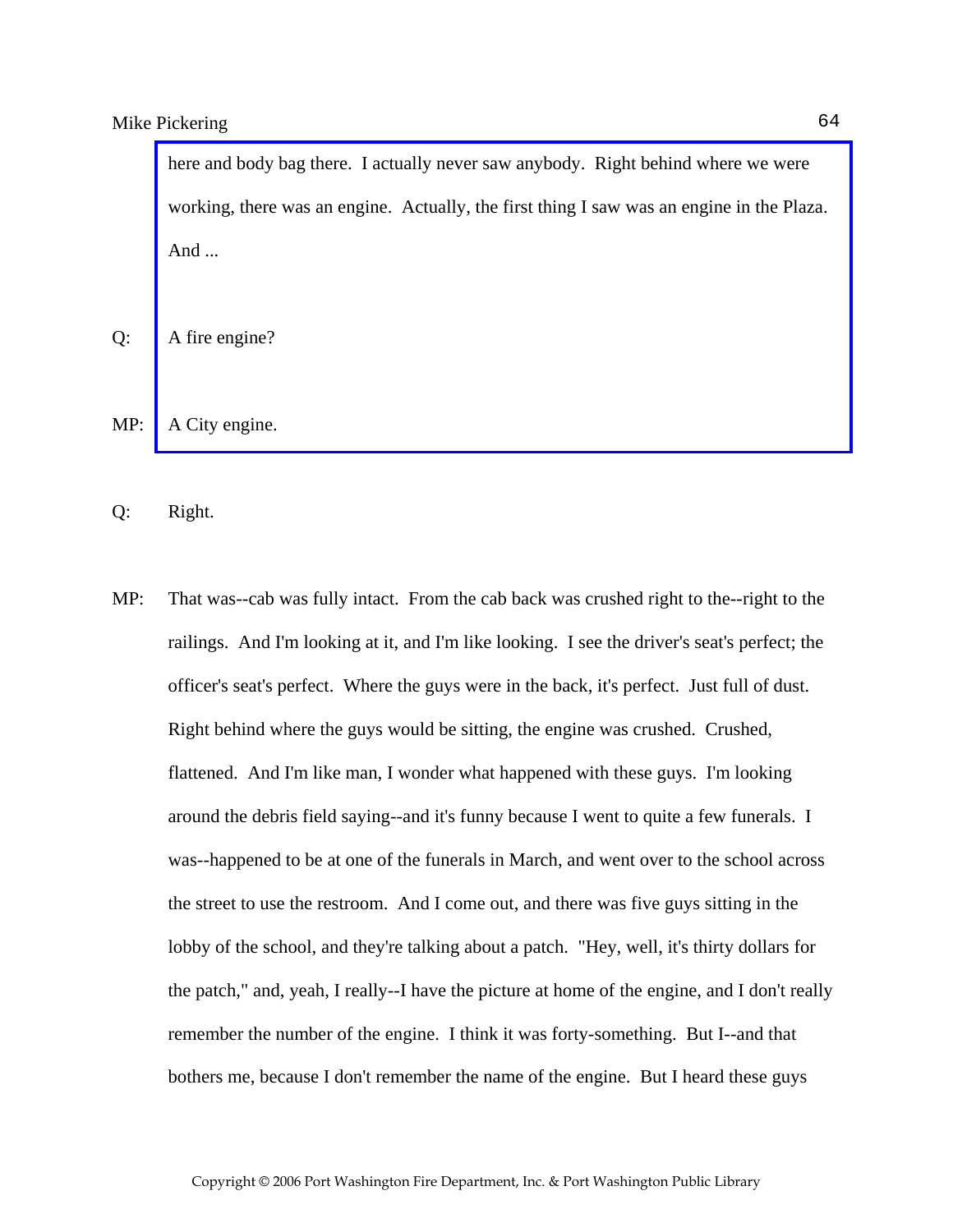here and body bag there. I actually never saw anybody. Right behind where we were working, there was an engine. Actually, the first thing I saw was an engine in the Plaza. And ...

Q: A fire engine?

MP: A City engine.

Q: Right.

MP: That was--cab was fully intact. From the cab back was crushed right to the--right to the railings. And I'm looking at it, and I'm like looking. I see the driver's seat's perfect; the officer's seat's perfect. Where the guys were in the back, it's perfect. Just full of dust. Right behind where the guys would be sitting, the engine was crushed. Crushed, flattened. And I'm like man, I wonder what happened with these guys. I'm looking around the debris field saying--and it's funny because I went to quite a few funerals. I was--happened to be at one of the funerals in March, and went over to the school across the street to use the restroom. And I come out, and there was five guys sitting in the lobby of the school, and they're talking about a patch. "Hey, well, it's thirty dollars for the patch," and, yeah, I really--I have the picture at home of the engine, and I don't really remember the number of the engine. I think it was forty-something. But I--and that bothers me, because I don't remember the name of the engine. But I heard these guys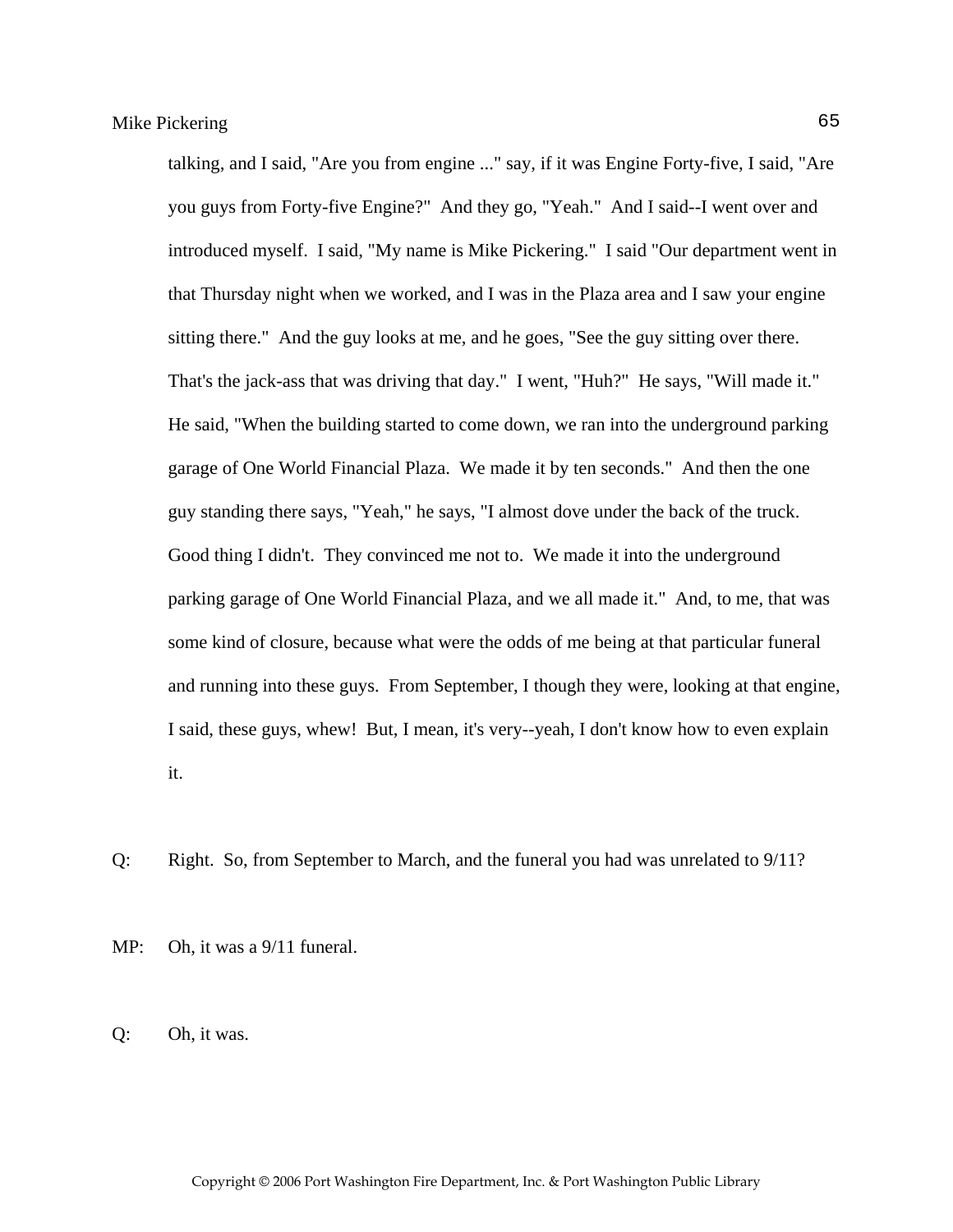talking, and I said, "Are you from engine ..." say, if it was Engine Forty-five, I said, "Are you guys from Forty-five Engine?" And they go, "Yeah." And I said--I went over and introduced myself. I said, "My name is Mike Pickering." I said "Our department went in that Thursday night when we worked, and I was in the Plaza area and I saw your engine sitting there." And the guy looks at me, and he goes, "See the guy sitting over there. That's the jack-ass that was driving that day." I went, "Huh?" He says, "Will made it." He said, "When the building started to come down, we ran into the underground parking garage of One World Financial Plaza. We made it by ten seconds." And then the one guy standing there says, "Yeah," he says, "I almost dove under the back of the truck. Good thing I didn't. They convinced me not to. We made it into the underground parking garage of One World Financial Plaza, and we all made it." And, to me, that was some kind of closure, because what were the odds of me being at that particular funeral and running into these guys. From September, I though they were, looking at that engine, I said, these guys, whew! But, I mean, it's very--yeah, I don't know how to even explain it.

Q: Right. So, from September to March, and the funeral you had was unrelated to 9/11?

MP: Oh, it was a 9/11 funeral.

Q: Oh, it was.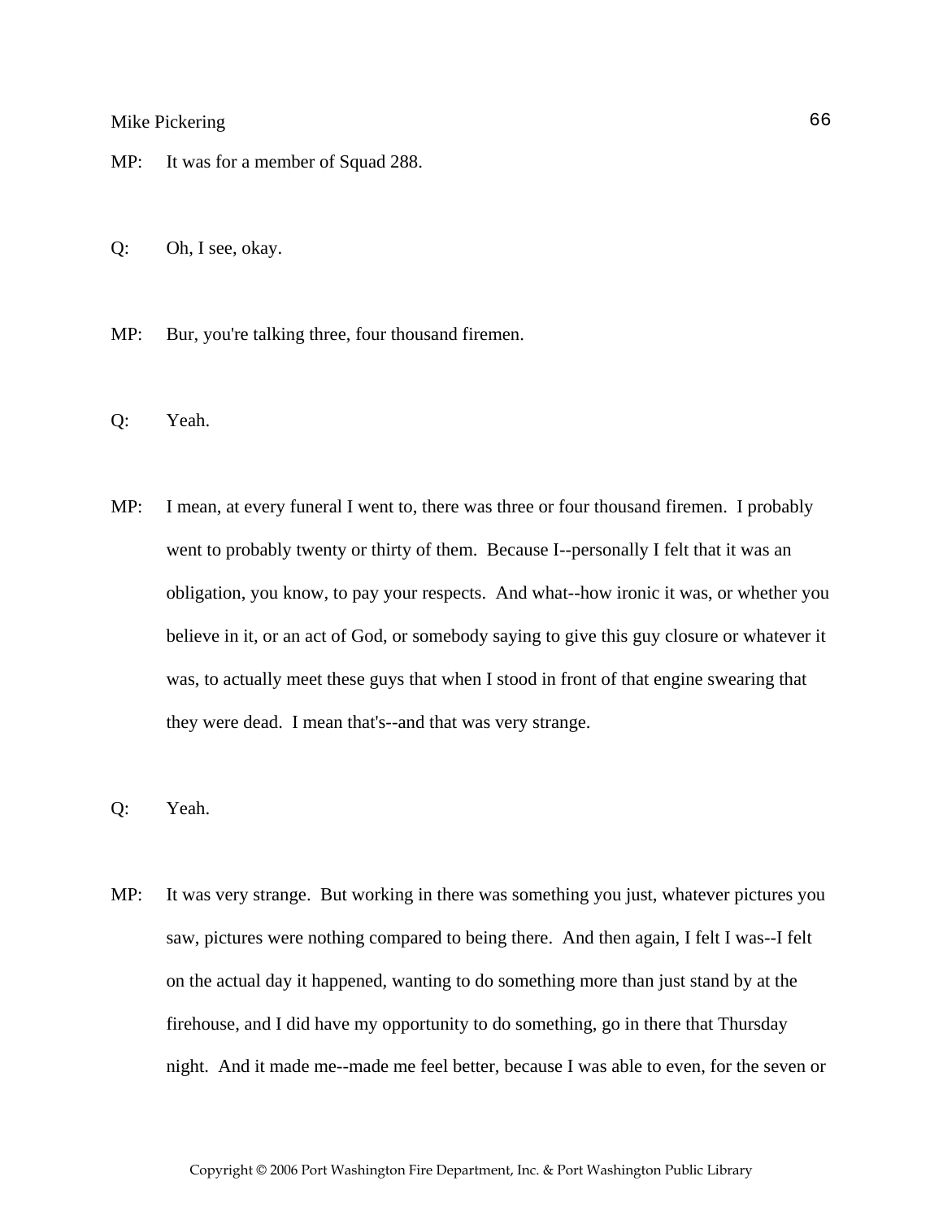MP: It was for a member of Squad 288.

Q: Oh, I see, okay.

MP: Bur, you're talking three, four thousand firemen.

Q: Yeah.

MP: I mean, at every funeral I went to, there was three or four thousand firemen. I probably went to probably twenty or thirty of them. Because I--personally I felt that it was an obligation, you know, to pay your respects. And what--how ironic it was, or whether you believe in it, or an act of God, or somebody saying to give this guy closure or whatever it was, to actually meet these guys that when I stood in front of that engine swearing that they were dead. I mean that's--and that was very strange.

Q: Yeah.

MP: It was very strange. But working in there was something you just, whatever pictures you saw, pictures were nothing compared to being there. And then again, I felt I was--I felt on the actual day it happened, wanting to do something more than just stand by at the firehouse, and I did have my opportunity to do something, go in there that Thursday night. And it made me--made me feel better, because I was able to even, for the seven or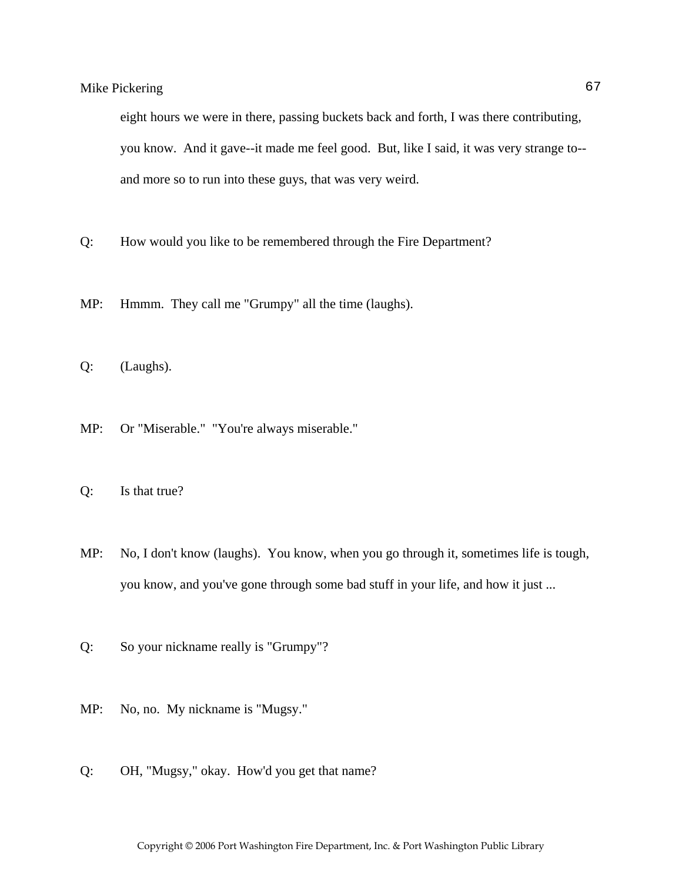eight hours we were in there, passing buckets back and forth, I was there contributing, you know. And it gave--it made me feel good. But, like I said, it was very strange to--and more so to run into these guys, that was very weird.

Q: How would you like to be remembered through the Fire Department?

MP: Hmmm. They call me "Grumpy" all the time (laughs).

Q: (Laughs).

MP: Or "Miserable." "You're always miserable."

Q: Is that true?

MP: No, I don't know (laughs). You know, when you go through it, sometimes life is tough, you know, and you've gone through some bad stuff in your life, and how it just ...

Q: So your nickname really is "Grumpy"?

MP: No, no. My nickname is "Mugsy."

Q: OH, "Mugsy," okay. How'd you get that name?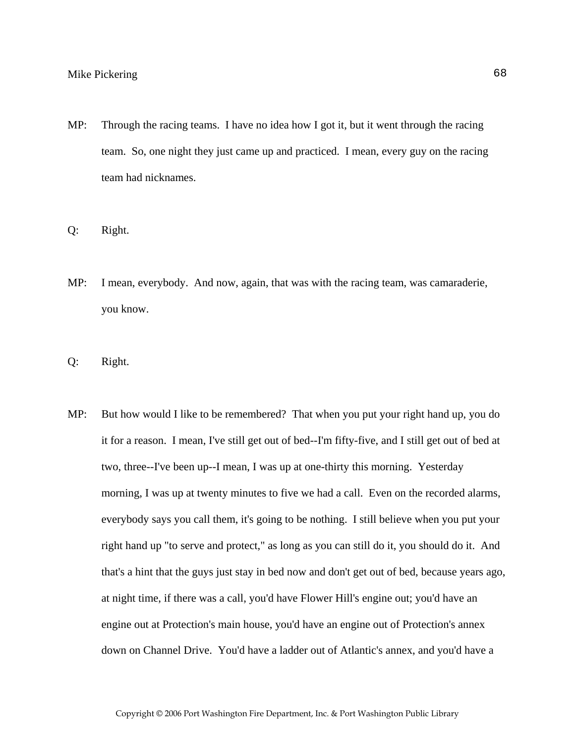MP: Through the racing teams. I have no idea how I got it, but it went through the racing team. So, one night they just came up and practiced. I mean, every guy on the racing team had nicknames.

Q: Right.

MP: I mean, everybody. And now, again, that was with the racing team, was camaraderie, you know.

Q: Right.

MP: But how would I like to be remembered? That when you put your right hand up, you do it for a reason. I mean, I've still get out of bed--I'm fifty-five, and I still get out of bed at two, three--I've been up--I mean, I was up at one-thirty this morning. Yesterday morning, I was up at twenty minutes to five we had a call. Even on the recorded alarms, everybody says you call them, it's going to be nothing. I still believe when you put your right hand up "to serve and protect," as long as you can still do it, you should do it. And that's a hint that the guys just stay in bed now and don't get out of bed, because years ago, at night time, if there was a call, you'd have Flower Hill's engine out; you'd have an engine out at Protection's main house, you'd have an engine out of Protection's annex down on Channel Drive. You'd have a ladder out of Atlantic's annex, and you'd have a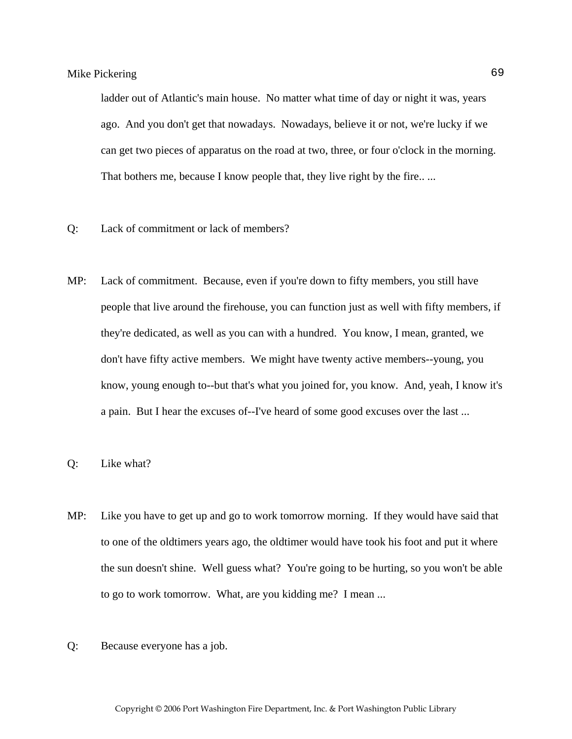ladder out of Atlantic's main house.  No matter what time of day or night it was, years ago.  And you don't get that nowadays.  Nowadays, believe it or not, we're lucky if we can get two pieces of apparatus on the road at two, three, or four o'clock in the morning.  That bothers me, because I know people that, they live right by the fire.. ...

Q: Lack of commitment or lack of members?

MP: Lack of commitment.  Because, even if you're down to fifty members, you still have people that live around the firehouse, you can function just as well with fifty members, if they're dedicated, as well as you can with a hundred.  You know, I mean, granted, we don't have fifty active members.  We might have twenty active members--young, you know, young enough to--but that's what you joined for, you know.  And, yeah, I know it's a pain.  But I hear the excuses of--I've heard of some good excuses over the last ...

Q: Like what?

MP: Like you have to get up and go to work tomorrow morning.  If they would have said that to one of the oldtimers years ago, the oldtimer would have took his foot and put it where the sun doesn't shine.  Well guess what?  You're going to be hurting, so you won't be able to go to work tomorrow.  What, are you kidding me?  I mean ...

Q: Because everyone has a job.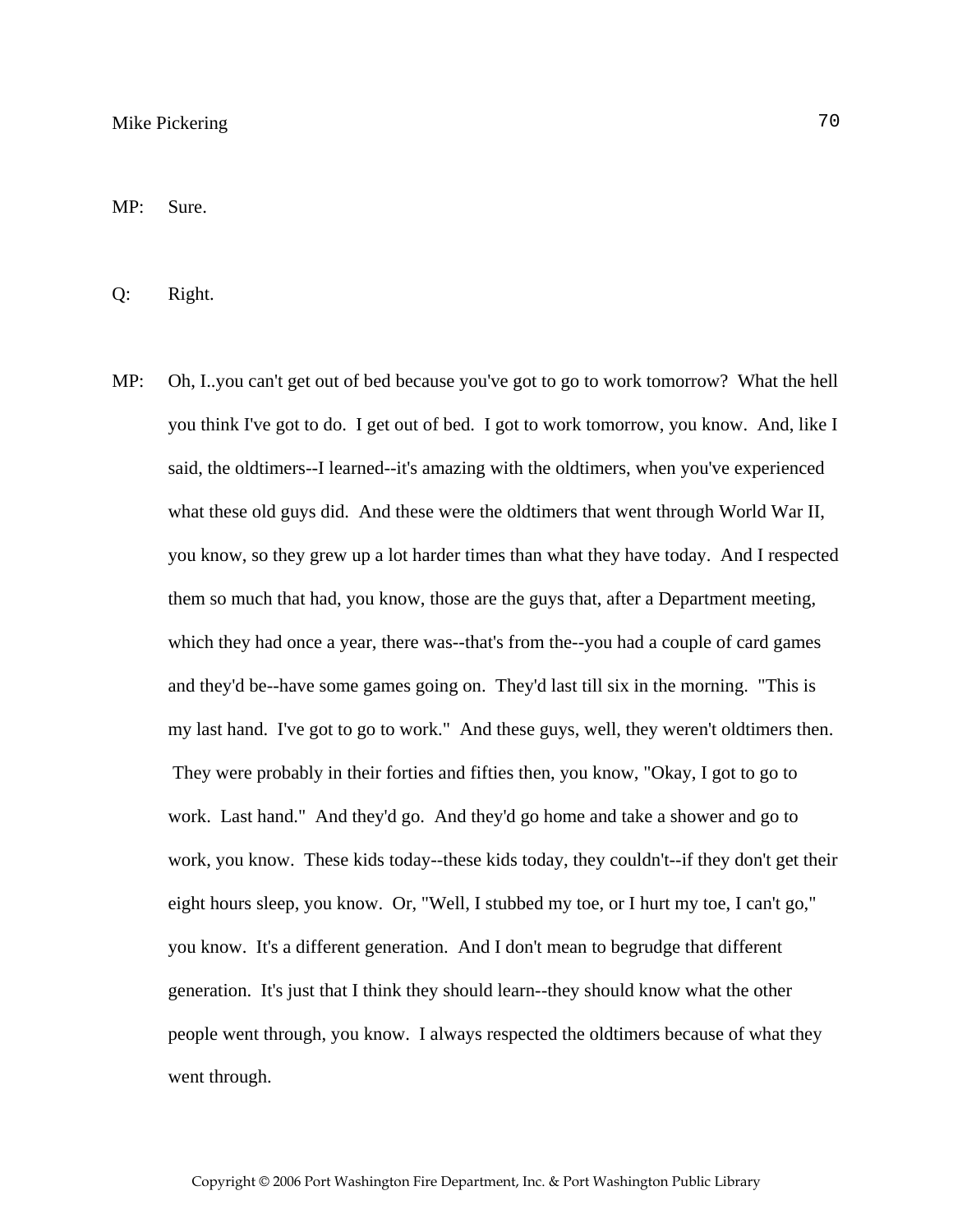MP: Sure.

Q: Right.

MP: Oh, I..you can't get out of bed because you've got to go to work tomorrow? What the hell you think I've got to do. I get out of bed. I got to work tomorrow, you know. And, like I said, the oldtimers--I learned--it's amazing with the oldtimers, when you've experienced what these old guys did. And these were the oldtimers that went through World War II, you know, so they grew up a lot harder times than what they have today. And I respected them so much that had, you know, those are the guys that, after a Department meeting, which they had once a year, there was--that's from the--you had a couple of card games and they'd be--have some games going on. They'd last till six in the morning. "This is my last hand. I've got to go to work." And these guys, well, they weren't oldtimers then. They were probably in their forties and fifties then, you know, "Okay, I got to go to work. Last hand." And they'd go. And they'd go home and take a shower and go to work, you know. These kids today--these kids today, they couldn't--if they don't get their eight hours sleep, you know. Or, "Well, I stubbed my toe, or I hurt my toe, I can't go," you know. It's a different generation. And I don't mean to begrudge that different generation. It's just that I think they should learn--they should know what the other people went through, you know. I always respected the oldtimers because of what they went through.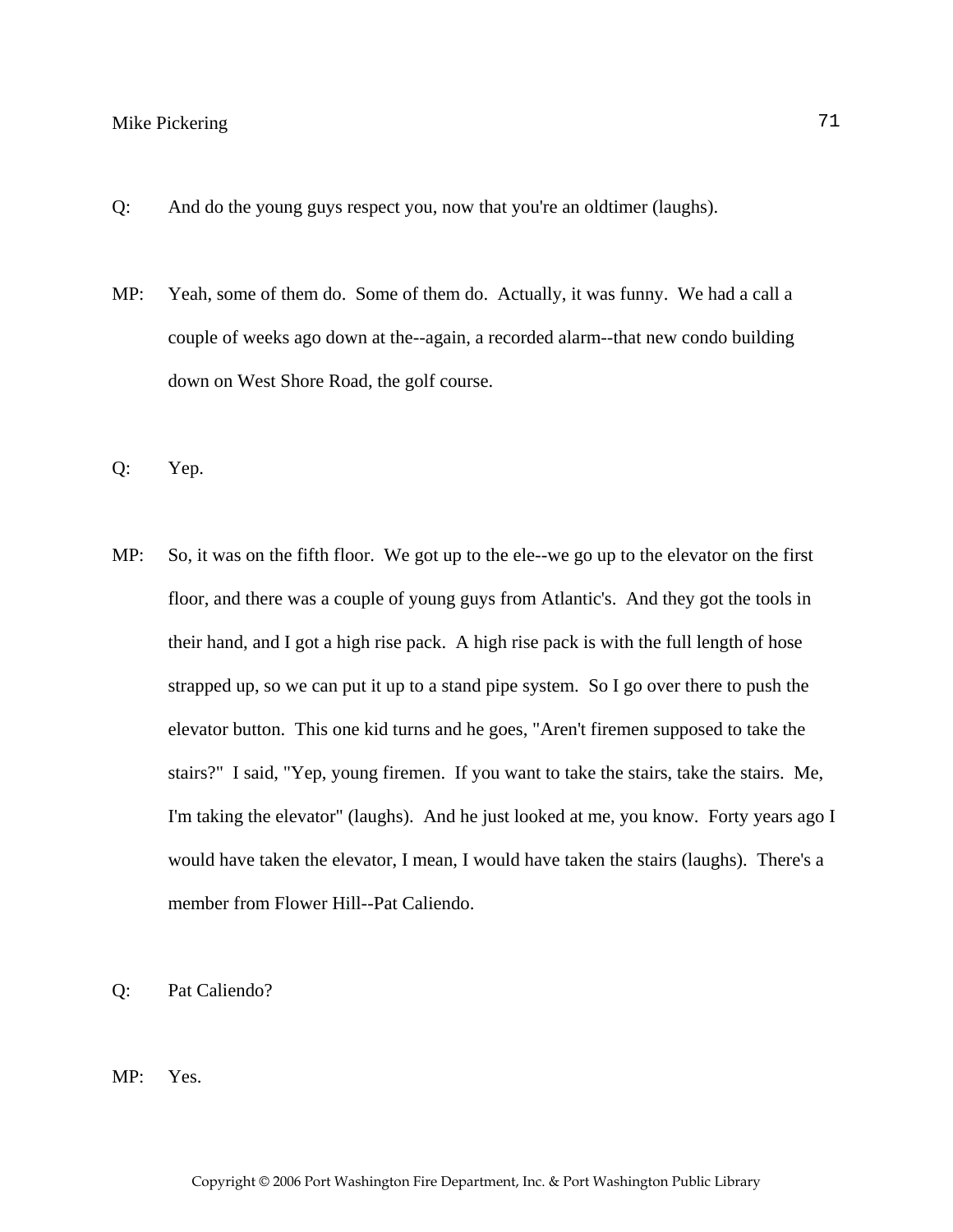Q: And do the young guys respect you, now that you're an oldtimer (laughs).

MP: Yeah, some of them do. Some of them do. Actually, it was funny. We had a call a couple of weeks ago down at the--again, a recorded alarm--that new condo building down on West Shore Road, the golf course.

Q: Yep.

MP: So, it was on the fifth floor. We got up to the ele--we go up to the elevator on the first floor, and there was a couple of young guys from Atlantic's. And they got the tools in their hand, and I got a high rise pack. A high rise pack is with the full length of hose strapped up, so we can put it up to a stand pipe system. So I go over there to push the elevator button. This one kid turns and he goes, "Aren't firemen supposed to take the stairs?" I said, "Yep, young firemen. If you want to take the stairs, take the stairs. Me, I'm taking the elevator" (laughs). And he just looked at me, you know. Forty years ago I would have taken the elevator, I mean, I would have taken the stairs (laughs). There's a member from Flower Hill--Pat Caliendo.

Q: Pat Caliendo?

MP: Yes.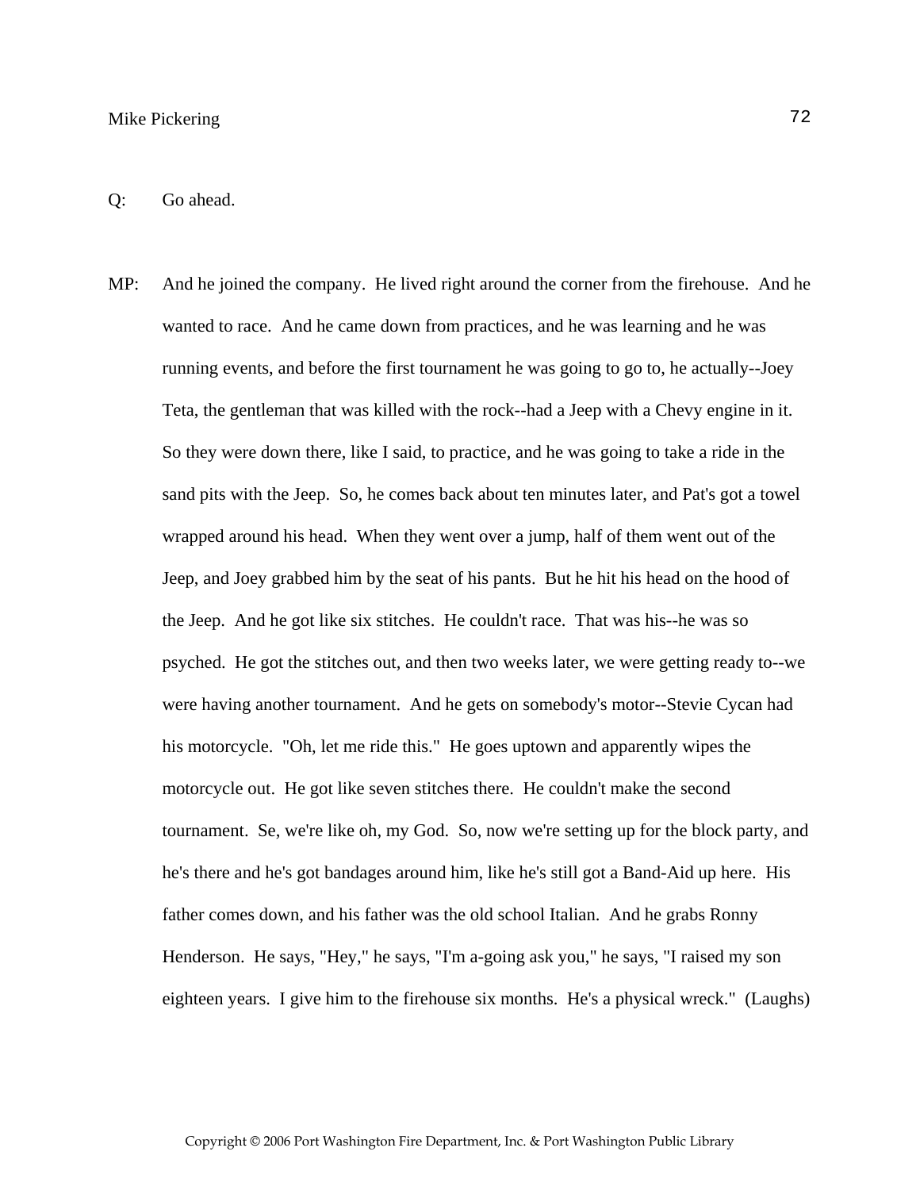Q: Go ahead.

MP: And he joined the company. He lived right around the corner from the firehouse. And he wanted to race. And he came down from practices, and he was learning and he was running events, and before the first tournament he was going to go to, he actually--Joey Teta, the gentleman that was killed with the rock--had a Jeep with a Chevy engine in it. So they were down there, like I said, to practice, and he was going to take a ride in the sand pits with the Jeep. So, he comes back about ten minutes later, and Pat's got a towel wrapped around his head. When they went over a jump, half of them went out of the Jeep, and Joey grabbed him by the seat of his pants. But he hit his head on the hood of the Jeep. And he got like six stitches. He couldn't race. That was his--he was so psyched. He got the stitches out, and then two weeks later, we were getting ready to--we were having another tournament. And he gets on somebody's motor--Stevie Cycan had his motorcycle. "Oh, let me ride this." He goes uptown and apparently wipes the motorcycle out. He got like seven stitches there. He couldn't make the second tournament. Se, we're like oh, my God. So, now we're setting up for the block party, and he's there and he's got bandages around him, like he's still got a Band-Aid up here. His father comes down, and his father was the old school Italian. And he grabs Ronny Henderson. He says, "Hey," he says, "I'm a-going ask you," he says, "I raised my son eighteen years. I give him to the firehouse six months. He's a physical wreck." (Laughs)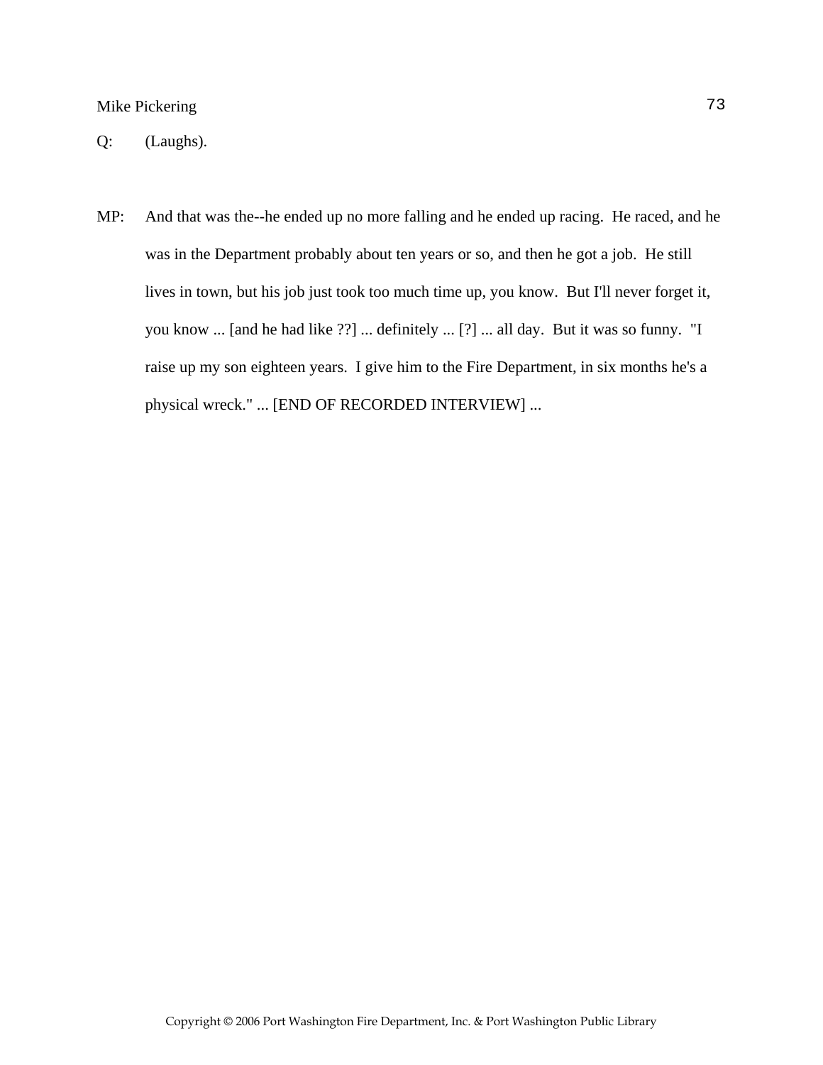Q: (Laughs).

MP: And that was the--he ended up no more falling and he ended up racing. He raced, and he was in the Department probably about ten years or so, and then he got a job. He still lives in town, but his job just took too much time up, you know. But I'll never forget it, you know ... [and he had like ??] ... definitely ... [?] ... all day. But it was so funny. "I raise up my son eighteen years. I give him to the Fire Department, in six months he's a physical wreck." ... [END OF RECORDED INTERVIEW] ...